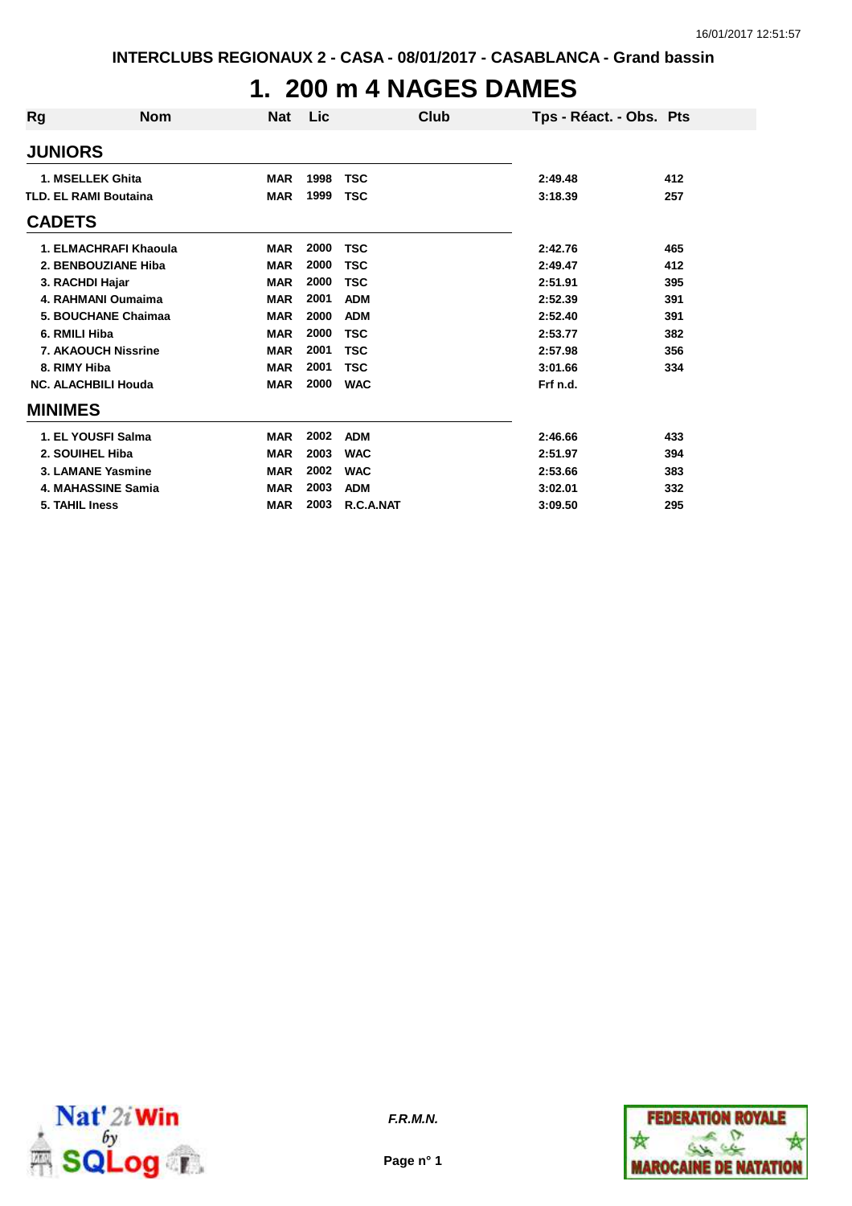INTERCLUBS REGIONAUX 2 - CASA - 08/01/2017 - CASABLANCA - Grand bassin

# 1. 200 m 4 NAGES DAMES

| Rg | Nom | Nat | Lic | Club | Tps - Réact. - Obs. | Pts |
|---|---|---|---|---|---|---|
| **JUNIORS** | | | | | | |
| 1. | MSELLEK Ghita | MAR | 1998 | TSC | 2:49.48 | 412 |
| TLD. | EL RAMI Boutaina | MAR | 1999 | TSC | 3:18.39 | 257 |
| **CADETS** | | | | | | |
| 1. | ELMACHRAFI Khaoula | MAR | 2000 | TSC | 2:42.76 | 465 |
| 2. | BENBOUZIANE Hiba | MAR | 2000 | TSC | 2:49.47 | 412 |
| 3. | RACHDI Hajar | MAR | 2000 | TSC | 2:51.91 | 395 |
| 4. | RAHMANI Oumaima | MAR | 2001 | ADM | 2:52.39 | 391 |
| 5. | BOUCHANE Chaimaa | MAR | 2000 | ADM | 2:52.40 | 391 |
| 6. | RMILI Hiba | MAR | 2000 | TSC | 2:53.77 | 382 |
| 7. | AKAOUCH Nissrine | MAR | 2001 | TSC | 2:57.98 | 356 |
| 8. | RIMY Hiba | MAR | 2001 | TSC | 3:01.66 | 334 |
| NC. | ALACHBILI Houda | MAR | 2000 | WAC | Frf n.d. | |
| **MINIMES** | | | | | | |
| 1. | EL YOUSFI Salma | MAR | 2002 | ADM | 2:46.66 | 433 |
| 2. | SOUIHEL Hiba | MAR | 2003 | WAC | 2:51.97 | 394 |
| 3. | LAMANE Yasmine | MAR | 2002 | WAC | 2:53.66 | 383 |
| 4. | MAHASSINE Samia | MAR | 2003 | ADM | 3:02.01 | 332 |
| 5. | TAHIL Iness | MAR | 2003 | R.C.A.NAT | 3:09.50 | 295 |

*F.R.M.N.*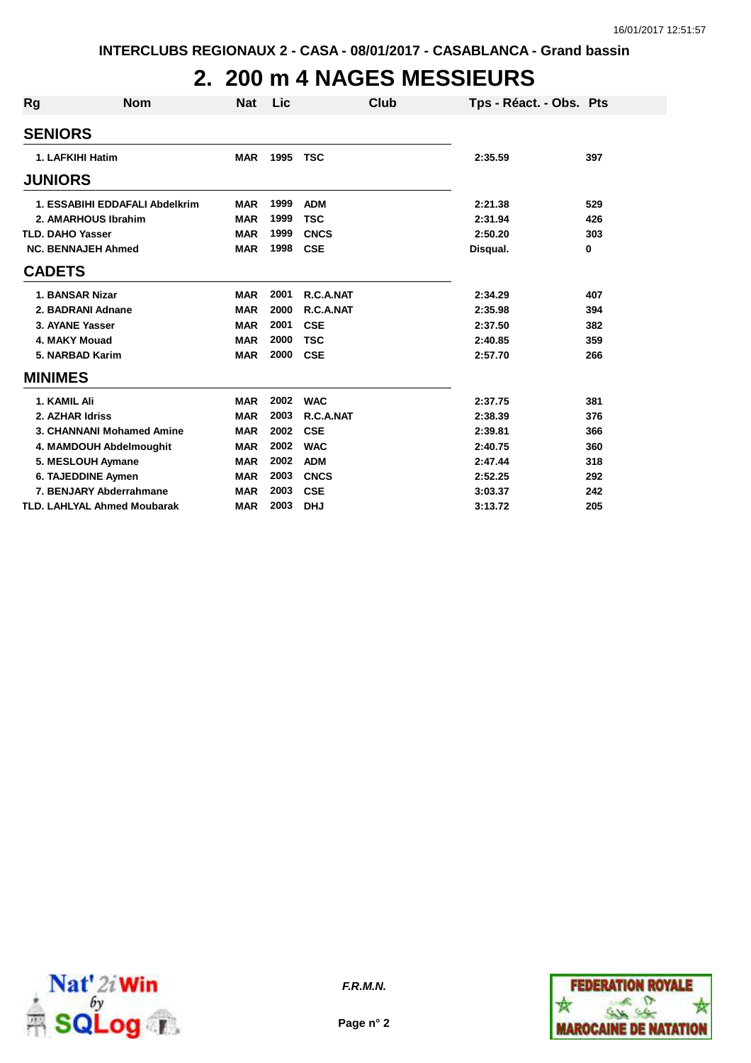INTERCLUBS REGIONAUX 2 - CASA - 08/01/2017 - CASABLANCA - Grand bassin

# 2. 200 m 4 NAGES MESSIEURS

| Rg | Nom | Nat | Lic | Club | Tps - Réact. - Obs. | Pts |
|---|---|---|---|---|---|---|
| **SENIORS** | | | | | | |
| 1. | LAFKIHI Hatim | MAR | 1995 | TSC | 2:35.59 | 397 |
| **JUNIORS** | | | | | | |
| 1. | ESSABIHI EDDAFALI Abdelkrim | MAR | 1999 | ADM | 2:21.38 | 529 |
| 2. | AMARHOUS Ibrahim | MAR | 1999 | TSC | 2:31.94 | 426 |
| TLD. | DAHO Yasser | MAR | 1999 | CNCS | 2:50.20 | 303 |
| NC. | BENNAJEH Ahmed | MAR | 1998 | CSE | Disqual. | 0 |
| **CADETS** | | | | | | |
| 1. | BANSAR Nizar | MAR | 2001 | R.C.A.NAT | 2:34.29 | 407 |
| 2. | BADRANI Adnane | MAR | 2000 | R.C.A.NAT | 2:35.98 | 394 |
| 3. | AYANE Yasser | MAR | 2001 | CSE | 2:37.50 | 382 |
| 4. | MAKY Mouad | MAR | 2000 | TSC | 2:40.85 | 359 |
| 5. | NARBAD Karim | MAR | 2000 | CSE | 2:57.70 | 266 |
| **MINIMES** | | | | | | |
| 1. | KAMIL Ali | MAR | 2002 | WAC | 2:37.75 | 381 |
| 2. | AZHAR Idriss | MAR | 2003 | R.C.A.NAT | 2:38.39 | 376 |
| 3. | CHANNANI Mohamed Amine | MAR | 2002 | CSE | 2:39.81 | 366 |
| 4. | MAMDOUH Abdelmoughit | MAR | 2002 | WAC | 2:40.75 | 360 |
| 5. | MESLOUH Aymane | MAR | 2002 | ADM | 2:47.44 | 318 |
| 6. | TAJEDDINE Aymen | MAR | 2003 | CNCS | 2:52.25 | 292 |
| 7. | BENJARY Abderrahmane | MAR | 2003 | CSE | 3:03.37 | 242 |
| TLD. | LAHLYAL Ahmed Moubarak | MAR | 2003 | DHJ | 3:13.72 | 205 |

*F.R.M.N.*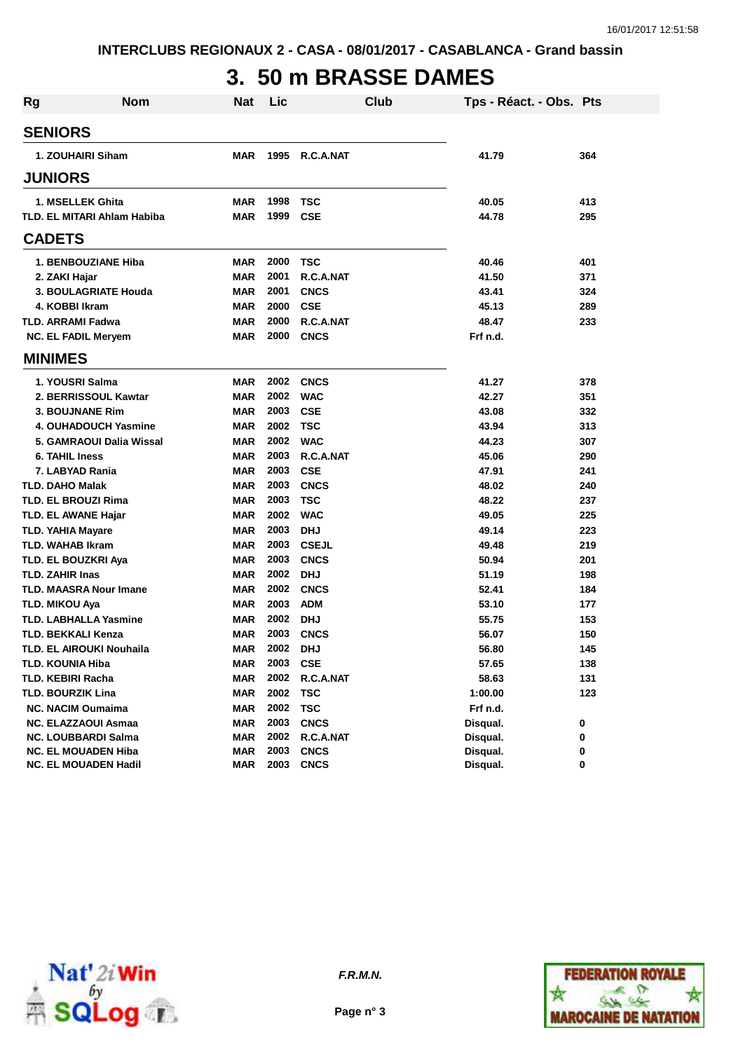INTERCLUBS REGIONAUX 2 - CASA - 08/01/2017 - CASABLANCA - Grand bassin

# 3. 50 m BRASSE DAMES

| Rg | Nom | Nat | Lic | Club | Tps - Réact. - Obs. | Pts |
|---|---|---|---|---|---|---|
| **SENIORS** | | | | | | |
| 1. | ZOUHAIRI Siham | MAR | 1995 | R.C.A.NAT | 41.79 | 364 |
| **JUNIORS** | | | | | | |
| 1. | MSELLEK Ghita | MAR | 1998 | TSC | 40.05 | 413 |
| TLD. | EL MITARI Ahlam Habiba | MAR | 1999 | CSE | 44.78 | 295 |
| **CADETS** | | | | | | |
| 1. | BENBOUZIANE Hiba | MAR | 2000 | TSC | 40.46 | 401 |
| 2. | ZAKI Hajar | MAR | 2001 | R.C.A.NAT | 41.50 | 371 |
| 3. | BOULAGRIATE Houda | MAR | 2001 | CNCS | 43.41 | 324 |
| 4. | KOBBI Ikram | MAR | 2000 | CSE | 45.13 | 289 |
| TLD. | ARRAMI Fadwa | MAR | 2000 | R.C.A.NAT | 48.47 | 233 |
| NC. | EL FADIL Meryem | MAR | 2000 | CNCS | Frf n.d. | |
| **MINIMES** | | | | | | |
| 1. | YOUSRI Salma | MAR | 2002 | CNCS | 41.27 | 378 |
| 2. | BERRISSOUL Kawtar | MAR | 2002 | WAC | 42.27 | 351 |
| 3. | BOUJNANE Rim | MAR | 2003 | CSE | 43.08 | 332 |
| 4. | OUHADOUCH Yasmine | MAR | 2002 | TSC | 43.94 | 313 |
| 5. | GAMRAOUI Dalia Wissal | MAR | 2002 | WAC | 44.23 | 307 |
| 6. | TAHIL Iness | MAR | 2003 | R.C.A.NAT | 45.06 | 290 |
| 7. | LABYAD Rania | MAR | 2003 | CSE | 47.91 | 241 |
| TLD. | DAHO Malak | MAR | 2003 | CNCS | 48.02 | 240 |
| TLD. | EL BROUZI Rima | MAR | 2003 | TSC | 48.22 | 237 |
| TLD. | EL AWANE Hajar | MAR | 2002 | WAC | 49.05 | 225 |
| TLD. | YAHIA Mayare | MAR | 2003 | DHJ | 49.14 | 223 |
| TLD. | WAHAB Ikram | MAR | 2003 | CSEJL | 49.48 | 219 |
| TLD. | EL BOUZKRI Aya | MAR | 2003 | CNCS | 50.94 | 201 |
| TLD. | ZAHIR Inas | MAR | 2002 | DHJ | 51.19 | 198 |
| TLD. | MAASRA Nour Imane | MAR | 2002 | CNCS | 52.41 | 184 |
| TLD. | MIKOU Aya | MAR | 2003 | ADM | 53.10 | 177 |
| TLD. | LABHALLA Yasmine | MAR | 2002 | DHJ | 55.75 | 153 |
| TLD. | BEKKALI Kenza | MAR | 2003 | CNCS | 56.07 | 150 |
| TLD. | EL AIROUKI Nouhaila | MAR | 2002 | DHJ | 56.80 | 145 |
| TLD. | KOUNIA Hiba | MAR | 2003 | CSE | 57.65 | 138 |
| TLD. | KEBIRI Racha | MAR | 2002 | R.C.A.NAT | 58.63 | 131 |
| TLD. | BOURZIK Lina | MAR | 2002 | TSC | 1:00.00 | 123 |
| NC. | NACIM Oumaima | MAR | 2002 | TSC | Frf n.d. | |
| NC. | ELAZZAOUI Asmaa | MAR | 2003 | CNCS | Disqual. | 0 |
| NC. | LOUBBARDI Salma | MAR | 2002 | R.C.A.NAT | Disqual. | 0 |
| NC. | EL MOUADEN Hiba | MAR | 2003 | CNCS | Disqual. | 0 |
| NC. | EL MOUADEN Hadil | MAR | 2003 | CNCS | Disqual. | 0 |

F.R.M.N.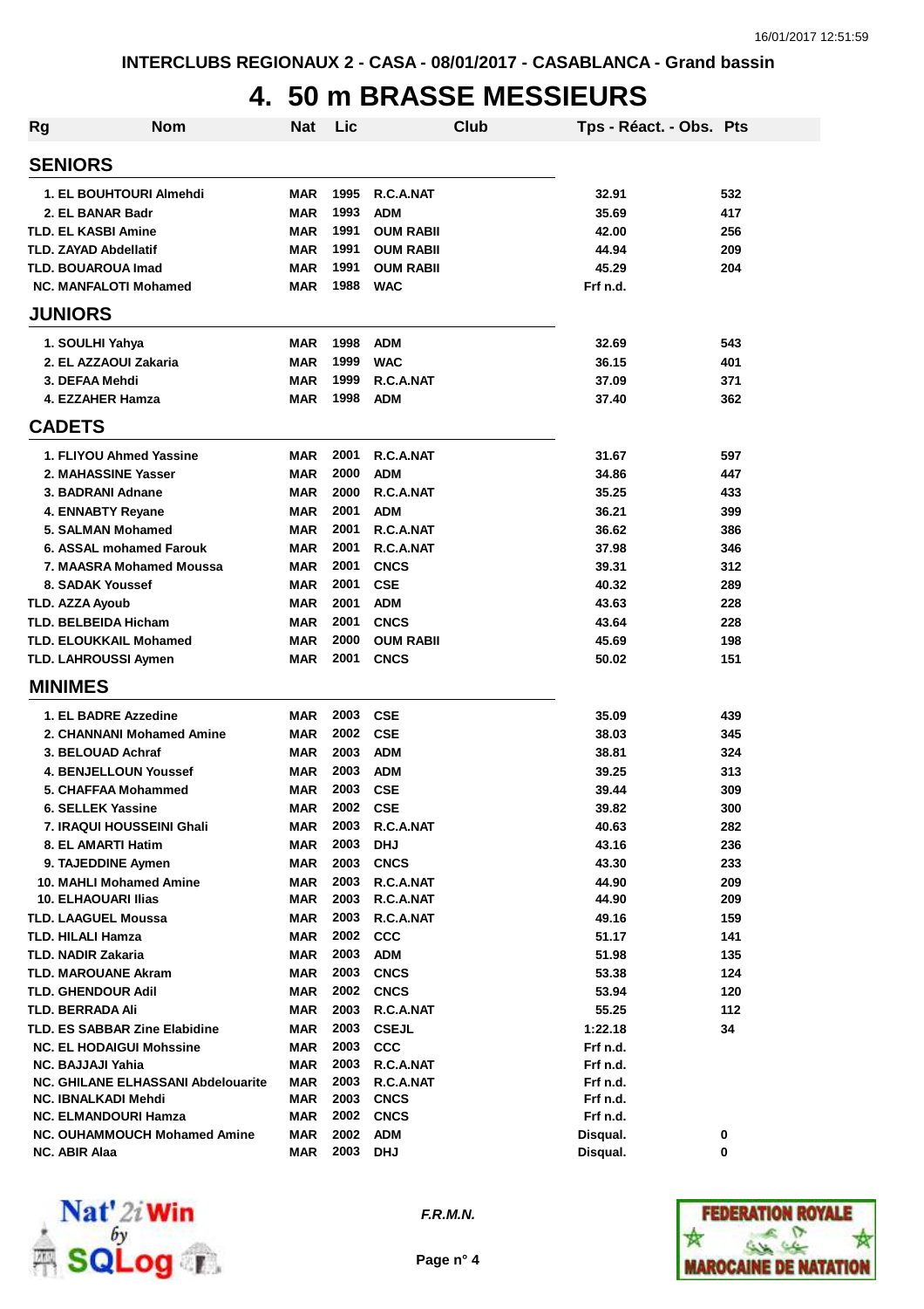INTERCLUBS REGIONAUX 2 - CASA - 08/01/2017 - CASABLANCA - Grand bassin

# 4. 50 m BRASSE MESSIEURS

| Rg | Nom | Nat | Lic | Club | Tps - Réact. - Obs. | Pts |
|---|---|---|---|---|---|---|
| **SENIORS** | | | | | | |
| 1. | EL BOUHTOURI Almehdi | MAR | 1995 | R.C.A.NAT | 32.91 | 532 |
| 2. | EL BANAR Badr | MAR | 1993 | ADM | 35.69 | 417 |
| TLD. | EL KASBI Amine | MAR | 1991 | OUM RABII | 42.00 | 256 |
| TLD. | ZAYAD Abdellatif | MAR | 1991 | OUM RABII | 44.94 | 209 |
| TLD. | BOUAROUA Imad | MAR | 1991 | OUM RABII | 45.29 | 204 |
| NC. | MANFALOTI Mohamed | MAR | 1988 | WAC | Frf n.d. | |
| **JUNIORS** | | | | | | |
| 1. | SOULHI Yahya | MAR | 1998 | ADM | 32.69 | 543 |
| 2. | EL AZZAOUI Zakaria | MAR | 1999 | WAC | 36.15 | 401 |
| 3. | DEFAA Mehdi | MAR | 1999 | R.C.A.NAT | 37.09 | 371 |
| 4. | EZZAHER Hamza | MAR | 1998 | ADM | 37.40 | 362 |
| **CADETS** | | | | | | |
| 1. | FLIYOU Ahmed Yassine | MAR | 2001 | R.C.A.NAT | 31.67 | 597 |
| 2. | MAHASSINE Yasser | MAR | 2000 | ADM | 34.86 | 447 |
| 3. | BADRANI Adnane | MAR | 2000 | R.C.A.NAT | 35.25 | 433 |
| 4. | ENNABTY Reyane | MAR | 2001 | ADM | 36.21 | 399 |
| 5. | SALMAN Mohamed | MAR | 2001 | R.C.A.NAT | 36.62 | 386 |
| 6. | ASSAL mohamed Farouk | MAR | 2001 | R.C.A.NAT | 37.98 | 346 |
| 7. | MAASRA Mohamed Moussa | MAR | 2001 | CNCS | 39.31 | 312 |
| 8. | SADAK Youssef | MAR | 2001 | CSE | 40.32 | 289 |
| TLD. | AZZA Ayoub | MAR | 2001 | ADM | 43.63 | 228 |
| TLD. | BELBEIDA Hicham | MAR | 2001 | CNCS | 43.64 | 228 |
| TLD. | ELOUKKAIL Mohamed | MAR | 2000 | OUM RABII | 45.69 | 198 |
| TLD. | LAHROUSSI Aymen | MAR | 2001 | CNCS | 50.02 | 151 |
| **MINIMES** | | | | | | |
| 1. | EL BADRE Azzedine | MAR | 2003 | CSE | 35.09 | 439 |
| 2. | CHANNANI Mohamed Amine | MAR | 2002 | CSE | 38.03 | 345 |
| 3. | BELOUAD Achraf | MAR | 2003 | ADM | 38.81 | 324 |
| 4. | BENJELLOUN Youssef | MAR | 2003 | ADM | 39.25 | 313 |
| 5. | CHAFFAA Mohammed | MAR | 2003 | CSE | 39.44 | 309 |
| 6. | SELLEK Yassine | MAR | 2002 | CSE | 39.82 | 300 |
| 7. | IRAQUI HOUSSEINI Ghali | MAR | 2003 | R.C.A.NAT | 40.63 | 282 |
| 8. | EL AMARTI Hatim | MAR | 2003 | DHJ | 43.16 | 236 |
| 9. | TAJEDDINE Aymen | MAR | 2003 | CNCS | 43.30 | 233 |
| 10. | MAHLI Mohamed Amine | MAR | 2003 | R.C.A.NAT | 44.90 | 209 |
| 10. | ELHAOUARI Ilias | MAR | 2003 | R.C.A.NAT | 44.90 | 209 |
| TLD. | LAAGUEL Moussa | MAR | 2003 | R.C.A.NAT | 49.16 | 159 |
| TLD. | HILALI Hamza | MAR | 2002 | CCC | 51.17 | 141 |
| TLD. | NADIR Zakaria | MAR | 2003 | ADM | 51.98 | 135 |
| TLD. | MAROUANE Akram | MAR | 2003 | CNCS | 53.38 | 124 |
| TLD. | GHENDOUR Adil | MAR | 2002 | CNCS | 53.94 | 120 |
| TLD. | BERRADA Ali | MAR | 2003 | R.C.A.NAT | 55.25 | 112 |
| TLD. | ES SABBAR Zine Elabidine | MAR | 2003 | CSEJL | 1:22.18 | 34 |
| NC. | EL HODAIGUI Mohssine | MAR | 2003 | CCC | Frf n.d. | |
| NC. | BAJJAJI Yahia | MAR | 2003 | R.C.A.NAT | Frf n.d. | |
| NC. | GHILANE ELHASSANI Abdelouarite | MAR | 2003 | R.C.A.NAT | Frf n.d. | |
| NC. | IBNALKADI Mehdi | MAR | 2003 | CNCS | Frf n.d. | |
| NC. | ELMANDOURI Hamza | MAR | 2002 | CNCS | Frf n.d. | |
| NC. | OUHAMMOUCH Mohamed Amine | MAR | 2002 | ADM | Disqual. | 0 |
| NC. | ABIR Alaa | MAR | 2003 | DHJ | Disqual. | 0 |

*F.R.M.N.*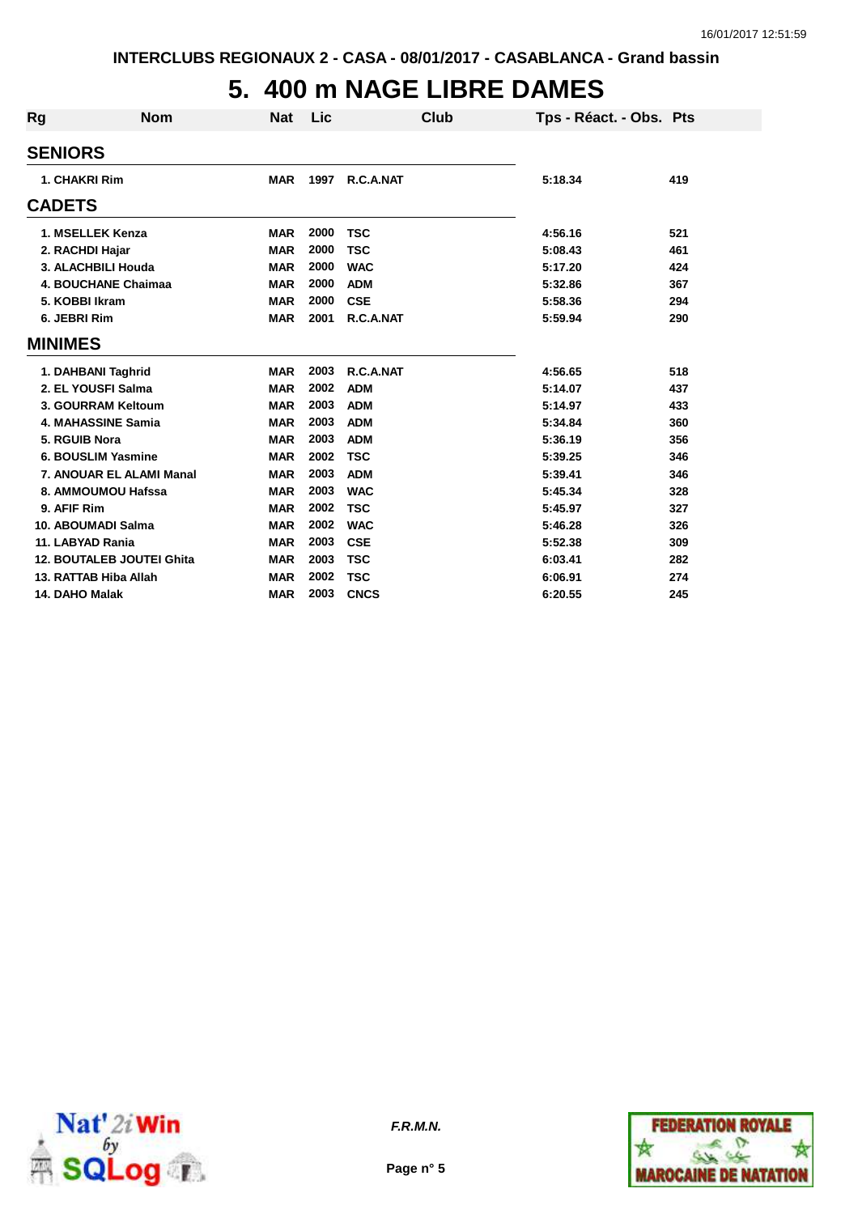INTERCLUBS REGIONAUX 2 - CASA - 08/01/2017 - CASABLANCA - Grand bassin

# 5. 400 m NAGE LIBRE DAMES

| Rg | Nom | Nat | Lic | Club | Tps - Réact. - Obs. | Pts |
|---|---|---|---|---|---|---|
| **SENIORS** | | | | | | |
| 1. | CHAKRI Rim | MAR | 1997 | R.C.A.NAT | 5:18.34 | 419 |
| **CADETS** | | | | | | |
| 1. | MSELLEK Kenza | MAR | 2000 | TSC | 4:56.16 | 521 |
| 2. | RACHDI Hajar | MAR | 2000 | TSC | 5:08.43 | 461 |
| 3. | ALACHBILI Houda | MAR | 2000 | WAC | 5:17.20 | 424 |
| 4. | BOUCHANE Chaimaa | MAR | 2000 | ADM | 5:32.86 | 367 |
| 5. | KOBBI Ikram | MAR | 2000 | CSE | 5:58.36 | 294 |
| 6. | JEBRI Rim | MAR | 2001 | R.C.A.NAT | 5:59.94 | 290 |
| **MINIMES** | | | | | | |
| 1. | DAHBANI Taghrid | MAR | 2003 | R.C.A.NAT | 4:56.65 | 518 |
| 2. | EL YOUSFI Salma | MAR | 2002 | ADM | 5:14.07 | 437 |
| 3. | GOURRAM Keltoum | MAR | 2003 | ADM | 5:14.97 | 433 |
| 4. | MAHASSINE Samia | MAR | 2003 | ADM | 5:34.84 | 360 |
| 5. | RGUIB Nora | MAR | 2003 | ADM | 5:36.19 | 356 |
| 6. | BOUSLIM Yasmine | MAR | 2002 | TSC | 5:39.25 | 346 |
| 7. | ANOUAR EL ALAMI Manal | MAR | 2003 | ADM | 5:39.41 | 346 |
| 8. | AMMOUMOU Hafssa | MAR | 2003 | WAC | 5:45.34 | 328 |
| 9. | AFIF Rim | MAR | 2002 | TSC | 5:45.97 | 327 |
| 10. | ABOUMADI Salma | MAR | 2002 | WAC | 5:46.28 | 326 |
| 11. | LABYAD Rania | MAR | 2003 | CSE | 5:52.38 | 309 |
| 12. | BOUTALEB JOUTEI Ghita | MAR | 2003 | TSC | 6:03.41 | 282 |
| 13. | RATTAB Hiba Allah | MAR | 2002 | TSC | 6:06.91 | 274 |
| 14. | DAHO Malak | MAR | 2003 | CNCS | 6:20.55 | 245 |

*F.R.M.N.*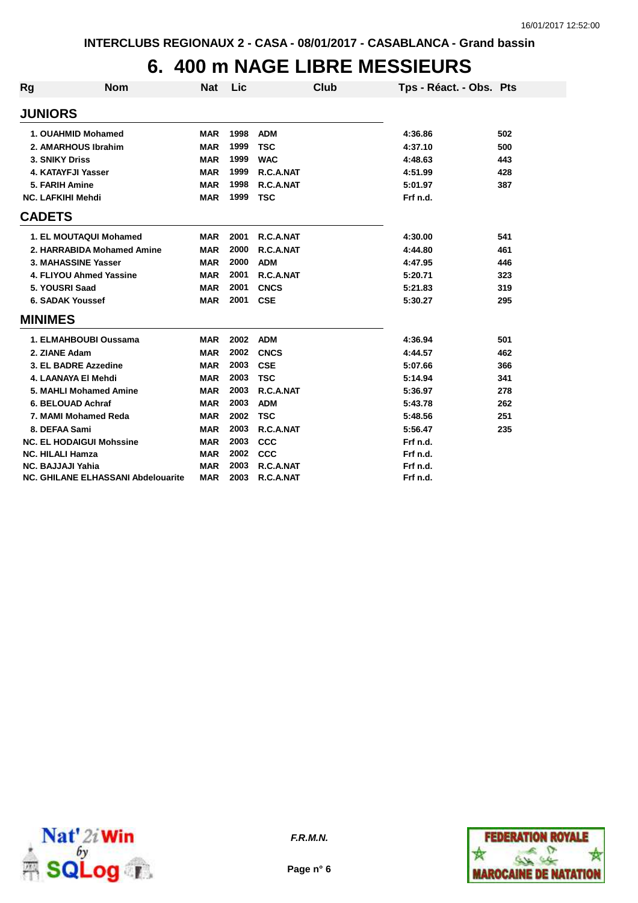INTERCLUBS REGIONAUX 2 - CASA - 08/01/2017 - CASABLANCA - Grand bassin

# 6. 400 m NAGE LIBRE MESSIEURS

| Rg | Nom | Nat | Lic | Club | Tps - Réact. - Obs. | Pts |
|---|---|---|---|---|---|---|
| **JUNIORS** | | | | | | |
| 1. | OUAHMID Mohamed | MAR | 1998 | ADM | 4:36.86 | 502 |
| 2. | AMARHOUS Ibrahim | MAR | 1999 | TSC | 4:37.10 | 500 |
| 3. | SNIKY Driss | MAR | 1999 | WAC | 4:48.63 | 443 |
| 4. | KATAYFJI Yasser | MAR | 1999 | R.C.A.NAT | 4:51.99 | 428 |
| 5. | FARIH Amine | MAR | 1998 | R.C.A.NAT | 5:01.97 | 387 |
| NC. | LAFKIHI Mehdi | MAR | 1999 | TSC | Frf n.d. | |
| **CADETS** | | | | | | |
| 1. | EL MOUTAQUI Mohamed | MAR | 2001 | R.C.A.NAT | 4:30.00 | 541 |
| 2. | HARRABIDA Mohamed Amine | MAR | 2000 | R.C.A.NAT | 4:44.80 | 461 |
| 3. | MAHASSINE Yasser | MAR | 2000 | ADM | 4:47.95 | 446 |
| 4. | FLIYOU Ahmed Yassine | MAR | 2001 | R.C.A.NAT | 5:20.71 | 323 |
| 5. | YOUSRI Saad | MAR | 2001 | CNCS | 5:21.83 | 319 |
| 6. | SADAK Youssef | MAR | 2001 | CSE | 5:30.27 | 295 |
| **MINIMES** | | | | | | |
| 1. | ELMAHBOUBI Oussama | MAR | 2002 | ADM | 4:36.94 | 501 |
| 2. | ZIANE Adam | MAR | 2002 | CNCS | 4:44.57 | 462 |
| 3. | EL BADRE Azzedine | MAR | 2003 | CSE | 5:07.66 | 366 |
| 4. | LAANAYA El Mehdi | MAR | 2003 | TSC | 5:14.94 | 341 |
| 5. | MAHLI Mohamed Amine | MAR | 2003 | R.C.A.NAT | 5:36.97 | 278 |
| 6. | BELOUAD Achraf | MAR | 2003 | ADM | 5:43.78 | 262 |
| 7. | MAMI Mohamed Reda | MAR | 2002 | TSC | 5:48.56 | 251 |
| 8. | DEFAA Sami | MAR | 2003 | R.C.A.NAT | 5:56.47 | 235 |
| NC. | EL HODAIGUI Mohssine | MAR | 2003 | CCC | Frf n.d. | |
| NC. | HILALI Hamza | MAR | 2002 | CCC | Frf n.d. | |
| NC. | BAJJAJI Yahia | MAR | 2003 | R.C.A.NAT | Frf n.d. | |
| NC. | GHILANE ELHASSANI Abdelouarite | MAR | 2003 | R.C.A.NAT | Frf n.d. | |

*F.R.M.N.*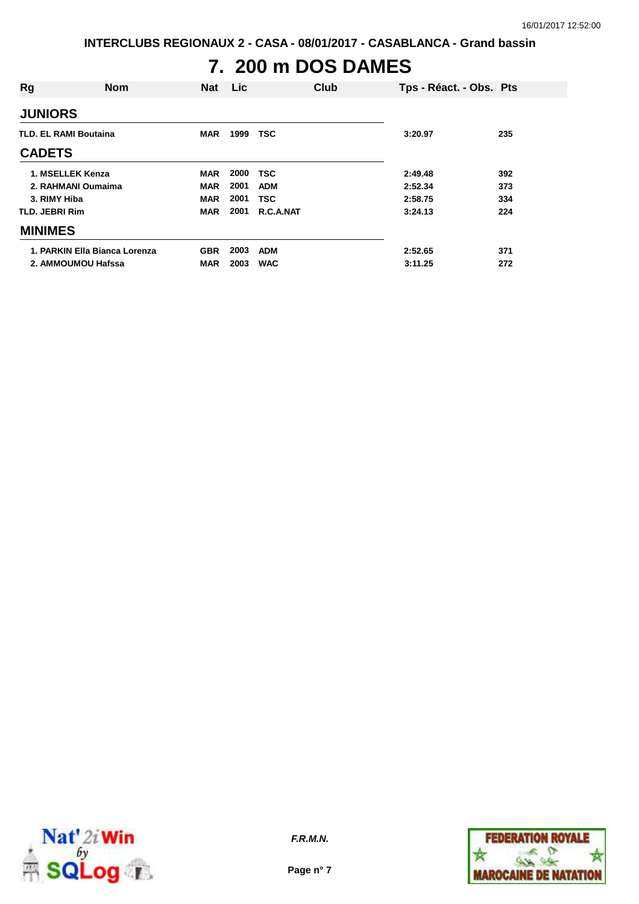INTERCLUBS REGIONAUX 2 - CASA - 08/01/2017 - CASABLANCA - Grand bassin

# 7. 200 m DOS DAMES

| Rg | Nom | Nat | Lic | Club | Tps - Réact. - Obs. | Pts |
|---|---|---|---|---|---|---|
| **JUNIORS** | | | | | | |
| TLD. | EL RAMI Boutaina | MAR | 1999 | TSC | 3:20.97 | 235 |
| **CADETS** | | | | | | |
| 1. | MSELLEK Kenza | MAR | 2000 | TSC | 2:49.48 | 392 |
| 2. | RAHMANI Oumaima | MAR | 2001 | ADM | 2:52.34 | 373 |
| 3. | RIMY Hiba | MAR | 2001 | TSC | 2:58.75 | 334 |
| TLD. | JEBRI Rim | MAR | 2001 | R.C.A.NAT | 3:24.13 | 224 |
| **MINIMES** | | | | | | |
| 1. | PARKIN Ella Bianca Lorenza | GBR | 2003 | ADM | 2:52.65 | 371 |
| 2. | AMMOUMOU Hafssa | MAR | 2003 | WAC | 3:11.25 | 272 |

*F.R.M.N.*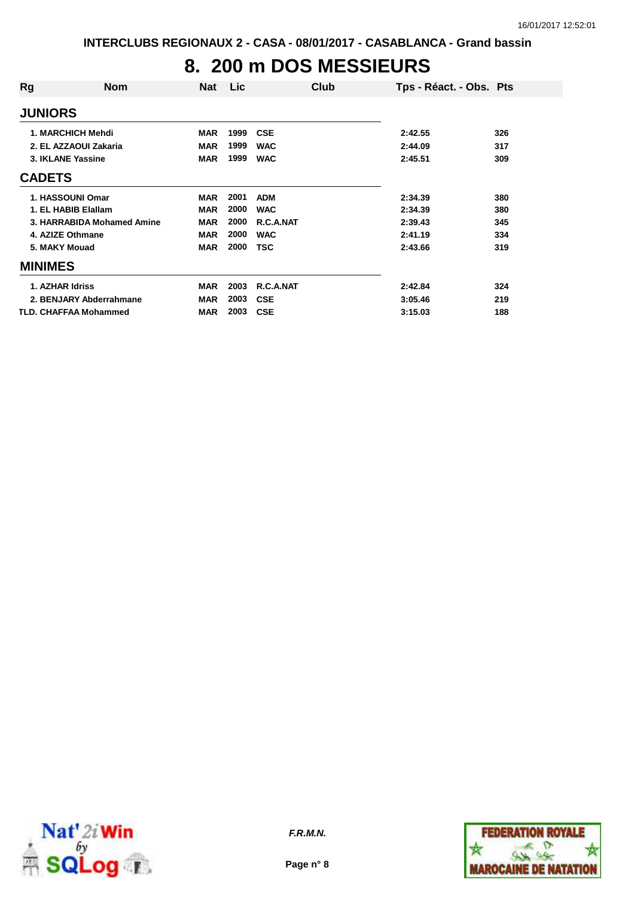INTERCLUBS REGIONAUX 2 - CASA - 08/01/2017 - CASABLANCA - Grand bassin

# 8. 200 m DOS MESSIEURS

| Rg | Nom | Nat | Lic | Club | Tps - Réact. - Obs. | Pts |
|---|---|---|---|---|---|---|
| **JUNIORS** | | | | | | |
| 1. | MARCHICH Mehdi | MAR | 1999 | CSE | 2:42.55 | 326 |
| 2. | EL AZZAOUI Zakaria | MAR | 1999 | WAC | 2:44.09 | 317 |
| 3. | IKLANE Yassine | MAR | 1999 | WAC | 2:45.51 | 309 |
| **CADETS** | | | | | | |
| 1. | HASSOUNI Omar | MAR | 2001 | ADM | 2:34.39 | 380 |
| 1. | EL HABIB Elallam | MAR | 2000 | WAC | 2:34.39 | 380 |
| 3. | HARRABIDA Mohamed Amine | MAR | 2000 | R.C.A.NAT | 2:39.43 | 345 |
| 4. | AZIZE Othmane | MAR | 2000 | WAC | 2:41.19 | 334 |
| 5. | MAKY Mouad | MAR | 2000 | TSC | 2:43.66 | 319 |
| **MINIMES** | | | | | | |
| 1. | AZHAR Idriss | MAR | 2003 | R.C.A.NAT | 2:42.84 | 324 |
| 2. | BENJARY Abderrahmane | MAR | 2003 | CSE | 3:05.46 | 219 |
| TLD. | CHAFFAA Mohammed | MAR | 2003 | CSE | 3:15.03 | 188 |

*F.R.M.N.*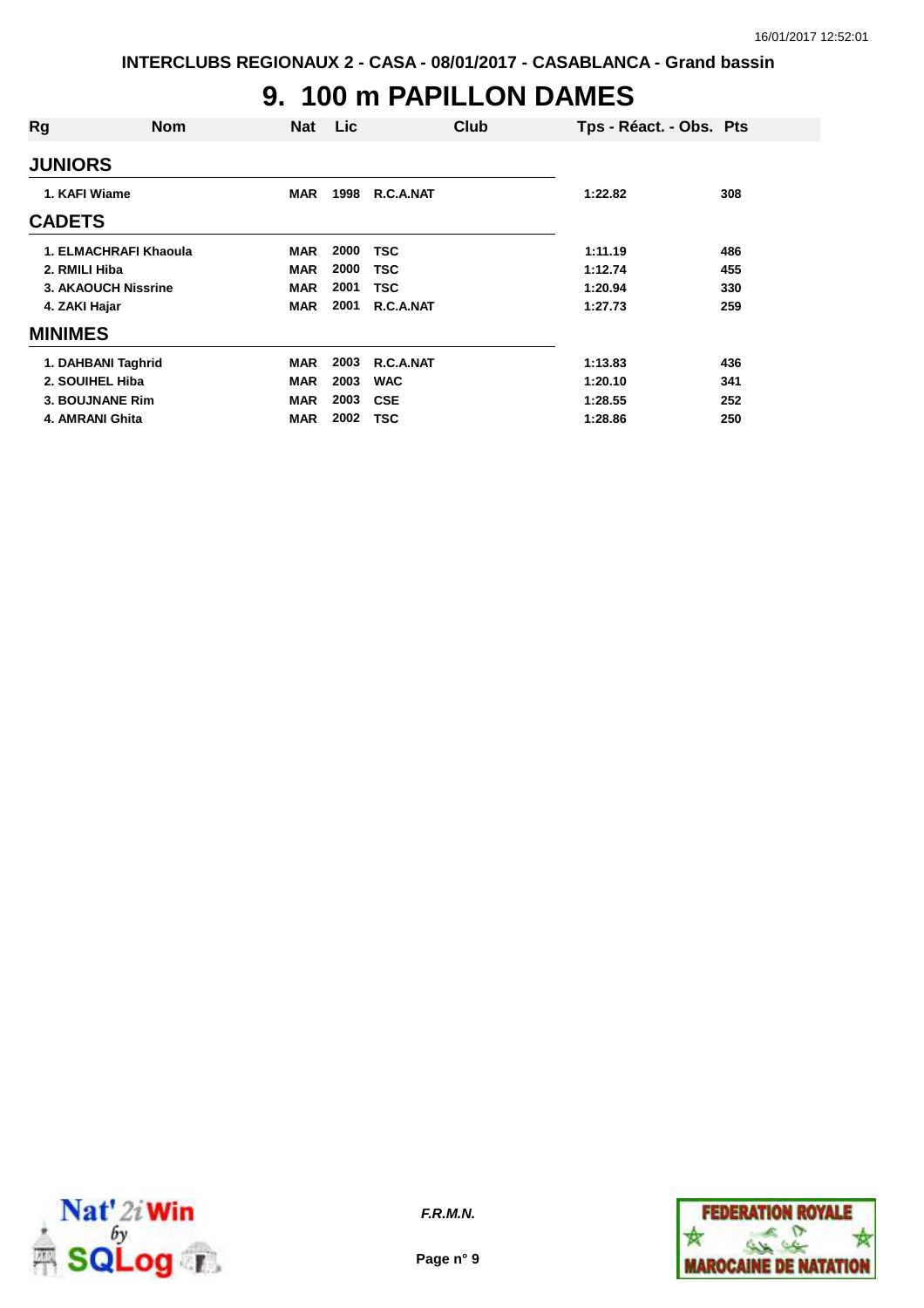INTERCLUBS REGIONAUX 2 - CASA - 08/01/2017 - CASABLANCA - Grand bassin

# 9. 100 m PAPILLON DAMES

| Rg | Nom | Nat | Lic | Club | Tps - Réact. - Obs. | Pts |
|---|---|---|---|---|---|---|
| **JUNIORS** | | | | | | |
| 1. | KAFI Wiame | MAR | 1998 | R.C.A.NAT | 1:22.82 | 308 |
| **CADETS** | | | | | | |
| 1. | ELMACHRAFI Khaoula | MAR | 2000 | TSC | 1:11.19 | 486 |
| 2. | RMILI Hiba | MAR | 2000 | TSC | 1:12.74 | 455 |
| 3. | AKAOUCH Nissrine | MAR | 2001 | TSC | 1:20.94 | 330 |
| 4. | ZAKI Hajar | MAR | 2001 | R.C.A.NAT | 1:27.73 | 259 |
| **MINIMES** | | | | | | |
| 1. | DAHBANI Taghrid | MAR | 2003 | R.C.A.NAT | 1:13.83 | 436 |
| 2. | SOUIHEL Hiba | MAR | 2003 | WAC | 1:20.10 | 341 |
| 3. | BOUJNANE Rim | MAR | 2003 | CSE | 1:28.55 | 252 |
| 4. | AMRANI Ghita | MAR | 2002 | TSC | 1:28.86 | 250 |

*F.R.M.N.*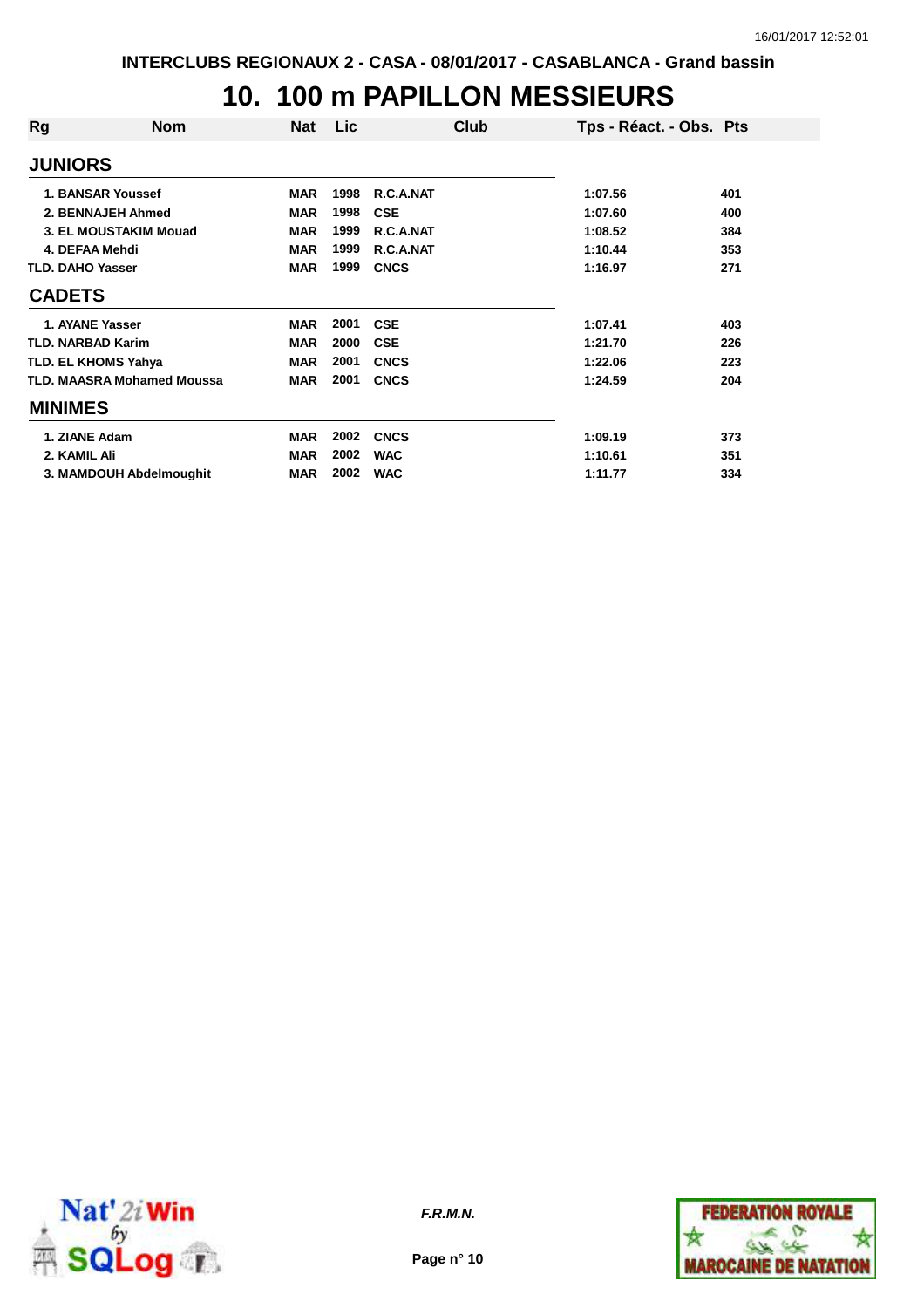INTERCLUBS REGIONAUX 2 - CASA - 08/01/2017 - CASABLANCA - Grand bassin

# 10. 100 m PAPILLON MESSIEURS

| Rg | Nom | Nat | Lic | Club | Tps - Réact. - Obs. | Pts |
|---|---|---|---|---|---|---|
| **JUNIORS** | | | | | | |
| 1. | BANSAR Youssef | MAR | 1998 | R.C.A.NAT | 1:07.56 | 401 |
| 2. | BENNAJEH Ahmed | MAR | 1998 | CSE | 1:07.60 | 400 |
| 3. | EL MOUSTAKIM Mouad | MAR | 1999 | R.C.A.NAT | 1:08.52 | 384 |
| 4. | DEFAA Mehdi | MAR | 1999 | R.C.A.NAT | 1:10.44 | 353 |
| TLD. | DAHO Yasser | MAR | 1999 | CNCS | 1:16.97 | 271 |
| **CADETS** | | | | | | |
| 1. | AYANE Yasser | MAR | 2001 | CSE | 1:07.41 | 403 |
| TLD. | NARBAD Karim | MAR | 2000 | CSE | 1:21.70 | 226 |
| TLD. | EL KHOMS Yahya | MAR | 2001 | CNCS | 1:22.06 | 223 |
| TLD. | MAASRA Mohamed Moussa | MAR | 2001 | CNCS | 1:24.59 | 204 |
| **MINIMES** | | | | | | |
| 1. | ZIANE Adam | MAR | 2002 | CNCS | 1:09.19 | 373 |
| 2. | KAMIL Ali | MAR | 2002 | WAC | 1:10.61 | 351 |
| 3. | MAMDOUH Abdelmoughit | MAR | 2002 | WAC | 1:11.77 | 334 |

*F.R.M.N.*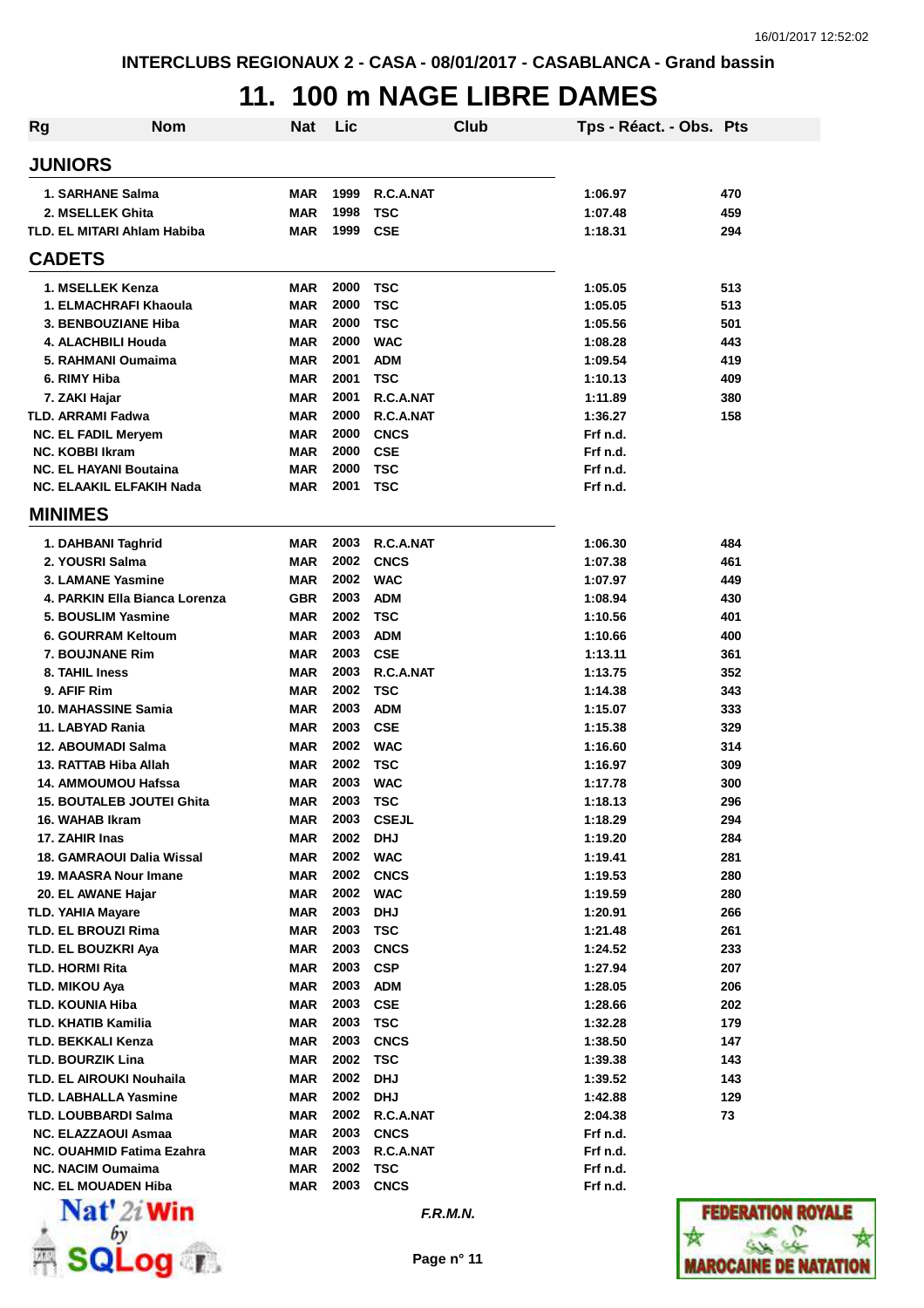INTERCLUBS REGIONAUX 2 - CASA - 08/01/2017 - CASABLANCA - Grand bassin

# 11. 100 m NAGE LIBRE DAMES

| Rg | Nom | Nat | Lic | Club | Tps - Réact. - Obs. | Pts |
|---|---|---|---|---|---|---|
| **JUNIORS** | | | | | | |
| 1. | SARHANE Salma | MAR | 1999 | R.C.A.NAT | 1:06.97 | 470 |
| 2. | MSELLEK Ghita | MAR | 1998 | TSC | 1:07.48 | 459 |
| TLD. | EL MITARI Ahlam Habiba | MAR | 1999 | CSE | 1:18.31 | 294 |
| **CADETS** | | | | | | |
| 1. | MSELLEK Kenza | MAR | 2000 | TSC | 1:05.05 | 513 |
| 1. | ELMACHRAFI Khaoula | MAR | 2000 | TSC | 1:05.05 | 513 |
| 3. | BENBOUZIANE Hiba | MAR | 2000 | TSC | 1:05.56 | 501 |
| 4. | ALACHBILI Houda | MAR | 2000 | WAC | 1:08.28 | 443 |
| 5. | RAHMANI Oumaima | MAR | 2001 | ADM | 1:09.54 | 419 |
| 6. | RIMY Hiba | MAR | 2001 | TSC | 1:10.13 | 409 |
| 7. | ZAKI Hajar | MAR | 2001 | R.C.A.NAT | 1:11.89 | 380 |
| TLD. | ARRAMI Fadwa | MAR | 2000 | R.C.A.NAT | 1:36.27 | 158 |
| NC. | EL FADIL Meryem | MAR | 2000 | CNCS | Frf n.d. | |
| NC. | KOBBI Ikram | MAR | 2000 | CSE | Frf n.d. | |
| NC. | EL HAYANI Boutaina | MAR | 2000 | TSC | Frf n.d. | |
| NC. | ELAAKIL ELFAKIH Nada | MAR | 2001 | TSC | Frf n.d. | |
| **MINIMES** | | | | | | |
| 1. | DAHBANI Taghrid | MAR | 2003 | R.C.A.NAT | 1:06.30 | 484 |
| 2. | YOUSRI Salma | MAR | 2002 | CNCS | 1:07.38 | 461 |
| 3. | LAMANE Yasmine | MAR | 2002 | WAC | 1:07.97 | 449 |
| 4. | PARKIN Ella Bianca Lorenza | GBR | 2003 | ADM | 1:08.94 | 430 |
| 5. | BOUSLIM Yasmine | MAR | 2002 | TSC | 1:10.56 | 401 |
| 6. | GOURRAM Keltoum | MAR | 2003 | ADM | 1:10.66 | 400 |
| 7. | BOUJNANE Rim | MAR | 2003 | CSE | 1:13.11 | 361 |
| 8. | TAHIL Iness | MAR | 2003 | R.C.A.NAT | 1:13.75 | 352 |
| 9. | AFIF Rim | MAR | 2002 | TSC | 1:14.38 | 343 |
| 10. | MAHASSINE Samia | MAR | 2003 | ADM | 1:15.07 | 333 |
| 11. | LABYAD Rania | MAR | 2003 | CSE | 1:15.38 | 329 |
| 12. | ABOUMADI Salma | MAR | 2002 | WAC | 1:16.60 | 314 |
| 13. | RATTAB Hiba Allah | MAR | 2002 | TSC | 1:16.97 | 309 |
| 14. | AMMOUMOU Hafssa | MAR | 2003 | WAC | 1:17.78 | 300 |
| 15. | BOUTALEB JOUTEI Ghita | MAR | 2003 | TSC | 1:18.13 | 296 |
| 16. | WAHAB Ikram | MAR | 2003 | CSEJL | 1:18.29 | 294 |
| 17. | ZAHIR Inas | MAR | 2002 | DHJ | 1:19.20 | 284 |
| 18. | GAMRAOUI Dalia Wissal | MAR | 2002 | WAC | 1:19.41 | 281 |
| 19. | MAASRA Nour Imane | MAR | 2002 | CNCS | 1:19.53 | 280 |
| 20. | EL AWANE Hajar | MAR | 2002 | WAC | 1:19.59 | 280 |
| TLD. | YAHIA Mayare | MAR | 2003 | DHJ | 1:20.91 | 266 |
| TLD. | EL BROUZI Rima | MAR | 2003 | TSC | 1:21.48 | 261 |
| TLD. | EL BOUZKRI Aya | MAR | 2003 | CNCS | 1:24.52 | 233 |
| TLD. | HORMI Rita | MAR | 2003 | CSP | 1:27.94 | 207 |
| TLD. | MIKOU Aya | MAR | 2003 | ADM | 1:28.05 | 206 |
| TLD. | KOUNIA Hiba | MAR | 2003 | CSE | 1:28.66 | 202 |
| TLD. | KHATIB Kamilia | MAR | 2003 | TSC | 1:32.28 | 179 |
| TLD. | BEKKALI Kenza | MAR | 2003 | CNCS | 1:38.50 | 147 |
| TLD. | BOURZIK Lina | MAR | 2002 | TSC | 1:39.38 | 143 |
| TLD. | EL AIROUKI Nouhaila | MAR | 2002 | DHJ | 1:39.52 | 143 |
| TLD. | LABHALLA Yasmine | MAR | 2002 | DHJ | 1:42.88 | 129 |
| TLD. | LOUBBARDI Salma | MAR | 2002 | R.C.A.NAT | 2:04.38 | 73 |
| NC. | ELAZZAOUI Asmaa | MAR | 2003 | CNCS | Frf n.d. | |
| NC. | OUAHMID Fatima Ezahra | MAR | 2003 | R.C.A.NAT | Frf n.d. | |
| NC. | NACIM Oumaima | MAR | 2002 | TSC | Frf n.d. | |
| NC. | EL MOUADEN Hiba | MAR | 2003 | CNCS | Frf n.d. | |

*F.R.M.N.*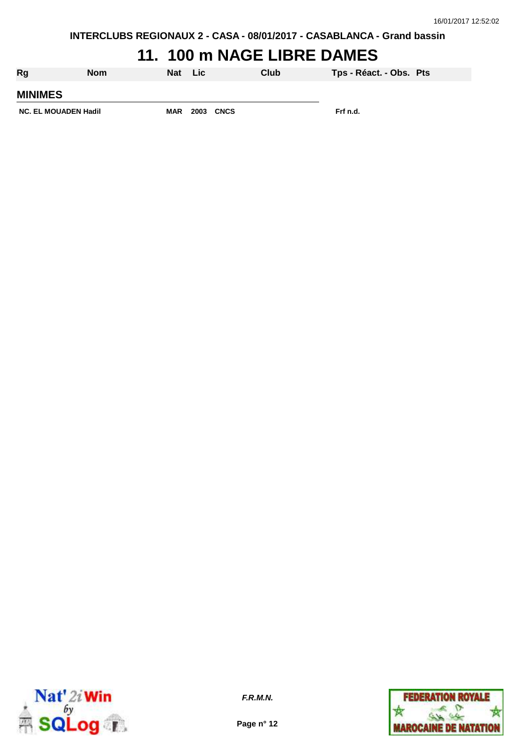INTERCLUBS REGIONAUX 2 - CASA - 08/01/2017 - CASABLANCA - Grand bassin

# 11. 100 m NAGE LIBRE DAMES

| Rg | Nom | Nat | Lic | Club | Tps - Réact. - Obs. | Pts |
|---|---|---|---|---|---|---|
| **MINIMES** | | | | | | |
| NC. | EL MOUADEN Hadil | MAR | 2003 | CNCS | Frf n.d. | |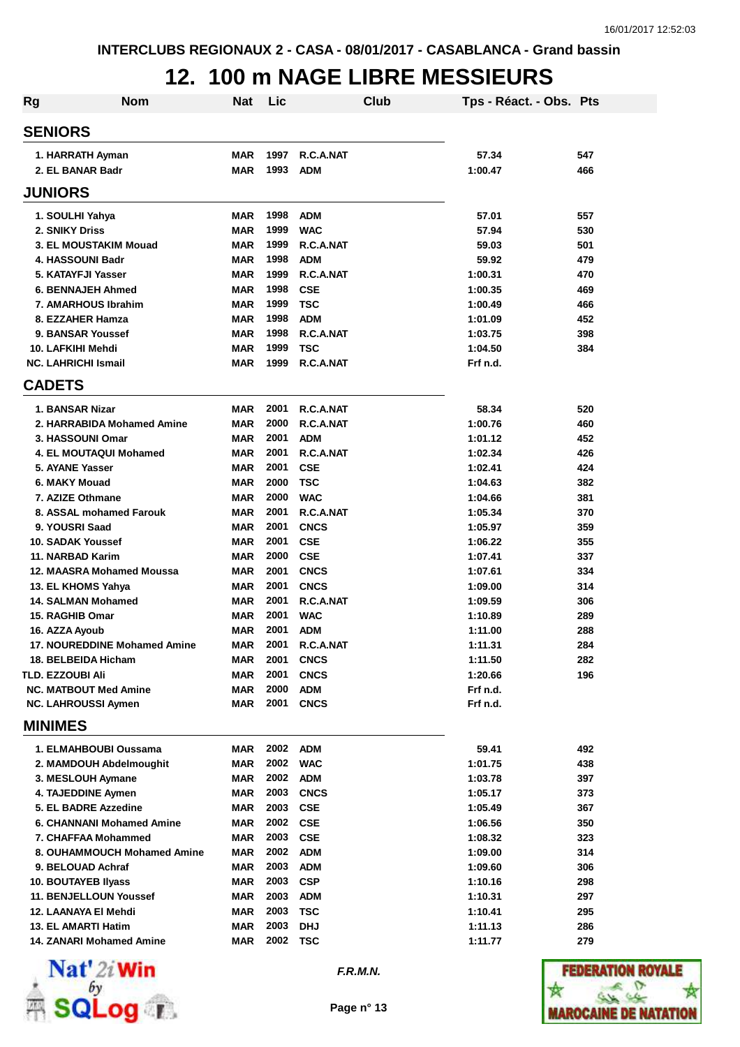INTERCLUBS REGIONAUX 2 - CASA - 08/01/2017 - CASABLANCA - Grand bassin

# 12. 100 m NAGE LIBRE MESSIEURS

| Rg | Nom | Nat | Lic | Club | Tps - Réact. - Obs. | Pts |
|---|---|---|---|---|---|---|
| **SENIORS** | | | | | | |
| 1. | HARRATH Ayman | MAR | 1997 | R.C.A.NAT | 57.34 | 547 |
| 2. | EL BANAR Badr | MAR | 1993 | ADM | 1:00.47 | 466 |
| **JUNIORS** | | | | | | |
| 1. | SOULHI Yahya | MAR | 1998 | ADM | 57.01 | 557 |
| 2. | SNIKY Driss | MAR | 1999 | WAC | 57.94 | 530 |
| 3. | EL MOUSTAKIM Mouad | MAR | 1999 | R.C.A.NAT | 59.03 | 501 |
| 4. | HASSOUNI Badr | MAR | 1998 | ADM | 59.92 | 479 |
| 5. | KATAYFJI Yasser | MAR | 1999 | R.C.A.NAT | 1:00.31 | 470 |
| 6. | BENNAJEH Ahmed | MAR | 1998 | CSE | 1:00.35 | 469 |
| 7. | AMARHOUS Ibrahim | MAR | 1999 | TSC | 1:00.49 | 466 |
| 8. | EZZAHER Hamza | MAR | 1998 | ADM | 1:01.09 | 452 |
| 9. | BANSAR Youssef | MAR | 1998 | R.C.A.NAT | 1:03.75 | 398 |
| 10. | LAFKIHI Mehdi | MAR | 1999 | TSC | 1:04.50 | 384 |
| NC. | LAHRICHI Ismail | MAR | 1999 | R.C.A.NAT | Frf n.d. | |
| **CADETS** | | | | | | |
| 1. | BANSAR Nizar | MAR | 2001 | R.C.A.NAT | 58.34 | 520 |
| 2. | HARRABIDA Mohamed Amine | MAR | 2000 | R.C.A.NAT | 1:00.76 | 460 |
| 3. | HASSOUNI Omar | MAR | 2001 | ADM | 1:01.12 | 452 |
| 4. | EL MOUTAQUI Mohamed | MAR | 2001 | R.C.A.NAT | 1:02.34 | 426 |
| 5. | AYANE Yasser | MAR | 2001 | CSE | 1:02.41 | 424 |
| 6. | MAKY Mouad | MAR | 2000 | TSC | 1:04.63 | 382 |
| 7. | AZIZE Othmane | MAR | 2000 | WAC | 1:04.66 | 381 |
| 8. | ASSAL mohamed Farouk | MAR | 2001 | R.C.A.NAT | 1:05.34 | 370 |
| 9. | YOUSRI Saad | MAR | 2001 | CNCS | 1:05.97 | 359 |
| 10. | SADAK Youssef | MAR | 2001 | CSE | 1:06.22 | 355 |
| 11. | NARBAD Karim | MAR | 2000 | CSE | 1:07.41 | 337 |
| 12. | MAASRA Mohamed Moussa | MAR | 2001 | CNCS | 1:07.61 | 334 |
| 13. | EL KHOMS Yahya | MAR | 2001 | CNCS | 1:09.00 | 314 |
| 14. | SALMAN Mohamed | MAR | 2001 | R.C.A.NAT | 1:09.59 | 306 |
| 15. | RAGHIB Omar | MAR | 2001 | WAC | 1:10.89 | 289 |
| 16. | AZZA Ayoub | MAR | 2001 | ADM | 1:11.00 | 288 |
| 17. | NOUREDDINE Mohamed Amine | MAR | 2001 | R.C.A.NAT | 1:11.31 | 284 |
| 18. | BELBEIDA Hicham | MAR | 2001 | CNCS | 1:11.50 | 282 |
| TLD. | EZZOUBI Ali | MAR | 2001 | CNCS | 1:20.66 | 196 |
| NC. | MATBOUT Med Amine | MAR | 2000 | ADM | Frf n.d. | |
| NC. | LAHROUSSI Aymen | MAR | 2001 | CNCS | Frf n.d. | |
| **MINIMES** | | | | | | |
| 1. | ELMAHBOUBI Oussama | MAR | 2002 | ADM | 59.41 | 492 |
| 2. | MAMDOUH Abdelmoughit | MAR | 2002 | WAC | 1:01.75 | 438 |
| 3. | MESLOUH Aymane | MAR | 2002 | ADM | 1:03.78 | 397 |
| 4. | TAJEDDINE Aymen | MAR | 2003 | CNCS | 1:05.17 | 373 |
| 5. | EL BADRE Azzedine | MAR | 2003 | CSE | 1:05.49 | 367 |
| 6. | CHANNANI Mohamed Amine | MAR | 2002 | CSE | 1:06.56 | 350 |
| 7. | CHAFFAA Mohammed | MAR | 2003 | CSE | 1:08.32 | 323 |
| 8. | OUHAMMOUCH Mohamed Amine | MAR | 2002 | ADM | 1:09.00 | 314 |
| 9. | BELOUAD Achraf | MAR | 2003 | ADM | 1:09.60 | 306 |
| 10. | BOUTAYEB Ilyass | MAR | 2003 | CSP | 1:10.16 | 298 |
| 11. | BENJELLOUN Youssef | MAR | 2003 | ADM | 1:10.31 | 297 |
| 12. | LAANAYA El Mehdi | MAR | 2003 | TSC | 1:10.41 | 295 |
| 13. | EL AMARTI Hatim | MAR | 2003 | DHJ | 1:11.13 | 286 |
| 14. | ZANARI Mohamed Amine | MAR | 2002 | TSC | 1:11.77 | 279 |

*F.R.M.N.*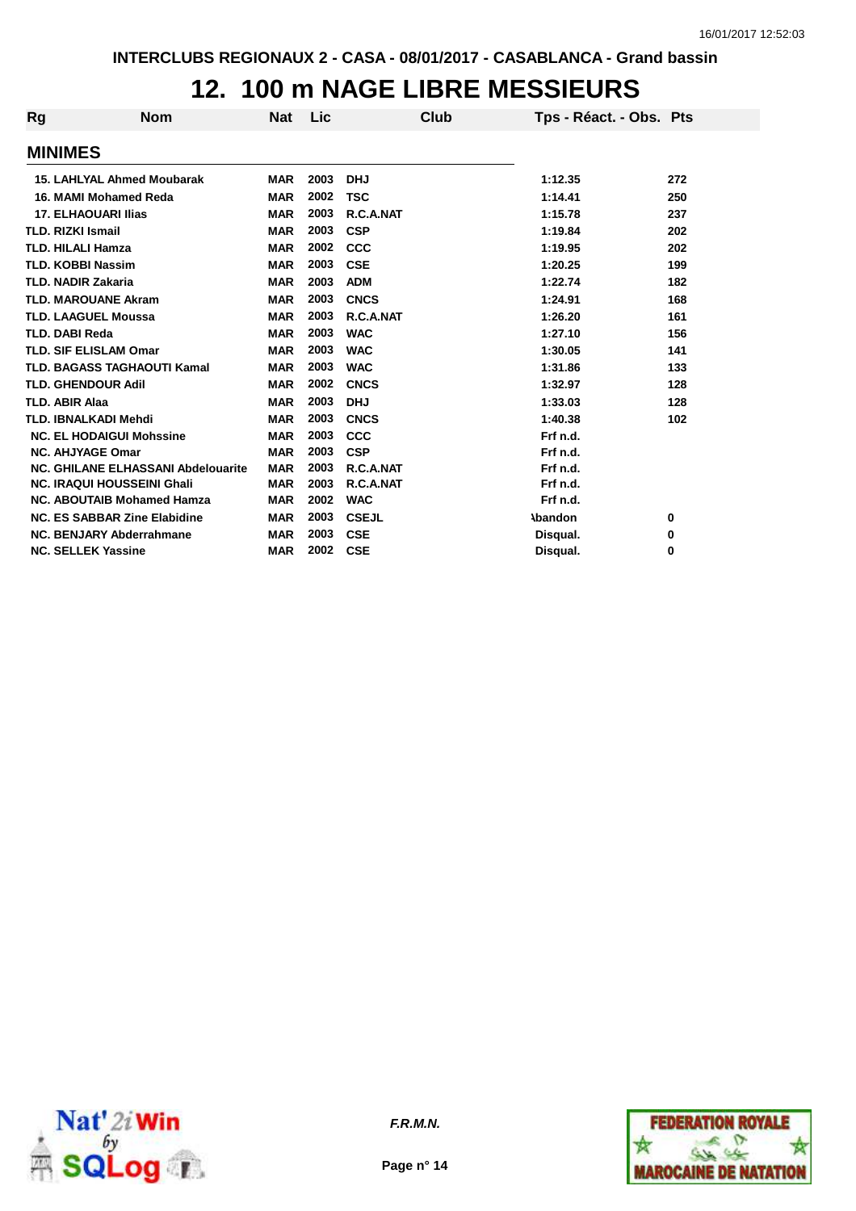INTERCLUBS REGIONAUX 2 - CASA - 08/01/2017 - CASABLANCA - Grand bassin

# 12. 100 m NAGE LIBRE MESSIEURS

| Rg | Nom | Nat | Lic | Club | Tps - Réact. - Obs. | Pts |
|---|---|---|---|---|---|---|
| **MINIMES** | | | | | | |
| 15. | LAHLYAL Ahmed Moubarak | MAR | 2003 | DHJ | 1:12.35 | 272 |
| 16. | MAMI Mohamed Reda | MAR | 2002 | TSC | 1:14.41 | 250 |
| 17. | ELHAOUARI Ilias | MAR | 2003 | R.C.A.NAT | 1:15.78 | 237 |
| TLD. | RIZKI Ismail | MAR | 2003 | CSP | 1:19.84 | 202 |
| TLD. | HILALI Hamza | MAR | 2002 | CCC | 1:19.95 | 202 |
| TLD. | KOBBI Nassim | MAR | 2003 | CSE | 1:20.25 | 199 |
| TLD. | NADIR Zakaria | MAR | 2003 | ADM | 1:22.74 | 182 |
| TLD. | MAROUANE Akram | MAR | 2003 | CNCS | 1:24.91 | 168 |
| TLD. | LAAGUEL Moussa | MAR | 2003 | R.C.A.NAT | 1:26.20 | 161 |
| TLD. | DABI Reda | MAR | 2003 | WAC | 1:27.10 | 156 |
| TLD. | SIF ELISLAM Omar | MAR | 2003 | WAC | 1:30.05 | 141 |
| TLD. | BAGASS TAGHAOUTI Kamal | MAR | 2003 | WAC | 1:31.86 | 133 |
| TLD. | GHENDOUR Adil | MAR | 2002 | CNCS | 1:32.97 | 128 |
| TLD. | ABIR Alaa | MAR | 2003 | DHJ | 1:33.03 | 128 |
| TLD. | IBNALKADI Mehdi | MAR | 2003 | CNCS | 1:40.38 | 102 |
| NC. | EL HODAIGUI Mohssine | MAR | 2003 | CCC | Frf n.d. | |
| NC. | AHJYAGE Omar | MAR | 2003 | CSP | Frf n.d. | |
| NC. | GHILANE ELHASSANI Abdelouarite | MAR | 2003 | R.C.A.NAT | Frf n.d. | |
| NC. | IRAQUI HOUSSEINI Ghali | MAR | 2003 | R.C.A.NAT | Frf n.d. | |
| NC. | ABOUTAIB Mohamed Hamza | MAR | 2002 | WAC | Frf n.d. | |
| NC. | ES SABBAR Zine Elabidine | MAR | 2003 | CSEJL | Abandon | 0 |
| NC. | BENJARY Abderrahmane | MAR | 2003 | CSE | Disqual. | 0 |
| NC. | SELLEK Yassine | MAR | 2002 | CSE | Disqual. | 0 |

*F.R.M.N.*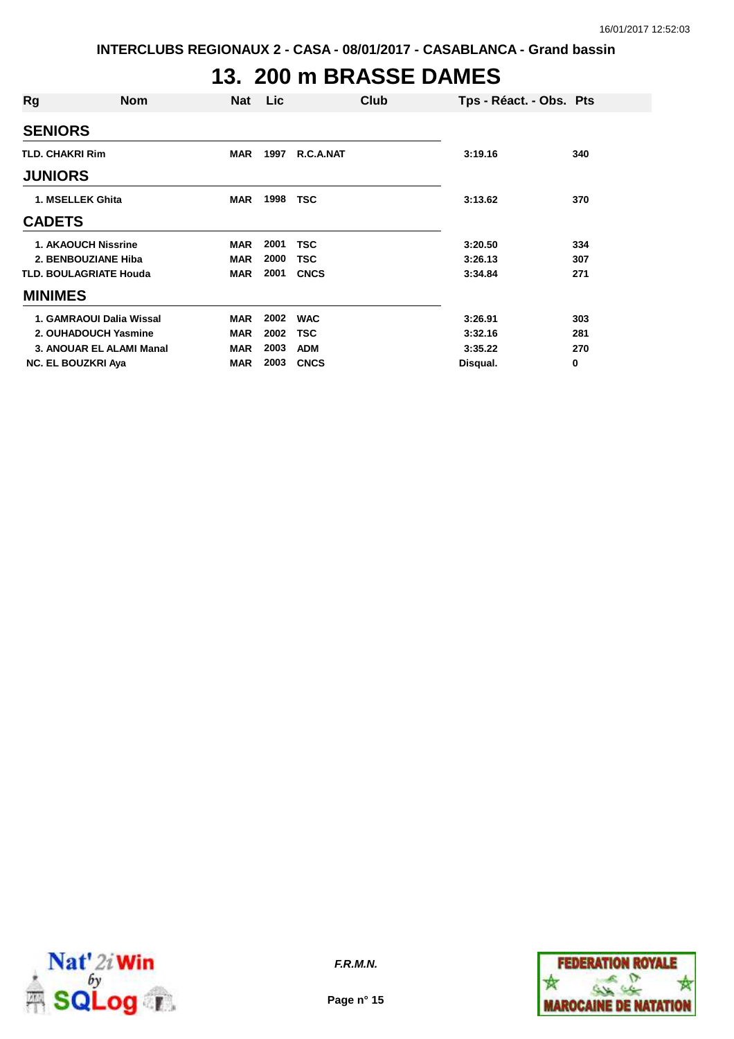INTERCLUBS REGIONAUX 2 - CASA - 08/01/2017 - CASABLANCA - Grand bassin

# 13. 200 m BRASSE DAMES

| Rg | Nom | Nat | Lic | Club | Tps - Réact. - Obs. | Pts |
|---|---|---|---|---|---|---|
| **SENIORS** | | | | | | |
| TLD. | CHAKRI Rim | MAR | 1997 | R.C.A.NAT | 3:19.16 | 340 |
| **JUNIORS** | | | | | | |
| 1. | MSELLEK Ghita | MAR | 1998 | TSC | 3:13.62 | 370 |
| **CADETS** | | | | | | |
| 1. | AKAOUCH Nissrine | MAR | 2001 | TSC | 3:20.50 | 334 |
| 2. | BENBOUZIANE Hiba | MAR | 2000 | TSC | 3:26.13 | 307 |
| TLD. | BOULAGRIATE Houda | MAR | 2001 | CNCS | 3:34.84 | 271 |
| **MINIMES** | | | | | | |
| 1. | GAMRAOUI Dalia Wissal | MAR | 2002 | WAC | 3:26.91 | 303 |
| 2. | OUHADOUCH Yasmine | MAR | 2002 | TSC | 3:32.16 | 281 |
| 3. | ANOUAR EL ALAMI Manal | MAR | 2003 | ADM | 3:35.22 | 270 |
| NC. | EL BOUZKRI Aya | MAR | 2003 | CNCS | Disqual. | 0 |

*F.R.M.N.*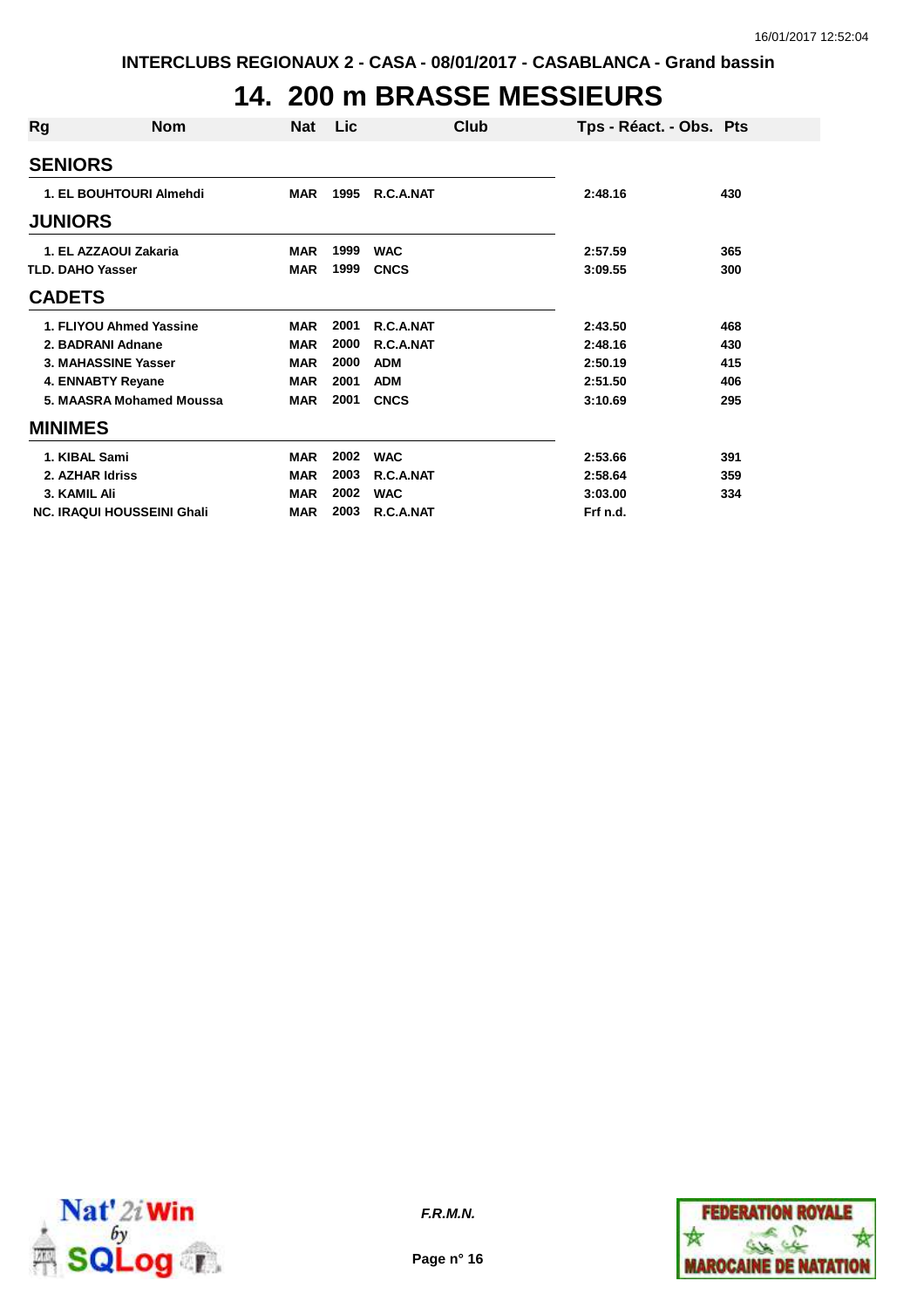INTERCLUBS REGIONAUX 2 - CASA - 08/01/2017 - CASABLANCA - Grand bassin

# 14. 200 m BRASSE MESSIEURS

| Rg | Nom | Nat | Lic | Club | Tps - Réact. - Obs. | Pts |
|---|---|---|---|---|---|---|
| **SENIORS** | | | | | | |
| 1. | EL BOUHTOURI Almehdi | MAR | 1995 | R.C.A.NAT | 2:48.16 | 430 |
| **JUNIORS** | | | | | | |
| 1. | EL AZZAOUI Zakaria | MAR | 1999 | WAC | 2:57.59 | 365 |
| TLD. | DAHO Yasser | MAR | 1999 | CNCS | 3:09.55 | 300 |
| **CADETS** | | | | | | |
| 1. | FLIYOU Ahmed Yassine | MAR | 2001 | R.C.A.NAT | 2:43.50 | 468 |
| 2. | BADRANI Adnane | MAR | 2000 | R.C.A.NAT | 2:48.16 | 430 |
| 3. | MAHASSINE Yasser | MAR | 2000 | ADM | 2:50.19 | 415 |
| 4. | ENNABTY Reyane | MAR | 2001 | ADM | 2:51.50 | 406 |
| 5. | MAASRA Mohamed Moussa | MAR | 2001 | CNCS | 3:10.69 | 295 |
| **MINIMES** | | | | | | |
| 1. | KIBAL Sami | MAR | 2002 | WAC | 2:53.66 | 391 |
| 2. | AZHAR Idriss | MAR | 2003 | R.C.A.NAT | 2:58.64 | 359 |
| 3. | KAMIL Ali | MAR | 2002 | WAC | 3:03.00 | 334 |
| NC. | IRAQUI HOUSSEINI Ghali | MAR | 2003 | R.C.A.NAT | Frf n.d. | |

*F.R.M.N.*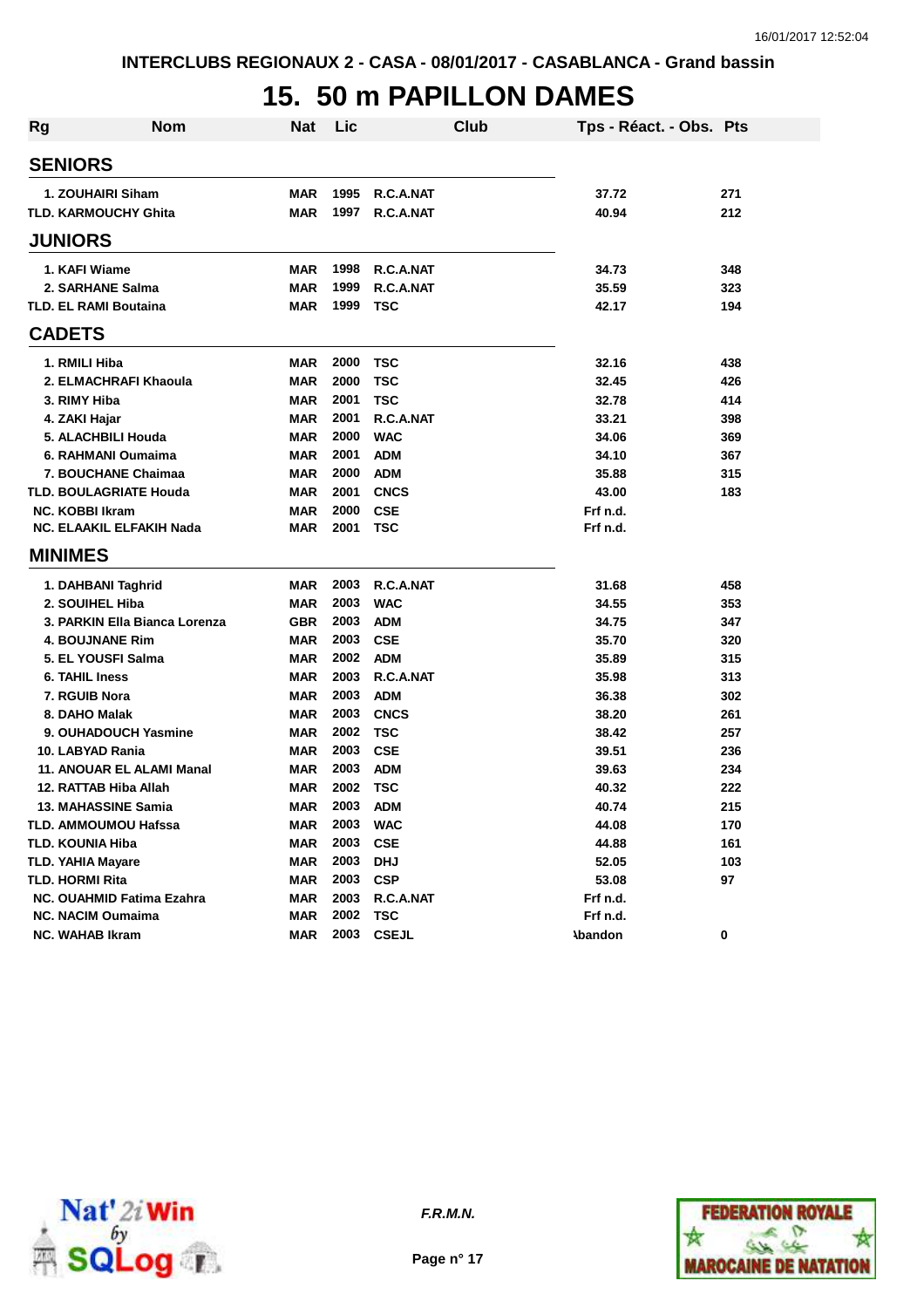INTERCLUBS REGIONAUX 2 - CASA - 08/01/2017 - CASABLANCA - Grand bassin

# 15. 50 m PAPILLON DAMES

| Rg | Nom | Nat | Lic | Club | Tps - Réact. - Obs. | Pts |
|---|---|---|---|---|---|---|
| **SENIORS** | | | | | | |
| 1. | ZOUHAIRI Siham | MAR | 1995 | R.C.A.NAT | 37.72 | 271 |
| TLD. | KARMOUCHY Ghita | MAR | 1997 | R.C.A.NAT | 40.94 | 212 |
| **JUNIORS** | | | | | | |
| 1. | KAFI Wiame | MAR | 1998 | R.C.A.NAT | 34.73 | 348 |
| 2. | SARHANE Salma | MAR | 1999 | R.C.A.NAT | 35.59 | 323 |
| TLD. | EL RAMI Boutaina | MAR | 1999 | TSC | 42.17 | 194 |
| **CADETS** | | | | | | |
| 1. | RMILI Hiba | MAR | 2000 | TSC | 32.16 | 438 |
| 2. | ELMACHRAFI Khaoula | MAR | 2000 | TSC | 32.45 | 426 |
| 3. | RIMY Hiba | MAR | 2001 | TSC | 32.78 | 414 |
| 4. | ZAKI Hajar | MAR | 2001 | R.C.A.NAT | 33.21 | 398 |
| 5. | ALACHBILI Houda | MAR | 2000 | WAC | 34.06 | 369 |
| 6. | RAHMANI Oumaima | MAR | 2001 | ADM | 34.10 | 367 |
| 7. | BOUCHANE Chaimaa | MAR | 2000 | ADM | 35.88 | 315 |
| TLD. | BOULAGRIATE Houda | MAR | 2001 | CNCS | 43.00 | 183 |
| NC. | KOBBI Ikram | MAR | 2000 | CSE | Frf n.d. | |
| NC. | ELAAKIL ELFAKIH Nada | MAR | 2001 | TSC | Frf n.d. | |
| **MINIMES** | | | | | | |
| 1. | DAHBANI Taghrid | MAR | 2003 | R.C.A.NAT | 31.68 | 458 |
| 2. | SOUIHEL Hiba | MAR | 2003 | WAC | 34.55 | 353 |
| 3. | PARKIN Ella Bianca Lorenza | GBR | 2003 | ADM | 34.75 | 347 |
| 4. | BOUJNANE Rim | MAR | 2003 | CSE | 35.70 | 320 |
| 5. | EL YOUSFI Salma | MAR | 2002 | ADM | 35.89 | 315 |
| 6. | TAHIL Iness | MAR | 2003 | R.C.A.NAT | 35.98 | 313 |
| 7. | RGUIB Nora | MAR | 2003 | ADM | 36.38 | 302 |
| 8. | DAHO Malak | MAR | 2003 | CNCS | 38.20 | 261 |
| 9. | OUHADOUCH Yasmine | MAR | 2002 | TSC | 38.42 | 257 |
| 10. | LABYAD Rania | MAR | 2003 | CSE | 39.51 | 236 |
| 11. | ANOUAR EL ALAMI Manal | MAR | 2003 | ADM | 39.63 | 234 |
| 12. | RATTAB Hiba Allah | MAR | 2002 | TSC | 40.32 | 222 |
| 13. | MAHASSINE Samia | MAR | 2003 | ADM | 40.74 | 215 |
| TLD. | AMMOUMOU Hafssa | MAR | 2003 | WAC | 44.08 | 170 |
| TLD. | KOUNIA Hiba | MAR | 2003 | CSE | 44.88 | 161 |
| TLD. | YAHIA Mayare | MAR | 2003 | DHJ | 52.05 | 103 |
| TLD. | HORMI Rita | MAR | 2003 | CSP | 53.08 | 97 |
| NC. | OUAHMID Fatima Ezahra | MAR | 2003 | R.C.A.NAT | Frf n.d. | |
| NC. | NACIM Oumaima | MAR | 2002 | TSC | Frf n.d. | |
| NC. | WAHAB Ikram | MAR | 2003 | CSEJL | Abandon | 0 |

F.R.M.N.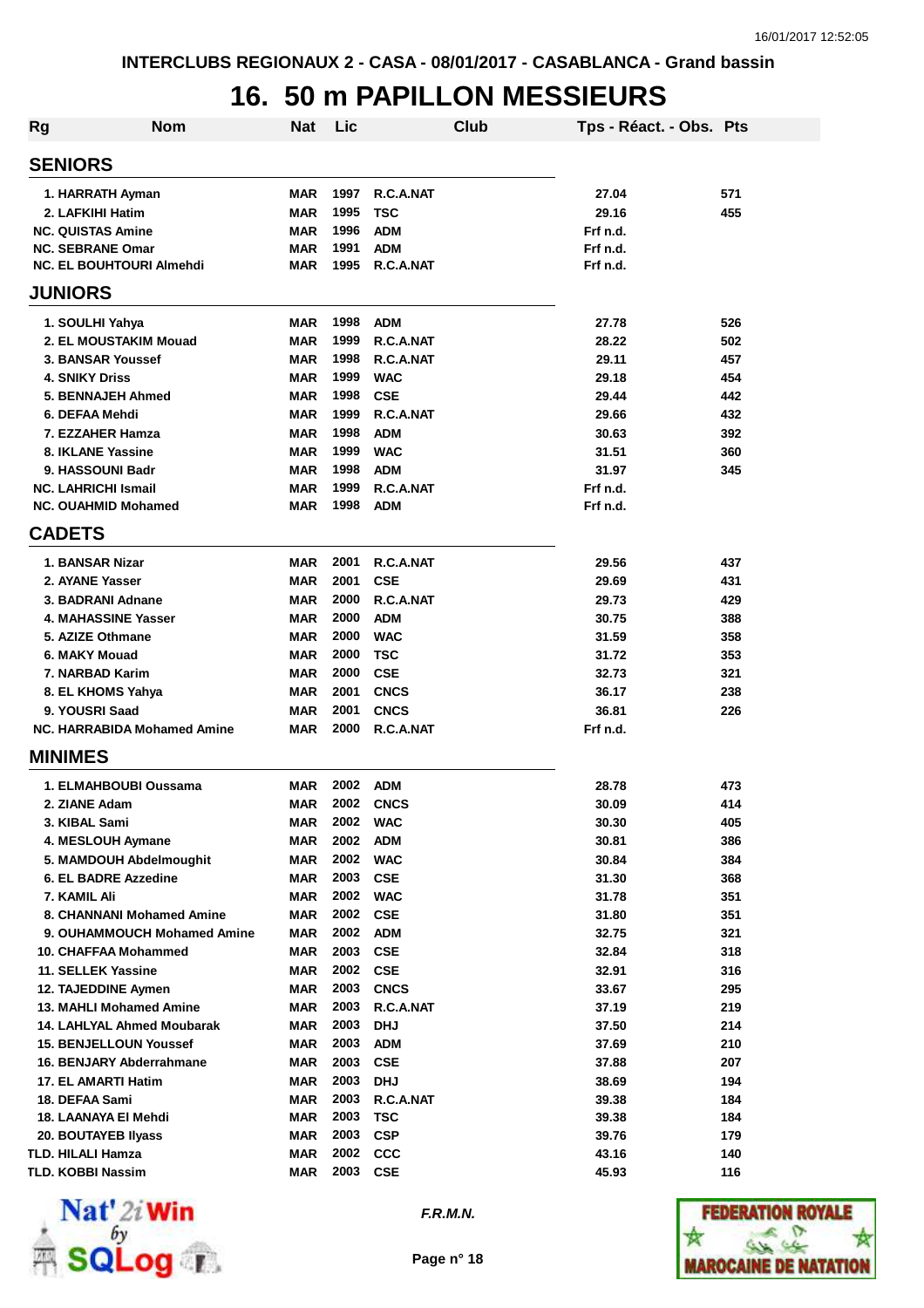INTERCLUBS REGIONAUX 2 - CASA - 08/01/2017 - CASABLANCA - Grand bassin

# 16. 50 m PAPILLON MESSIEURS

| Rg | Nom | Nat | Lic | Club | Tps - Réact. - Obs. | Pts |
|---|---|---|---|---|---|---|
| **SENIORS** | | | | | | |
| 1. | HARRATH Ayman | MAR | 1997 | R.C.A.NAT | 27.04 | 571 |
| 2. | LAFKIHI Hatim | MAR | 1995 | TSC | 29.16 | 455 |
| NC. | QUISTAS Amine | MAR | 1996 | ADM | Frf n.d. | |
| NC. | SEBRANE Omar | MAR | 1991 | ADM | Frf n.d. | |
| NC. | EL BOUHTOURI Almehdi | MAR | 1995 | R.C.A.NAT | Frf n.d. | |
| **JUNIORS** | | | | | | |
| 1. | SOULHI Yahya | MAR | 1998 | ADM | 27.78 | 526 |
| 2. | EL MOUSTAKIM Mouad | MAR | 1999 | R.C.A.NAT | 28.22 | 502 |
| 3. | BANSAR Youssef | MAR | 1998 | R.C.A.NAT | 29.11 | 457 |
| 4. | SNIKY Driss | MAR | 1999 | WAC | 29.18 | 454 |
| 5. | BENNAJEH Ahmed | MAR | 1998 | CSE | 29.44 | 442 |
| 6. | DEFAA Mehdi | MAR | 1999 | R.C.A.NAT | 29.66 | 432 |
| 7. | EZZAHER Hamza | MAR | 1998 | ADM | 30.63 | 392 |
| 8. | IKLANE Yassine | MAR | 1999 | WAC | 31.51 | 360 |
| 9. | HASSOUNI Badr | MAR | 1998 | ADM | 31.97 | 345 |
| NC. | LAHRICHI Ismail | MAR | 1999 | R.C.A.NAT | Frf n.d. | |
| NC. | OUAHMID Mohamed | MAR | 1998 | ADM | Frf n.d. | |
| **CADETS** | | | | | | |
| 1. | BANSAR Nizar | MAR | 2001 | R.C.A.NAT | 29.56 | 437 |
| 2. | AYANE Yasser | MAR | 2001 | CSE | 29.69 | 431 |
| 3. | BADRANI Adnane | MAR | 2000 | R.C.A.NAT | 29.73 | 429 |
| 4. | MAHASSINE Yasser | MAR | 2000 | ADM | 30.75 | 388 |
| 5. | AZIZE Othmane | MAR | 2000 | WAC | 31.59 | 358 |
| 6. | MAKY Mouad | MAR | 2000 | TSC | 31.72 | 353 |
| 7. | NARBAD Karim | MAR | 2000 | CSE | 32.73 | 321 |
| 8. | EL KHOMS Yahya | MAR | 2001 | CNCS | 36.17 | 238 |
| 9. | YOUSRI Saad | MAR | 2001 | CNCS | 36.81 | 226 |
| NC. | HARRABIDA Mohamed Amine | MAR | 2000 | R.C.A.NAT | Frf n.d. | |
| **MINIMES** | | | | | | |
| 1. | ELMAHBOUBI Oussama | MAR | 2002 | ADM | 28.78 | 473 |
| 2. | ZIANE Adam | MAR | 2002 | CNCS | 30.09 | 414 |
| 3. | KIBAL Sami | MAR | 2002 | WAC | 30.30 | 405 |
| 4. | MESLOUH Aymane | MAR | 2002 | ADM | 30.81 | 386 |
| 5. | MAMDOUH Abdelmoughit | MAR | 2002 | WAC | 30.84 | 384 |
| 6. | EL BADRE Azzedine | MAR | 2003 | CSE | 31.30 | 368 |
| 7. | KAMIL Ali | MAR | 2002 | WAC | 31.78 | 351 |
| 8. | CHANNANI Mohamed Amine | MAR | 2002 | CSE | 31.80 | 351 |
| 9. | OUHAMMOUCH Mohamed Amine | MAR | 2002 | ADM | 32.75 | 321 |
| 10. | CHAFFAA Mohammed | MAR | 2003 | CSE | 32.84 | 318 |
| 11. | SELLEK Yassine | MAR | 2002 | CSE | 32.91 | 316 |
| 12. | TAJEDDINE Aymen | MAR | 2003 | CNCS | 33.67 | 295 |
| 13. | MAHLI Mohamed Amine | MAR | 2003 | R.C.A.NAT | 37.19 | 219 |
| 14. | LAHLYAL Ahmed Moubarak | MAR | 2003 | DHJ | 37.50 | 214 |
| 15. | BENJELLOUN Youssef | MAR | 2003 | ADM | 37.69 | 210 |
| 16. | BENJARY Abderrahmane | MAR | 2003 | CSE | 37.88 | 207 |
| 17. | EL AMARTI Hatim | MAR | 2003 | DHJ | 38.69 | 194 |
| 18. | DEFAA Sami | MAR | 2003 | R.C.A.NAT | 39.38 | 184 |
| 18. | LAANAYA El Mehdi | MAR | 2003 | TSC | 39.38 | 184 |
| 20. | BOUTAYEB Ilyass | MAR | 2003 | CSP | 39.76 | 179 |
| TLD. | HILALI Hamza | MAR | 2002 | CCC | 43.16 | 140 |
| TLD. | KOBBI Nassim | MAR | 2003 | CSE | 45.93 | 116 |

*F.R.M.N.*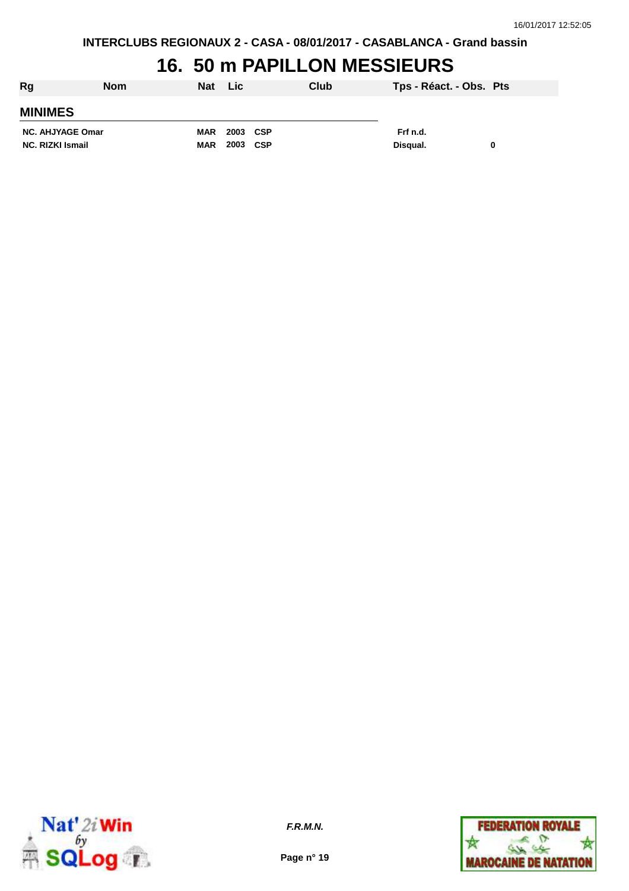INTERCLUBS REGIONAUX 2 - CASA - 08/01/2017 - CASABLANCA - Grand bassin

# 16. 50 m PAPILLON MESSIEURS

| Rg | Nom | Nat | Lic | Club | Tps - Réact. - Obs. | Pts |
|---|---|---|---|---|---|---|
| **MINIMES** | | | | | | |
| NC. | AHJYAGE Omar | MAR | 2003 | CSP | Frf n.d. | |
| NC. | RIZKI Ismail | MAR | 2003 | CSP | Disqual. | 0 |

F.R.M.N.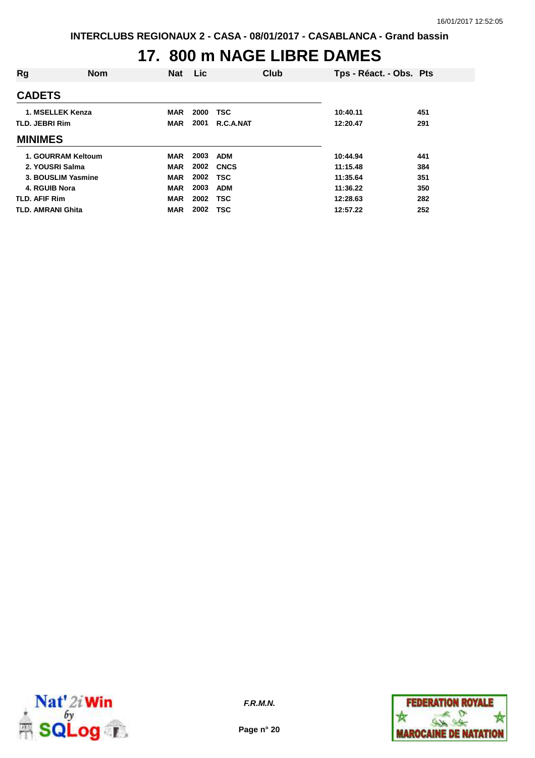INTERCLUBS REGIONAUX 2 - CASA - 08/01/2017 - CASABLANCA - Grand bassin

# 17. 800 m NAGE LIBRE DAMES

| Rg | Nom | Nat | Lic | Club | Tps - Réact. - Obs. | Pts |
|---|---|---|---|---|---|---|
| **CADETS** | | | | | | |
| 1. | MSELLEK Kenza | MAR | 2000 | TSC | 10:40.11 | 451 |
| TLD. | JEBRI Rim | MAR | 2001 | R.C.A.NAT | 12:20.47 | 291 |
| **MINIMES** | | | | | | |
| 1. | GOURRAM Keltoum | MAR | 2003 | ADM | 10:44.94 | 441 |
| 2. | YOUSRI Salma | MAR | 2002 | CNCS | 11:15.48 | 384 |
| 3. | BOUSLIM Yasmine | MAR | 2002 | TSC | 11:35.64 | 351 |
| 4. | RGUIB Nora | MAR | 2003 | ADM | 11:36.22 | 350 |
| TLD. | AFIF Rim | MAR | 2002 | TSC | 12:28.63 | 282 |
| TLD. | AMRANI Ghita | MAR | 2002 | TSC | 12:57.22 | 252 |

*F.R.M.N.*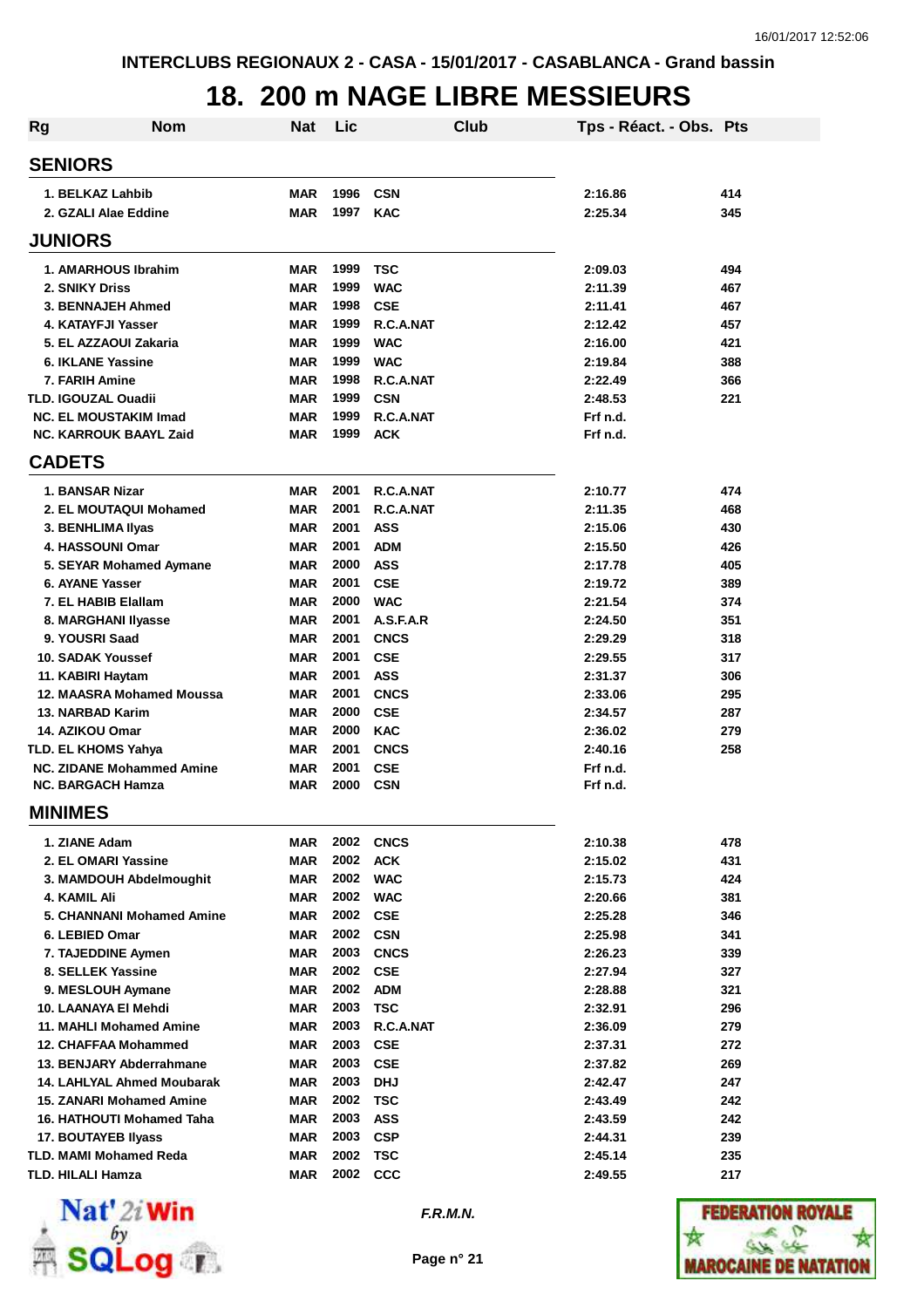INTERCLUBS REGIONAUX 2 - CASA - 15/01/2017 - CASABLANCA - Grand bassin

# 18. 200 m NAGE LIBRE MESSIEURS

| Rg | Nom | Nat | Lic | Club | Tps - Réact. - Obs. | Pts |
|---|---|---|---|---|---|---|
| **SENIORS** | | | | | | |
| 1. | BELKAZ Lahbib | MAR | 1996 | CSN | 2:16.86 | 414 |
| 2. | GZALI Alae Eddine | MAR | 1997 | KAC | 2:25.34 | 345 |
| **JUNIORS** | | | | | | |
| 1. | AMARHOUS Ibrahim | MAR | 1999 | TSC | 2:09.03 | 494 |
| 2. | SNIKY Driss | MAR | 1999 | WAC | 2:11.39 | 467 |
| 3. | BENNAJEH Ahmed | MAR | 1998 | CSE | 2:11.41 | 467 |
| 4. | KATAYFJI Yasser | MAR | 1999 | R.C.A.NAT | 2:12.42 | 457 |
| 5. | EL AZZAOUI Zakaria | MAR | 1999 | WAC | 2:16.00 | 421 |
| 6. | IKLANE Yassine | MAR | 1999 | WAC | 2:19.84 | 388 |
| 7. | FARIH Amine | MAR | 1998 | R.C.A.NAT | 2:22.49 | 366 |
| TLD. | IGOUZAL Ouadii | MAR | 1999 | CSN | 2:48.53 | 221 |
| NC. | EL MOUSTAKIM Imad | MAR | 1999 | R.C.A.NAT | Frf n.d. | |
| NC. | KARROUK BAAYL Zaid | MAR | 1999 | ACK | Frf n.d. | |
| **CADETS** | | | | | | |
| 1. | BANSAR Nizar | MAR | 2001 | R.C.A.NAT | 2:10.77 | 474 |
| 2. | EL MOUTAQUI Mohamed | MAR | 2001 | R.C.A.NAT | 2:11.35 | 468 |
| 3. | BENHLIMA Ilyas | MAR | 2001 | ASS | 2:15.06 | 430 |
| 4. | HASSOUNI Omar | MAR | 2001 | ADM | 2:15.50 | 426 |
| 5. | SEYAR Mohamed Aymane | MAR | 2000 | ASS | 2:17.78 | 405 |
| 6. | AYANE Yasser | MAR | 2001 | CSE | 2:19.72 | 389 |
| 7. | EL HABIB Elallam | MAR | 2000 | WAC | 2:21.54 | 374 |
| 8. | MARGHANI Ilyasse | MAR | 2001 | A.S.F.A.R | 2:24.50 | 351 |
| 9. | YOUSRI Saad | MAR | 2001 | CNCS | 2:29.29 | 318 |
| 10. | SADAK Youssef | MAR | 2001 | CSE | 2:29.55 | 317 |
| 11. | KABIRI Haytam | MAR | 2001 | ASS | 2:31.37 | 306 |
| 12. | MAASRA Mohamed Moussa | MAR | 2001 | CNCS | 2:33.06 | 295 |
| 13. | NARBAD Karim | MAR | 2000 | CSE | 2:34.57 | 287 |
| 14. | AZIKOU Omar | MAR | 2000 | KAC | 2:36.02 | 279 |
| TLD. | EL KHOMS Yahya | MAR | 2001 | CNCS | 2:40.16 | 258 |
| NC. | ZIDANE Mohammed Amine | MAR | 2001 | CSE | Frf n.d. | |
| NC. | BARGACH Hamza | MAR | 2000 | CSN | Frf n.d. | |
| **MINIMES** | | | | | | |
| 1. | ZIANE Adam | MAR | 2002 | CNCS | 2:10.38 | 478 |
| 2. | EL OMARI Yassine | MAR | 2002 | ACK | 2:15.02 | 431 |
| 3. | MAMDOUH Abdelmoughit | MAR | 2002 | WAC | 2:15.73 | 424 |
| 4. | KAMIL Ali | MAR | 2002 | WAC | 2:20.66 | 381 |
| 5. | CHANNANI Mohamed Amine | MAR | 2002 | CSE | 2:25.28 | 346 |
| 6. | LEBIED Omar | MAR | 2002 | CSN | 2:25.98 | 341 |
| 7. | TAJEDDINE Aymen | MAR | 2003 | CNCS | 2:26.23 | 339 |
| 8. | SELLEK Yassine | MAR | 2002 | CSE | 2:27.94 | 327 |
| 9. | MESLOUH Aymane | MAR | 2002 | ADM | 2:28.88 | 321 |
| 10. | LAANAYA El Mehdi | MAR | 2003 | TSC | 2:32.91 | 296 |
| 11. | MAHLI Mohamed Amine | MAR | 2003 | R.C.A.NAT | 2:36.09 | 279 |
| 12. | CHAFFAA Mohammed | MAR | 2003 | CSE | 2:37.31 | 272 |
| 13. | BENJARY Abderrahmane | MAR | 2003 | CSE | 2:37.82 | 269 |
| 14. | LAHLYAL Ahmed Moubarak | MAR | 2003 | DHJ | 2:42.47 | 247 |
| 15. | ZANARI Mohamed Amine | MAR | 2002 | TSC | 2:43.49 | 242 |
| 16. | HATHOUTI Mohamed Taha | MAR | 2003 | ASS | 2:43.59 | 242 |
| 17. | BOUTAYEB Ilyass | MAR | 2003 | CSP | 2:44.31 | 239 |
| TLD. | MAMI Mohamed Reda | MAR | 2002 | TSC | 2:45.14 | 235 |
| TLD. | HILALI Hamza | MAR | 2002 | CCC | 2:49.55 | 217 |

*F.R.M.N.*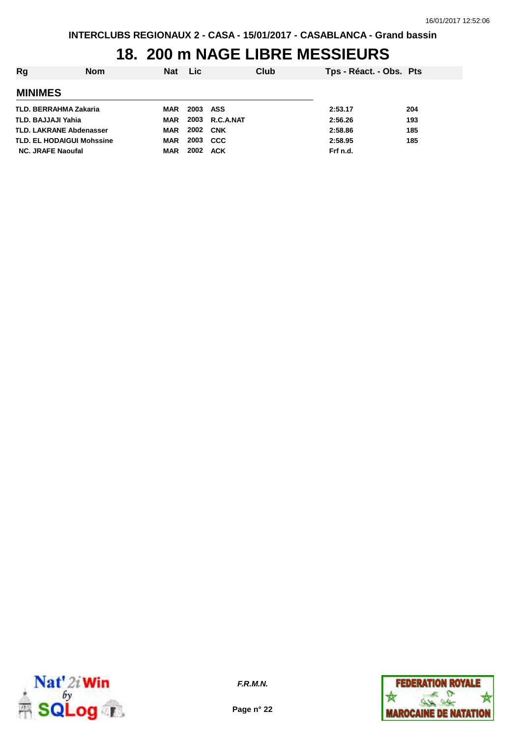INTERCLUBS REGIONAUX 2 - CASA - 15/01/2017 - CASABLANCA - Grand bassin

# 18. 200 m NAGE LIBRE MESSIEURS

| Rg | Nom | Nat | Lic | Club | Tps - Réact. - Obs. | Pts |
|---|---|---|---|---|---|---|
| **MINIMES** | | | | | | |
| TLD. | BERRAHMA Zakaria | MAR | 2003 | ASS | 2:53.17 | 204 |
| TLD. | BAJJAJI Yahia | MAR | 2003 | R.C.A.NAT | 2:56.26 | 193 |
| TLD. | LAKRANE Abdenasser | MAR | 2002 | CNK | 2:58.86 | 185 |
| TLD. | EL HODAIGUI Mohssine | MAR | 2003 | CCC | 2:58.95 | 185 |
| NC. | JRAFE Naoufal | MAR | 2002 | ACK | Frf n.d. | |

*F.R.M.N.*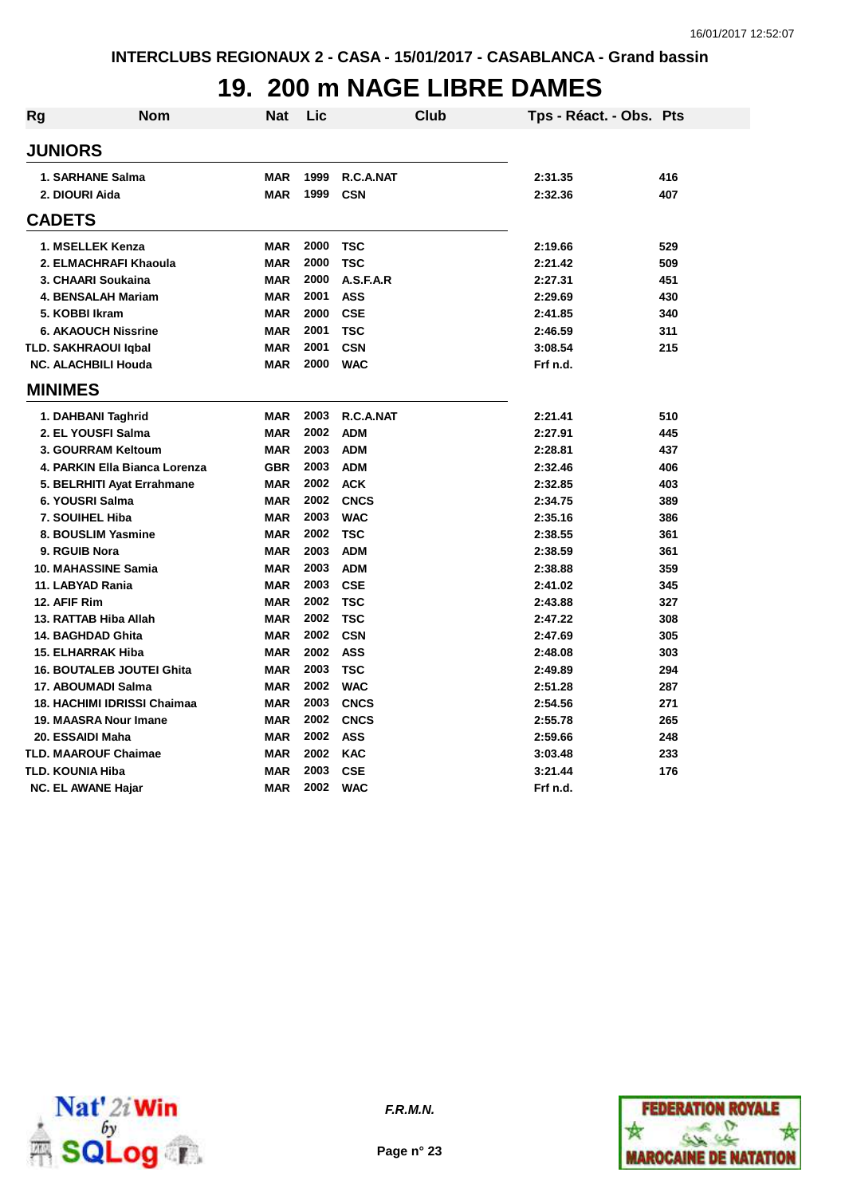INTERCLUBS REGIONAUX 2 - CASA - 15/01/2017 - CASABLANCA - Grand bassin

# 19. 200 m NAGE LIBRE DAMES

| Rg | Nom | Nat | Lic | Club | Tps - Réact. - Obs. | Pts |
|---|---|---|---|---|---|---|
| **JUNIORS** | | | | | | |
| 1. | SARHANE Salma | MAR | 1999 | R.C.A.NAT | 2:31.35 | 416 |
| 2. | DIOURI Aida | MAR | 1999 | CSN | 2:32.36 | 407 |
| **CADETS** | | | | | | |
| 1. | MSELLEK Kenza | MAR | 2000 | TSC | 2:19.66 | 529 |
| 2. | ELMACHRAFI Khaoula | MAR | 2000 | TSC | 2:21.42 | 509 |
| 3. | CHAARI Soukaina | MAR | 2000 | A.S.F.A.R | 2:27.31 | 451 |
| 4. | BENSALAH Mariam | MAR | 2001 | ASS | 2:29.69 | 430 |
| 5. | KOBBI Ikram | MAR | 2000 | CSE | 2:41.85 | 340 |
| 6. | AKAOUCH Nissrine | MAR | 2001 | TSC | 2:46.59 | 311 |
| TLD. | SAKHRAOUI Iqbal | MAR | 2001 | CSN | 3:08.54 | 215 |
| NC. | ALACHBILI Houda | MAR | 2000 | WAC | Frf n.d. | |
| **MINIMES** | | | | | | |
| 1. | DAHBANI Taghrid | MAR | 2003 | R.C.A.NAT | 2:21.41 | 510 |
| 2. | EL YOUSFI Salma | MAR | 2002 | ADM | 2:27.91 | 445 |
| 3. | GOURRAM Keltoum | MAR | 2003 | ADM | 2:28.81 | 437 |
| 4. | PARKIN Ella Bianca Lorenza | GBR | 2003 | ADM | 2:32.46 | 406 |
| 5. | BELRHITI Ayat Errahmane | MAR | 2002 | ACK | 2:32.85 | 403 |
| 6. | YOUSRI Salma | MAR | 2002 | CNCS | 2:34.75 | 389 |
| 7. | SOUIHEL Hiba | MAR | 2003 | WAC | 2:35.16 | 386 |
| 8. | BOUSLIM Yasmine | MAR | 2002 | TSC | 2:38.55 | 361 |
| 9. | RGUIB Nora | MAR | 2003 | ADM | 2:38.59 | 361 |
| 10. | MAHASSINE Samia | MAR | 2003 | ADM | 2:38.88 | 359 |
| 11. | LABYAD Rania | MAR | 2003 | CSE | 2:41.02 | 345 |
| 12. | AFIF Rim | MAR | 2002 | TSC | 2:43.88 | 327 |
| 13. | RATTAB Hiba Allah | MAR | 2002 | TSC | 2:47.22 | 308 |
| 14. | BAGHDAD Ghita | MAR | 2002 | CSN | 2:47.69 | 305 |
| 15. | ELHARRAK Hiba | MAR | 2002 | ASS | 2:48.08 | 303 |
| 16. | BOUTALEB JOUTEI Ghita | MAR | 2003 | TSC | 2:49.89 | 294 |
| 17. | ABOUMADI Salma | MAR | 2002 | WAC | 2:51.28 | 287 |
| 18. | HACHIMI IDRISSI Chaimaa | MAR | 2003 | CNCS | 2:54.56 | 271 |
| 19. | MAASRA Nour Imane | MAR | 2002 | CNCS | 2:55.78 | 265 |
| 20. | ESSAIDI Maha | MAR | 2002 | ASS | 2:59.66 | 248 |
| TLD. | MAAROUF Chaimae | MAR | 2002 | KAC | 3:03.48 | 233 |
| TLD. | KOUNIA Hiba | MAR | 2003 | CSE | 3:21.44 | 176 |
| NC. | EL AWANE Hajar | MAR | 2002 | WAC | Frf n.d. | |

*F.R.M.N.*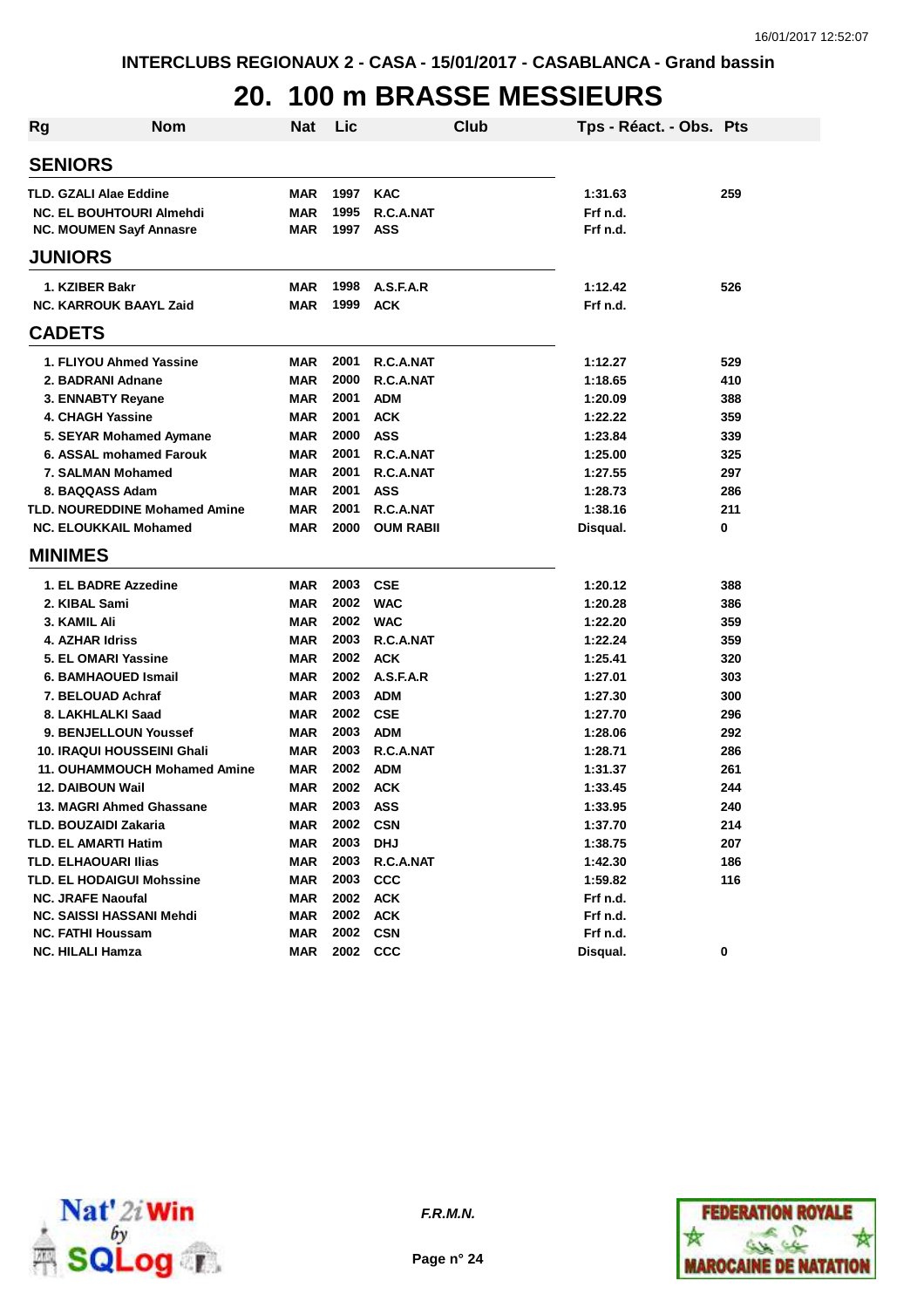INTERCLUBS REGIONAUX 2 - CASA - 15/01/2017 - CASABLANCA - Grand bassin

# 20. 100 m BRASSE MESSIEURS

| Rg | Nom | Nat | Lic | Club | Tps - Réact. - Obs. | Pts |
|---|---|---|---|---|---|---|
| **SENIORS** | | | | | | |
| TLD. | GZALI Alae Eddine | MAR | 1997 | KAC | 1:31.63 | 259 |
| NC. | EL BOUHTOURI Almehdi | MAR | 1995 | R.C.A.NAT | Frf n.d. | |
| NC. | MOUMEN Sayf Annasre | MAR | 1997 | ASS | Frf n.d. | |
| **JUNIORS** | | | | | | |
| 1. | KZIBER Bakr | MAR | 1998 | A.S.F.A.R | 1:12.42 | 526 |
| NC. | KARROUK BAAYL Zaid | MAR | 1999 | ACK | Frf n.d. | |
| **CADETS** | | | | | | |
| 1. | FLIYOU Ahmed Yassine | MAR | 2001 | R.C.A.NAT | 1:12.27 | 529 |
| 2. | BADRANI Adnane | MAR | 2000 | R.C.A.NAT | 1:18.65 | 410 |
| 3. | ENNABTY Reyane | MAR | 2001 | ADM | 1:20.09 | 388 |
| 4. | CHAGH Yassine | MAR | 2001 | ACK | 1:22.22 | 359 |
| 5. | SEYAR Mohamed Aymane | MAR | 2000 | ASS | 1:23.84 | 339 |
| 6. | ASSAL mohamed Farouk | MAR | 2001 | R.C.A.NAT | 1:25.00 | 325 |
| 7. | SALMAN Mohamed | MAR | 2001 | R.C.A.NAT | 1:27.55 | 297 |
| 8. | BAQQASS Adam | MAR | 2001 | ASS | 1:28.73 | 286 |
| TLD. | NOUREDDINE Mohamed Amine | MAR | 2001 | R.C.A.NAT | 1:38.16 | 211 |
| NC. | ELOUKKAIL Mohamed | MAR | 2000 | OUM RABII | Disqual. | 0 |
| **MINIMES** | | | | | | |
| 1. | EL BADRE Azzedine | MAR | 2003 | CSE | 1:20.12 | 388 |
| 2. | KIBAL Sami | MAR | 2002 | WAC | 1:20.28 | 386 |
| 3. | KAMIL Ali | MAR | 2002 | WAC | 1:22.20 | 359 |
| 4. | AZHAR Idriss | MAR | 2003 | R.C.A.NAT | 1:22.24 | 359 |
| 5. | EL OMARI Yassine | MAR | 2002 | ACK | 1:25.41 | 320 |
| 6. | BAMHAOUED Ismail | MAR | 2002 | A.S.F.A.R | 1:27.01 | 303 |
| 7. | BELOUAD Achraf | MAR | 2003 | ADM | 1:27.30 | 300 |
| 8. | LAKHLALKI Saad | MAR | 2002 | CSE | 1:27.70 | 296 |
| 9. | BENJELLOUN Youssef | MAR | 2003 | ADM | 1:28.06 | 292 |
| 10. | IRAQUI HOUSSEINI Ghali | MAR | 2003 | R.C.A.NAT | 1:28.71 | 286 |
| 11. | OUHAMMOUCH Mohamed Amine | MAR | 2002 | ADM | 1:31.37 | 261 |
| 12. | DAIBOUN Wail | MAR | 2002 | ACK | 1:33.45 | 244 |
| 13. | MAGRI Ahmed Ghassane | MAR | 2003 | ASS | 1:33.95 | 240 |
| TLD. | BOUZAIDI Zakaria | MAR | 2002 | CSN | 1:37.70 | 214 |
| TLD. | EL AMARTI Hatim | MAR | 2003 | DHJ | 1:38.75 | 207 |
| TLD. | ELHAOUARI Ilias | MAR | 2003 | R.C.A.NAT | 1:42.30 | 186 |
| TLD. | EL HODAIGUI Mohssine | MAR | 2003 | CCC | 1:59.82 | 116 |
| NC. | JRAFE Naoufal | MAR | 2002 | ACK | Frf n.d. | |
| NC. | SAISSI HASSANI Mehdi | MAR | 2002 | ACK | Frf n.d. | |
| NC. | FATHI Houssam | MAR | 2002 | CSN | Frf n.d. | |
| NC. | HILALI Hamza | MAR | 2002 | CCC | Disqual. | 0 |

*F.R.M.N.*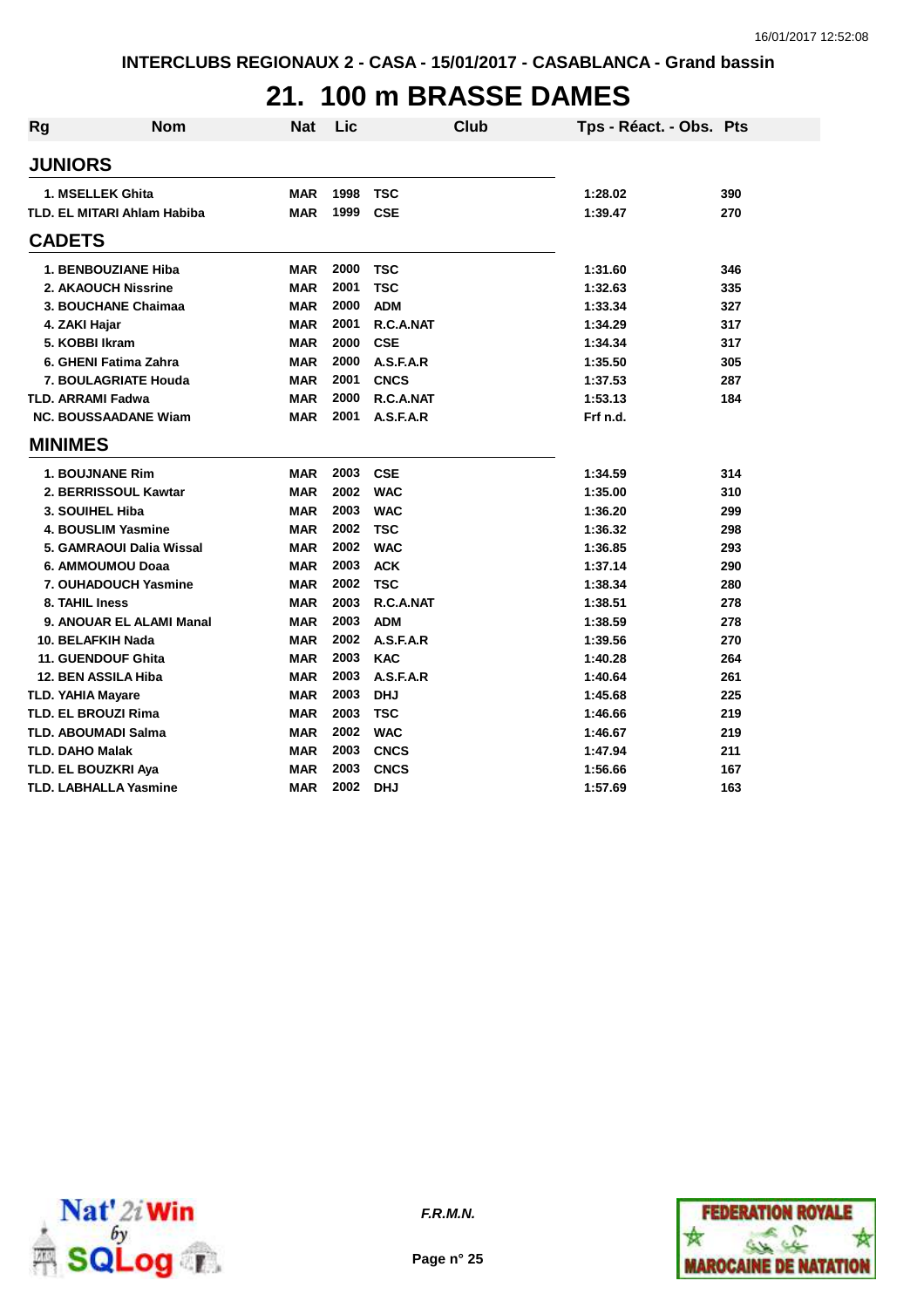INTERCLUBS REGIONAUX 2 - CASA - 15/01/2017 - CASABLANCA - Grand bassin

# 21. 100 m BRASSE DAMES

| Rg | Nom | Nat | Lic | Club | Tps - Réact. - Obs. | Pts |
|---|---|---|---|---|---|---|
| **JUNIORS** | | | | | | |
| 1. | MSELLEK Ghita | MAR | 1998 | TSC | 1:28.02 | 390 |
| TLD. | EL MITARI Ahlam Habiba | MAR | 1999 | CSE | 1:39.47 | 270 |
| **CADETS** | | | | | | |
| 1. | BENBOUZIANE Hiba | MAR | 2000 | TSC | 1:31.60 | 346 |
| 2. | AKAOUCH Nissrine | MAR | 2001 | TSC | 1:32.63 | 335 |
| 3. | BOUCHANE Chaimaa | MAR | 2000 | ADM | 1:33.34 | 327 |
| 4. | ZAKI Hajar | MAR | 2001 | R.C.A.NAT | 1:34.29 | 317 |
| 5. | KOBBI Ikram | MAR | 2000 | CSE | 1:34.34 | 317 |
| 6. | GHENI Fatima Zahra | MAR | 2000 | A.S.F.A.R | 1:35.50 | 305 |
| 7. | BOULAGRIATE Houda | MAR | 2001 | CNCS | 1:37.53 | 287 |
| TLD. | ARRAMI Fadwa | MAR | 2000 | R.C.A.NAT | 1:53.13 | 184 |
| NC. | BOUSSAADANE Wiam | MAR | 2001 | A.S.F.A.R | Frf n.d. | |
| **MINIMES** | | | | | | |
| 1. | BOUJNANE Rim | MAR | 2003 | CSE | 1:34.59 | 314 |
| 2. | BERRISSOUL Kawtar | MAR | 2002 | WAC | 1:35.00 | 310 |
| 3. | SOUIHEL Hiba | MAR | 2003 | WAC | 1:36.20 | 299 |
| 4. | BOUSLIM Yasmine | MAR | 2002 | TSC | 1:36.32 | 298 |
| 5. | GAMRAOUI Dalia Wissal | MAR | 2002 | WAC | 1:36.85 | 293 |
| 6. | AMMOUMOU Doaa | MAR | 2003 | ACK | 1:37.14 | 290 |
| 7. | OUHADOUCH Yasmine | MAR | 2002 | TSC | 1:38.34 | 280 |
| 8. | TAHIL Iness | MAR | 2003 | R.C.A.NAT | 1:38.51 | 278 |
| 9. | ANOUAR EL ALAMI Manal | MAR | 2003 | ADM | 1:38.59 | 278 |
| 10. | BELAFKIH Nada | MAR | 2002 | A.S.F.A.R | 1:39.56 | 270 |
| 11. | GUENDOUF Ghita | MAR | 2003 | KAC | 1:40.28 | 264 |
| 12. | BEN ASSILA Hiba | MAR | 2003 | A.S.F.A.R | 1:40.64 | 261 |
| TLD. | YAHIA Mayare | MAR | 2003 | DHJ | 1:45.68 | 225 |
| TLD. | EL BROUZI Rima | MAR | 2003 | TSC | 1:46.66 | 219 |
| TLD. | ABOUMADI Salma | MAR | 2002 | WAC | 1:46.67 | 219 |
| TLD. | DAHO Malak | MAR | 2003 | CNCS | 1:47.94 | 211 |
| TLD. | EL BOUZKRI Aya | MAR | 2003 | CNCS | 1:56.66 | 167 |
| TLD. | LABHALLA Yasmine | MAR | 2002 | DHJ | 1:57.69 | 163 |

*F.R.M.N.*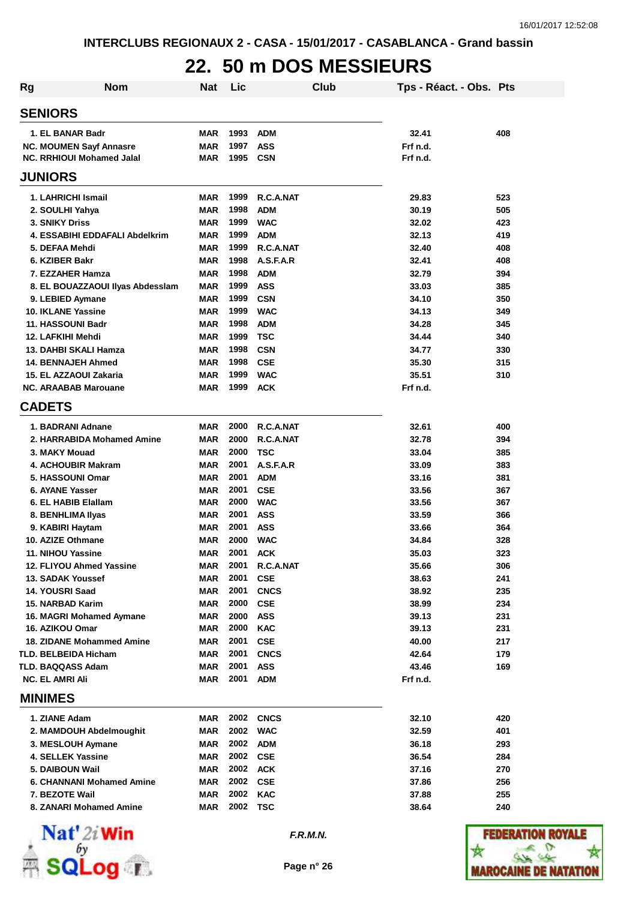INTERCLUBS REGIONAUX 2 - CASA - 15/01/2017 - CASABLANCA - Grand bassin

# 22. 50 m DOS MESSIEURS

| Rg | Nom | Nat | Lic | Club | Tps - Réact. - Obs. | Pts |
|---|---|---|---|---|---|---|
| **SENIORS** | | | | | | |
| 1. EL BANAR Badr | | MAR | 1993 | ADM | 32.41 | 408 |
| NC. MOUMEN Sayf Annasre | | MAR | 1997 | ASS | Frf n.d. | |
| NC. RRHIOUI Mohamed Jalal | | MAR | 1995 | CSN | Frf n.d. | |
| **JUNIORS** | | | | | | |
| 1. LAHRICHI Ismail | | MAR | 1999 | R.C.A.NAT | 29.83 | 523 |
| 2. SOULHI Yahya | | MAR | 1998 | ADM | 30.19 | 505 |
| 3. SNIKY Driss | | MAR | 1999 | WAC | 32.02 | 423 |
| 4. ESSABIHI EDDAFALI Abdelkrim | | MAR | 1999 | ADM | 32.13 | 419 |
| 5. DEFAA Mehdi | | MAR | 1999 | R.C.A.NAT | 32.40 | 408 |
| 6. KZIBER Bakr | | MAR | 1998 | A.S.F.A.R | 32.41 | 408 |
| 7. EZZAHER Hamza | | MAR | 1998 | ADM | 32.79 | 394 |
| 8. EL BOUAZZAOUI Ilyas Abdesslam | | MAR | 1999 | ASS | 33.03 | 385 |
| 9. LEBIED Aymane | | MAR | 1999 | CSN | 34.10 | 350 |
| 10. IKLANE Yassine | | MAR | 1999 | WAC | 34.13 | 349 |
| 11. HASSOUNI Badr | | MAR | 1998 | ADM | 34.28 | 345 |
| 12. LAFKIHI Mehdi | | MAR | 1999 | TSC | 34.44 | 340 |
| 13. DAHBI SKALI Hamza | | MAR | 1998 | CSN | 34.77 | 330 |
| 14. BENNAJEH Ahmed | | MAR | 1998 | CSE | 35.30 | 315 |
| 15. EL AZZAOUI Zakaria | | MAR | 1999 | WAC | 35.51 | 310 |
| NC. ARAABAB Marouane | | MAR | 1999 | ACK | Frf n.d. | |
| **CADETS** | | | | | | |
| 1. BADRANI Adnane | | MAR | 2000 | R.C.A.NAT | 32.61 | 400 |
| 2. HARRABIDA Mohamed Amine | | MAR | 2000 | R.C.A.NAT | 32.78 | 394 |
| 3. MAKY Mouad | | MAR | 2000 | TSC | 33.04 | 385 |
| 4. ACHOUBIR Makram | | MAR | 2001 | A.S.F.A.R | 33.09 | 383 |
| 5. HASSOUNI Omar | | MAR | 2001 | ADM | 33.16 | 381 |
| 6. AYANE Yasser | | MAR | 2001 | CSE | 33.56 | 367 |
| 6. EL HABIB Elallam | | MAR | 2000 | WAC | 33.56 | 367 |
| 8. BENHLIMA Ilyas | | MAR | 2001 | ASS | 33.59 | 366 |
| 9. KABIRI Haytam | | MAR | 2001 | ASS | 33.66 | 364 |
| 10. AZIZE Othmane | | MAR | 2000 | WAC | 34.84 | 328 |
| 11. NIHOU Yassine | | MAR | 2001 | ACK | 35.03 | 323 |
| 12. FLIYOU Ahmed Yassine | | MAR | 2001 | R.C.A.NAT | 35.66 | 306 |
| 13. SADAK Youssef | | MAR | 2001 | CSE | 38.63 | 241 |
| 14. YOUSRI Saad | | MAR | 2001 | CNCS | 38.92 | 235 |
| 15. NARBAD Karim | | MAR | 2000 | CSE | 38.99 | 234 |
| 16. MAGRI Mohamed Aymane | | MAR | 2000 | ASS | 39.13 | 231 |
| 16. AZIKOU Omar | | MAR | 2000 | KAC | 39.13 | 231 |
| 18. ZIDANE Mohammed Amine | | MAR | 2001 | CSE | 40.00 | 217 |
| TLD. BELBEIDA Hicham | | MAR | 2001 | CNCS | 42.64 | 179 |
| TLD. BAQQASS Adam | | MAR | 2001 | ASS | 43.46 | 169 |
| NC. EL AMRI Ali | | MAR | 2001 | ADM | Frf n.d. | |
| **MINIMES** | | | | | | |
| 1. ZIANE Adam | | MAR | 2002 | CNCS | 32.10 | 420 |
| 2. MAMDOUH Abdelmoughit | | MAR | 2002 | WAC | 32.59 | 401 |
| 3. MESLOUH Aymane | | MAR | 2002 | ADM | 36.18 | 293 |
| 4. SELLEK Yassine | | MAR | 2002 | CSE | 36.54 | 284 |
| 5. DAIBOUN Wail | | MAR | 2002 | ACK | 37.16 | 270 |
| 6. CHANNANI Mohamed Amine | | MAR | 2002 | CSE | 37.86 | 256 |
| 7. BEZOTE Wail | | MAR | 2002 | KAC | 37.88 | 255 |
| 8. ZANARI Mohamed Amine | | MAR | 2002 | TSC | 38.64 | 240 |

*F.R.M.N.*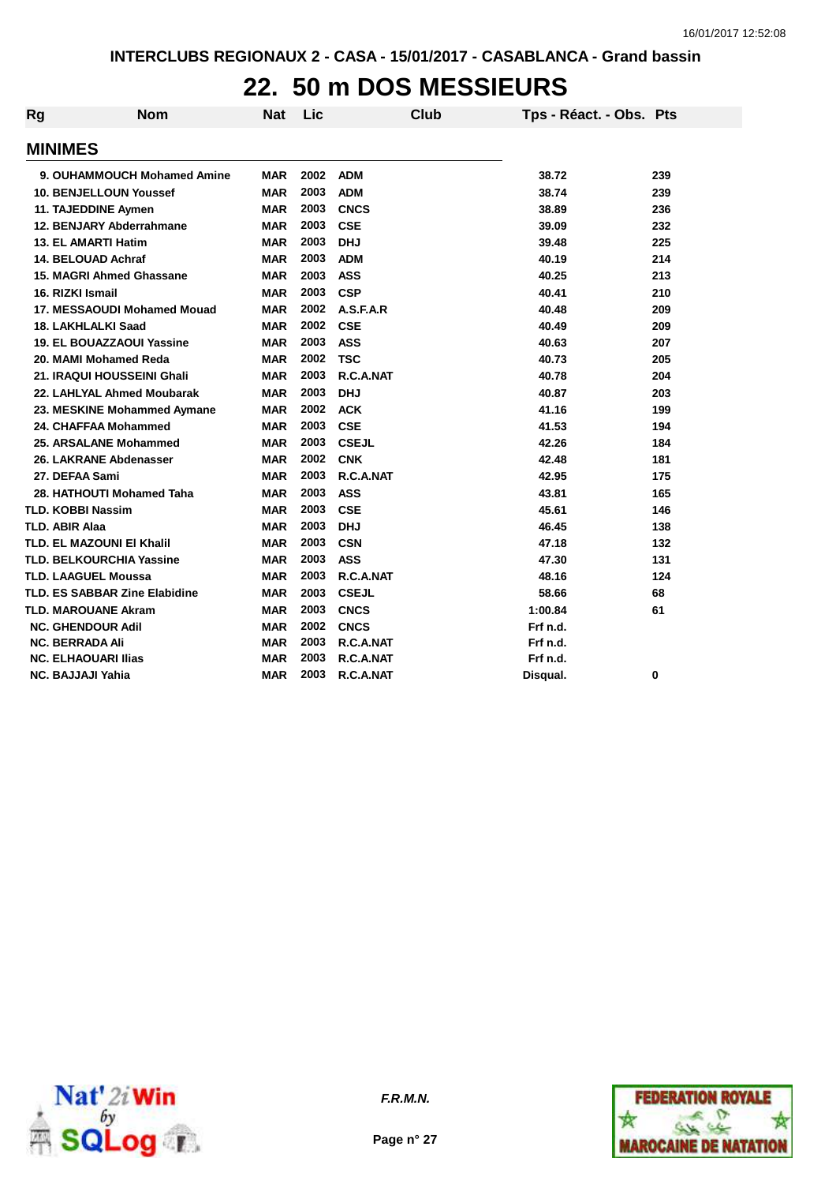INTERCLUBS REGIONAUX 2 - CASA - 15/01/2017 - CASABLANCA - Grand bassin

# 22. 50 m DOS MESSIEURS

## MINIMES

| Rg | Nom | Nat | Lic | Club | Tps - Réact. - Obs. | Pts |
|---|---|---|---|---|---|---|
| 9. | OUHAMMOUCH Mohamed Amine | MAR | 2002 | ADM | 38.72 | 239 |
| 10. | BENJELLOUN Youssef | MAR | 2003 | ADM | 38.74 | 239 |
| 11. | TAJEDDINE Aymen | MAR | 2003 | CNCS | 38.89 | 236 |
| 12. | BENJARY Abderrahmane | MAR | 2003 | CSE | 39.09 | 232 |
| 13. | EL AMARTI Hatim | MAR | 2003 | DHJ | 39.48 | 225 |
| 14. | BELOUAD Achraf | MAR | 2003 | ADM | 40.19 | 214 |
| 15. | MAGRI Ahmed Ghassane | MAR | 2003 | ASS | 40.25 | 213 |
| 16. | RIZKI Ismail | MAR | 2003 | CSP | 40.41 | 210 |
| 17. | MESSAOUDI Mohamed Mouad | MAR | 2002 | A.S.F.A.R | 40.48 | 209 |
| 18. | LAKHLALKI Saad | MAR | 2002 | CSE | 40.49 | 209 |
| 19. | EL BOUAZZAOUI Yassine | MAR | 2003 | ASS | 40.63 | 207 |
| 20. | MAMI Mohamed Reda | MAR | 2002 | TSC | 40.73 | 205 |
| 21. | IRAQUI HOUSSEINI Ghali | MAR | 2003 | R.C.A.NAT | 40.78 | 204 |
| 22. | LAHLYAL Ahmed Moubarak | MAR | 2003 | DHJ | 40.87 | 203 |
| 23. | MESKINE Mohammed Aymane | MAR | 2002 | ACK | 41.16 | 199 |
| 24. | CHAFFAA Mohammed | MAR | 2003 | CSE | 41.53 | 194 |
| 25. | ARSALANE Mohammed | MAR | 2003 | CSEJL | 42.26 | 184 |
| 26. | LAKRANE Abdenasser | MAR | 2002 | CNK | 42.48 | 181 |
| 27. | DEFAA Sami | MAR | 2003 | R.C.A.NAT | 42.95 | 175 |
| 28. | HATHOUTI Mohamed Taha | MAR | 2003 | ASS | 43.81 | 165 |
| TLD. | KOBBI Nassim | MAR | 2003 | CSE | 45.61 | 146 |
| TLD. | ABIR Alaa | MAR | 2003 | DHJ | 46.45 | 138 |
| TLD. | EL MAZOUNI El Khalil | MAR | 2003 | CSN | 47.18 | 132 |
| TLD. | BELKOURCHIA Yassine | MAR | 2003 | ASS | 47.30 | 131 |
| TLD. | LAAGUEL Moussa | MAR | 2003 | R.C.A.NAT | 48.16 | 124 |
| TLD. | ES SABBAR Zine Elabidine | MAR | 2003 | CSEJL | 58.66 | 68 |
| TLD. | MAROUANE Akram | MAR | 2003 | CNCS | 1:00.84 | 61 |
| NC. | GHENDOUR Adil | MAR | 2002 | CNCS | Frf n.d. | |
| NC. | BERRADA Ali | MAR | 2003 | R.C.A.NAT | Frf n.d. | |
| NC. | ELHAOUARI Ilias | MAR | 2003 | R.C.A.NAT | Frf n.d. | |
| NC. | BAJJAJI Yahia | MAR | 2003 | R.C.A.NAT | Disqual. | 0 |

*F.R.M.N.*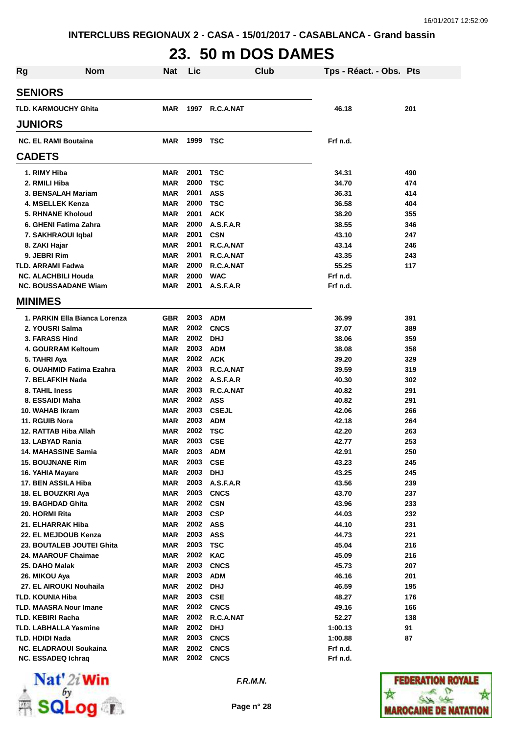INTERCLUBS REGIONAUX 2 - CASA - 15/01/2017 - CASABLANCA - Grand bassin

# 23. 50 m DOS DAMES

| Rg | Nom | Nat | Lic | Club | Tps - Réact. - Obs. | Pts |
|---|---|---|---|---|---|---|
| **SENIORS** | | | | | | |
| TLD. | KARMOUCHY Ghita | MAR | 1997 | R.C.A.NAT | 46.18 | 201 |
| **JUNIORS** | | | | | | |
| NC. | EL RAMI Boutaina | MAR | 1999 | TSC | Frf n.d. | |
| **CADETS** | | | | | | |
| 1. | RIMY Hiba | MAR | 2001 | TSC | 34.31 | 490 |
| 2. | RMILI Hiba | MAR | 2000 | TSC | 34.70 | 474 |
| 3. | BENSALAH Mariam | MAR | 2001 | ASS | 36.31 | 414 |
| 4. | MSELLEK Kenza | MAR | 2000 | TSC | 36.58 | 404 |
| 5. | RHNANE Kholoud | MAR | 2001 | ACK | 38.20 | 355 |
| 6. | GHENI Fatima Zahra | MAR | 2000 | A.S.F.A.R | 38.55 | 346 |
| 7. | SAKHRAOUI Iqbal | MAR | 2001 | CSN | 43.10 | 247 |
| 8. | ZAKI Hajar | MAR | 2001 | R.C.A.NAT | 43.14 | 246 |
| 9. | JEBRI Rim | MAR | 2001 | R.C.A.NAT | 43.35 | 243 |
| TLD. | ARRAMI Fadwa | MAR | 2000 | R.C.A.NAT | 55.25 | 117 |
| NC. | ALACHBILI Houda | MAR | 2000 | WAC | Frf n.d. | |
| NC. | BOUSSAADANE Wiam | MAR | 2001 | A.S.F.A.R | Frf n.d. | |
| **MINIMES** | | | | | | |
| 1. | PARKIN Ella Bianca Lorenza | GBR | 2003 | ADM | 36.99 | 391 |
| 2. | YOUSRI Salma | MAR | 2002 | CNCS | 37.07 | 389 |
| 3. | FARASS Hind | MAR | 2002 | DHJ | 38.06 | 359 |
| 4. | GOURRAM Keltoum | MAR | 2003 | ADM | 38.08 | 358 |
| 5. | TAHRI Aya | MAR | 2002 | ACK | 39.20 | 329 |
| 6. | OUAHMID Fatima Ezahra | MAR | 2003 | R.C.A.NAT | 39.59 | 319 |
| 7. | BELAFKIH Nada | MAR | 2002 | A.S.F.A.R | 40.30 | 302 |
| 8. | TAHIL Iness | MAR | 2003 | R.C.A.NAT | 40.82 | 291 |
| 8. | ESSAIDI Maha | MAR | 2002 | ASS | 40.82 | 291 |
| 10. | WAHAB Ikram | MAR | 2003 | CSEJL | 42.06 | 266 |
| 11. | RGUIB Nora | MAR | 2003 | ADM | 42.18 | 264 |
| 12. | RATTAB Hiba Allah | MAR | 2002 | TSC | 42.20 | 263 |
| 13. | LABYAD Rania | MAR | 2003 | CSE | 42.77 | 253 |
| 14. | MAHASSINE Samia | MAR | 2003 | ADM | 42.91 | 250 |
| 15. | BOUJNANE Rim | MAR | 2003 | CSE | 43.23 | 245 |
| 16. | YAHIA Mayare | MAR | 2003 | DHJ | 43.25 | 245 |
| 17. | BEN ASSILA Hiba | MAR | 2003 | A.S.F.A.R | 43.56 | 239 |
| 18. | EL BOUZKRI Aya | MAR | 2003 | CNCS | 43.70 | 237 |
| 19. | BAGHDAD Ghita | MAR | 2002 | CSN | 43.96 | 233 |
| 20. | HORMI Rita | MAR | 2003 | CSP | 44.03 | 232 |
| 21. | ELHARRAK Hiba | MAR | 2002 | ASS | 44.10 | 231 |
| 22. | EL MEJDOUB Kenza | MAR | 2003 | ASS | 44.73 | 221 |
| 23. | BOUTALEB JOUTEI Ghita | MAR | 2003 | TSC | 45.04 | 216 |
| 24. | MAAROUF Chaimae | MAR | 2002 | KAC | 45.09 | 216 |
| 25. | DAHO Malak | MAR | 2003 | CNCS | 45.73 | 207 |
| 26. | MIKOU Aya | MAR | 2003 | ADM | 46.16 | 201 |
| 27. | EL AIROUKI Nouhaila | MAR | 2002 | DHJ | 46.59 | 195 |
| TLD. | KOUNIA Hiba | MAR | 2003 | CSE | 48.27 | 176 |
| TLD. | MAASRA Nour Imane | MAR | 2002 | CNCS | 49.16 | 166 |
| TLD. | KEBIRI Racha | MAR | 2002 | R.C.A.NAT | 52.27 | 138 |
| TLD. | LABHALLA Yasmine | MAR | 2002 | DHJ | 1:00.13 | 91 |
| TLD. | HDIDI Nada | MAR | 2003 | CNCS | 1:00.88 | 87 |
| NC. | ELADRAOUI Soukaina | MAR | 2002 | CNCS | Frf n.d. | |
| NC. | ESSADEQ Ichraq | MAR | 2002 | CNCS | Frf n.d. | |

F.R.M.N.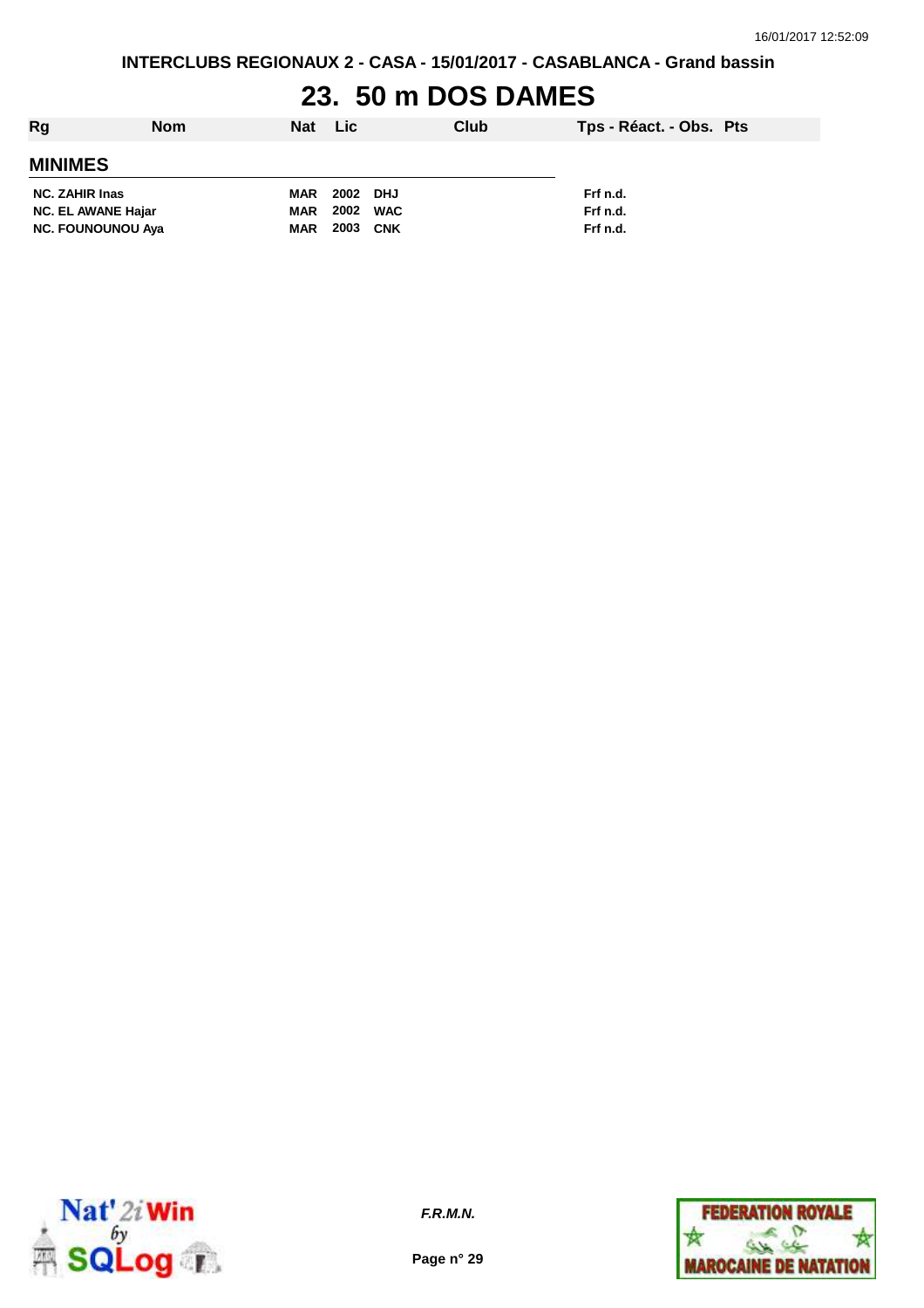INTERCLUBS REGIONAUX 2 - CASA - 15/01/2017 - CASABLANCA - Grand bassin

# 23. 50 m DOS DAMES

| Rg | Nom | Nat | Lic | Club | Tps - Réact. - Obs. | Pts |
|---|---|---|---|---|---|---|

## MINIMES

| Rg | Nom | Nat | Lic | Club | Tps - Réact. - Obs. | Pts |
|---|---|---|---|---|---|---|
| NC. | ZAHIR Inas | MAR | 2002 | DHJ | Frf n.d. | |
| NC. | EL AWANE Hajar | MAR | 2002 | WAC | Frf n.d. | |
| NC. | FOUNOUNOU Aya | MAR | 2003 | CNK | Frf n.d. | |

*F.R.M.N.*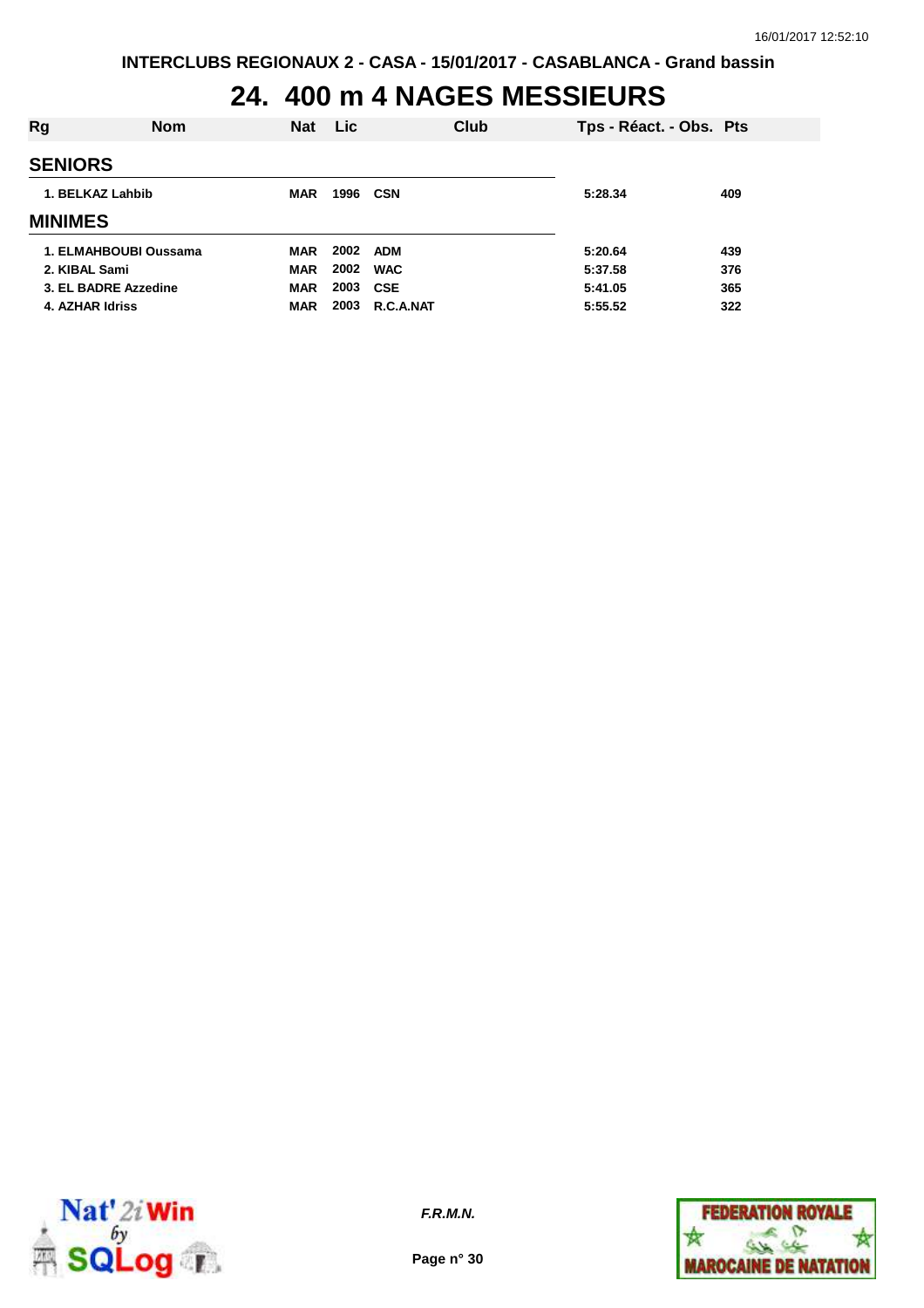INTERCLUBS REGIONAUX 2 - CASA - 15/01/2017 - CASABLANCA - Grand bassin

# 24. 400 m 4 NAGES MESSIEURS

| Rg | Nom | Nat | Lic | Club | Tps - Réact. - Obs. | Pts |
|---|---|---|---|---|---|---|
| **SENIORS** | | | | | | |
| 1. | BELKAZ Lahbib | MAR | 1996 | CSN | 5:28.34 | 409 |
| **MINIMES** | | | | | | |
| 1. | ELMAHBOUBI Oussama | MAR | 2002 | ADM | 5:20.64 | 439 |
| 2. | KIBAL Sami | MAR | 2002 | WAC | 5:37.58 | 376 |
| 3. | EL BADRE Azzedine | MAR | 2003 | CSE | 5:41.05 | 365 |
| 4. | AZHAR Idriss | MAR | 2003 | R.C.A.NAT | 5:55.52 | 322 |

*F.R.M.N.*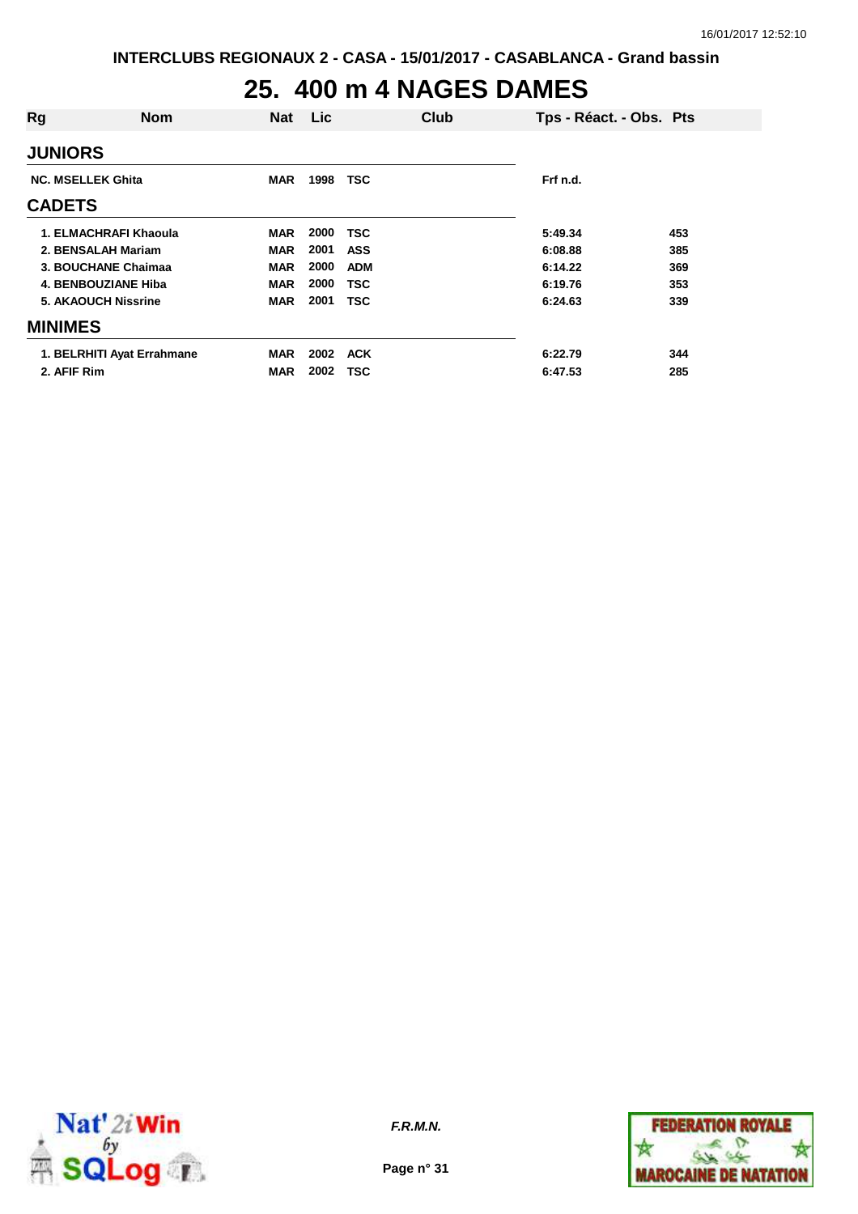INTERCLUBS REGIONAUX 2 - CASA - 15/01/2017 - CASABLANCA - Grand bassin

# 25. 400 m 4 NAGES DAMES

| Rg | Nom | Nat | Lic | Club | Tps - Réact. - Obs. | Pts |
|---|---|---|---|---|---|---|
| **JUNIORS** | | | | | | |
| NC. | MSELLEK Ghita | MAR | 1998 | TSC | Frf n.d. | |
| **CADETS** | | | | | | |
| 1. | ELMACHRAFI Khaoula | MAR | 2000 | TSC | 5:49.34 | 453 |
| 2. | BENSALAH Mariam | MAR | 2001 | ASS | 6:08.88 | 385 |
| 3. | BOUCHANE Chaimaa | MAR | 2000 | ADM | 6:14.22 | 369 |
| 4. | BENBOUZIANE Hiba | MAR | 2000 | TSC | 6:19.76 | 353 |
| 5. | AKAOUCH Nissrine | MAR | 2001 | TSC | 6:24.63 | 339 |
| **MINIMES** | | | | | | |
| 1. | BELRHITI Ayat Errahmane | MAR | 2002 | ACK | 6:22.79 | 344 |
| 2. | AFIF Rim | MAR | 2002 | TSC | 6:47.53 | 285 |

*F.R.M.N.*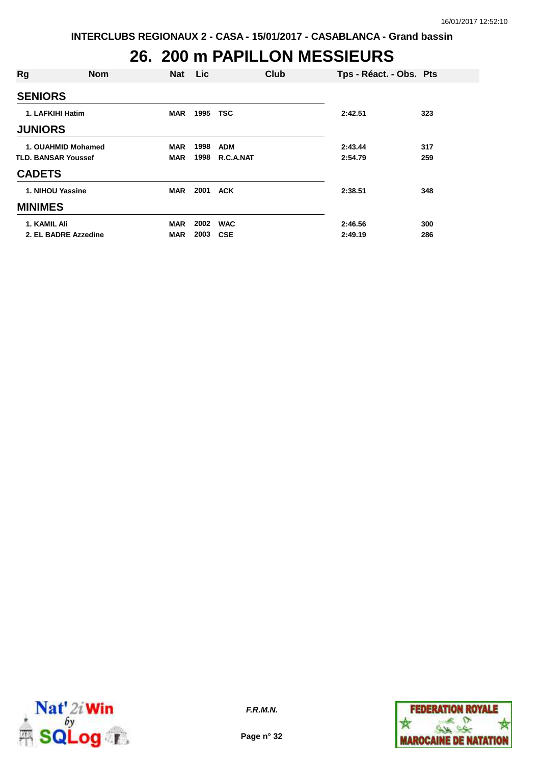INTERCLUBS REGIONAUX 2 - CASA - 15/01/2017 - CASABLANCA - Grand bassin

# 26. 200 m PAPILLON MESSIEURS

| Rg | Nom | Nat | Lic | Club | Tps - Réact. - Obs. | Pts |
|---|---|---|---|---|---|---|
| **SENIORS** | | | | | | |
| 1. | LAFKIHI Hatim | MAR | 1995 | TSC | 2:42.51 | 323 |
| **JUNIORS** | | | | | | |
| 1. | OUAHMID Mohamed | MAR | 1998 | ADM | 2:43.44 | 317 |
| TLD. | BANSAR Youssef | MAR | 1998 | R.C.A.NAT | 2:54.79 | 259 |
| **CADETS** | | | | | | |
| 1. | NIHOU Yassine | MAR | 2001 | ACK | 2:38.51 | 348 |
| **MINIMES** | | | | | | |
| 1. | KAMIL Ali | MAR | 2002 | WAC | 2:46.56 | 300 |
| 2. | EL BADRE Azzedine | MAR | 2003 | CSE | 2:49.19 | 286 |

*F.R.M.N.*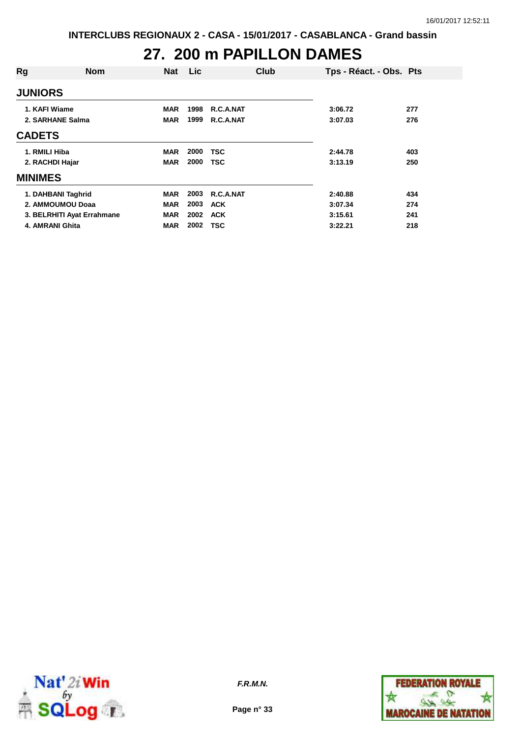INTERCLUBS REGIONAUX 2 - CASA - 15/01/2017 - CASABLANCA - Grand bassin

# 27. 200 m PAPILLON DAMES

| Rg | Nom | Nat | Lic | Club | Tps - Réact. - Obs. | Pts |
|---|---|---|---|---|---|---|
| **JUNIORS** | | | | | | |
| 1. | KAFI Wiame | MAR | 1998 | R.C.A.NAT | 3:06.72 | 277 |
| 2. | SARHANE Salma | MAR | 1999 | R.C.A.NAT | 3:07.03 | 276 |
| **CADETS** | | | | | | |
| 1. | RMILI Hiba | MAR | 2000 | TSC | 2:44.78 | 403 |
| 2. | RACHDI Hajar | MAR | 2000 | TSC | 3:13.19 | 250 |
| **MINIMES** | | | | | | |
| 1. | DAHBANI Taghrid | MAR | 2003 | R.C.A.NAT | 2:40.88 | 434 |
| 2. | AMMOUMOU Doaa | MAR | 2003 | ACK | 3:07.34 | 274 |
| 3. | BELRHITI Ayat Errahmane | MAR | 2002 | ACK | 3:15.61 | 241 |
| 4. | AMRANI Ghita | MAR | 2002 | TSC | 3:22.21 | 218 |

*F.R.M.N.*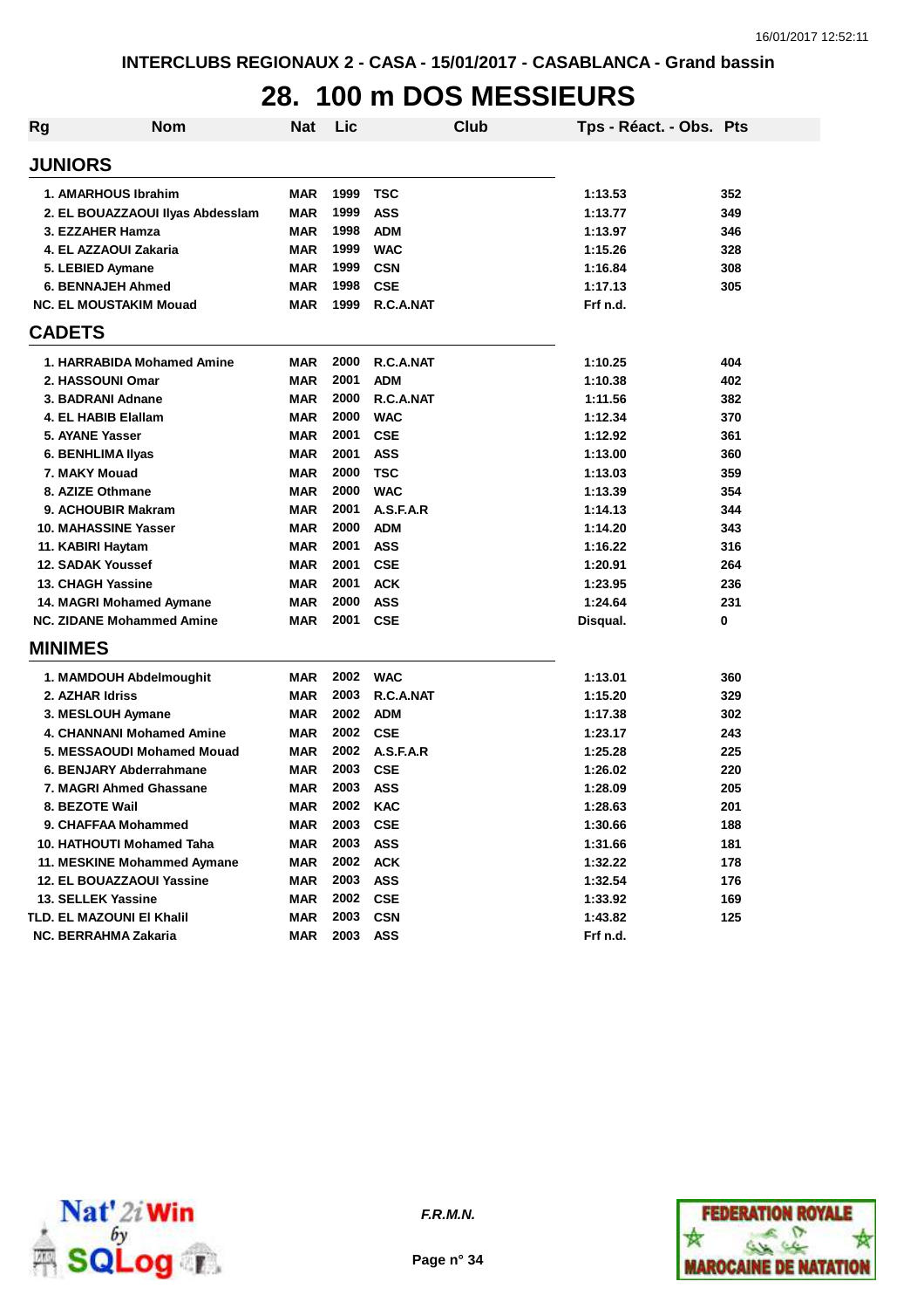INTERCLUBS REGIONAUX 2 - CASA - 15/01/2017 - CASABLANCA - Grand bassin

# 28. 100 m DOS MESSIEURS

| Rg | Nom | Nat | Lic | Club | Tps - Réact. - Obs. | Pts |
|---|---|---|---|---|---|---|
| **JUNIORS** | | | | | | |
| 1. | AMARHOUS Ibrahim | MAR | 1999 | TSC | 1:13.53 | 352 |
| 2. | EL BOUAZZAOUI Ilyas Abdesslam | MAR | 1999 | ASS | 1:13.77 | 349 |
| 3. | EZZAHER Hamza | MAR | 1998 | ADM | 1:13.97 | 346 |
| 4. | EL AZZAOUI Zakaria | MAR | 1999 | WAC | 1:15.26 | 328 |
| 5. | LEBIED Aymane | MAR | 1999 | CSN | 1:16.84 | 308 |
| 6. | BENNAJEH Ahmed | MAR | 1998 | CSE | 1:17.13 | 305 |
| NC. | EL MOUSTAKIM Mouad | MAR | 1999 | R.C.A.NAT | Frf n.d. | |
| **CADETS** | | | | | | |
| 1. | HARRABIDA Mohamed Amine | MAR | 2000 | R.C.A.NAT | 1:10.25 | 404 |
| 2. | HASSOUNI Omar | MAR | 2001 | ADM | 1:10.38 | 402 |
| 3. | BADRANI Adnane | MAR | 2000 | R.C.A.NAT | 1:11.56 | 382 |
| 4. | EL HABIB Elallam | MAR | 2000 | WAC | 1:12.34 | 370 |
| 5. | AYANE Yasser | MAR | 2001 | CSE | 1:12.92 | 361 |
| 6. | BENHLIMA Ilyas | MAR | 2001 | ASS | 1:13.00 | 360 |
| 7. | MAKY Mouad | MAR | 2000 | TSC | 1:13.03 | 359 |
| 8. | AZIZE Othmane | MAR | 2000 | WAC | 1:13.39 | 354 |
| 9. | ACHOUBIR Makram | MAR | 2001 | A.S.F.A.R | 1:14.13 | 344 |
| 10. | MAHASSINE Yasser | MAR | 2000 | ADM | 1:14.20 | 343 |
| 11. | KABIRI Haytam | MAR | 2001 | ASS | 1:16.22 | 316 |
| 12. | SADAK Youssef | MAR | 2001 | CSE | 1:20.91 | 264 |
| 13. | CHAGH Yassine | MAR | 2001 | ACK | 1:23.95 | 236 |
| 14. | MAGRI Mohamed Aymane | MAR | 2000 | ASS | 1:24.64 | 231 |
| NC. | ZIDANE Mohammed Amine | MAR | 2001 | CSE | Disqual. | 0 |
| **MINIMES** | | | | | | |
| 1. | MAMDOUH Abdelmoughit | MAR | 2002 | WAC | 1:13.01 | 360 |
| 2. | AZHAR Idriss | MAR | 2003 | R.C.A.NAT | 1:15.20 | 329 |
| 3. | MESLOUH Aymane | MAR | 2002 | ADM | 1:17.38 | 302 |
| 4. | CHANNANI Mohamed Amine | MAR | 2002 | CSE | 1:23.17 | 243 |
| 5. | MESSAOUDI Mohamed Mouad | MAR | 2002 | A.S.F.A.R | 1:25.28 | 225 |
| 6. | BENJARY Abderrahmane | MAR | 2003 | CSE | 1:26.02 | 220 |
| 7. | MAGRI Ahmed Ghassane | MAR | 2003 | ASS | 1:28.09 | 205 |
| 8. | BEZOTE Wail | MAR | 2002 | KAC | 1:28.63 | 201 |
| 9. | CHAFFAA Mohammed | MAR | 2003 | CSE | 1:30.66 | 188 |
| 10. | HATHOUTI Mohamed Taha | MAR | 2003 | ASS | 1:31.66 | 181 |
| 11. | MESKINE Mohammed Aymane | MAR | 2002 | ACK | 1:32.22 | 178 |
| 12. | EL BOUAZZAOUI Yassine | MAR | 2003 | ASS | 1:32.54 | 176 |
| 13. | SELLEK Yassine | MAR | 2002 | CSE | 1:33.92 | 169 |
| TLD. | EL MAZOUNI El Khalil | MAR | 2003 | CSN | 1:43.82 | 125 |
| NC. | BERRAHMA Zakaria | MAR | 2003 | ASS | Frf n.d. | |

*F.R.M.N.*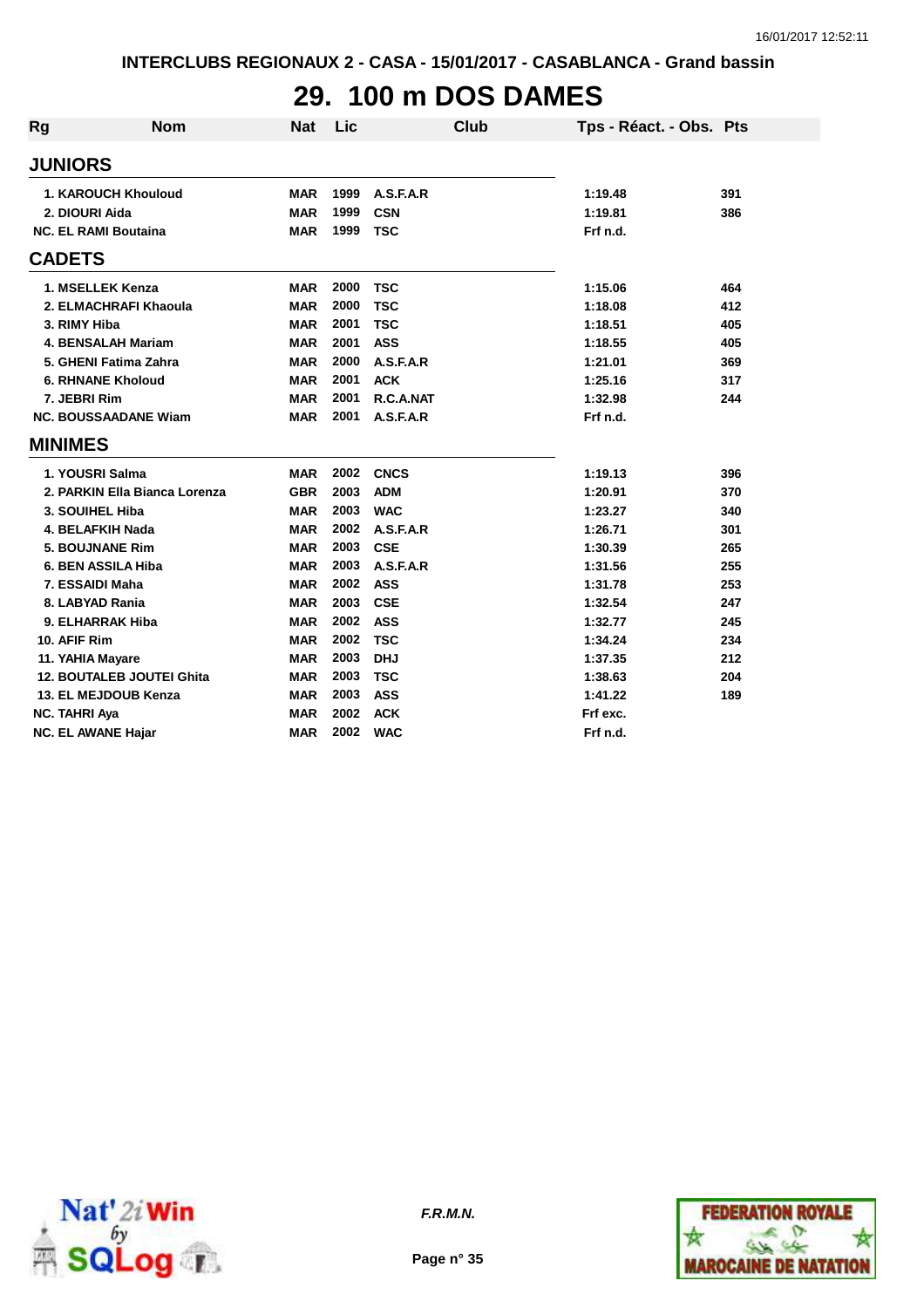INTERCLUBS REGIONAUX 2 - CASA - 15/01/2017 - CASABLANCA - Grand bassin

# 29. 100 m DOS DAMES

| Rg | Nom | Nat | Lic | Club | Tps - Réact. - Obs. | Pts |
|---|---|---|---|---|---|---|
| **JUNIORS** | | | | | | |
| 1. | KAROUCH Khouloud | MAR | 1999 | A.S.F.A.R | 1:19.48 | 391 |
| 2. | DIOURI Aida | MAR | 1999 | CSN | 1:19.81 | 386 |
| NC. | EL RAMI Boutaina | MAR | 1999 | TSC | Frf n.d. | |
| **CADETS** | | | | | | |
| 1. | MSELLEK Kenza | MAR | 2000 | TSC | 1:15.06 | 464 |
| 2. | ELMACHRAFI Khaoula | MAR | 2000 | TSC | 1:18.08 | 412 |
| 3. | RIMY Hiba | MAR | 2001 | TSC | 1:18.51 | 405 |
| 4. | BENSALAH Mariam | MAR | 2001 | ASS | 1:18.55 | 405 |
| 5. | GHENI Fatima Zahra | MAR | 2000 | A.S.F.A.R | 1:21.01 | 369 |
| 6. | RHNANE Kholoud | MAR | 2001 | ACK | 1:25.16 | 317 |
| 7. | JEBRI Rim | MAR | 2001 | R.C.A.NAT | 1:32.98 | 244 |
| NC. | BOUSSAADANE Wiam | MAR | 2001 | A.S.F.A.R | Frf n.d. | |
| **MINIMES** | | | | | | |
| 1. | YOUSRI Salma | MAR | 2002 | CNCS | 1:19.13 | 396 |
| 2. | PARKIN Ella Bianca Lorenza | GBR | 2003 | ADM | 1:20.91 | 370 |
| 3. | SOUIHEL Hiba | MAR | 2003 | WAC | 1:23.27 | 340 |
| 4. | BELAFKIH Nada | MAR | 2002 | A.S.F.A.R | 1:26.71 | 301 |
| 5. | BOUJNANE Rim | MAR | 2003 | CSE | 1:30.39 | 265 |
| 6. | BEN ASSILA Hiba | MAR | 2003 | A.S.F.A.R | 1:31.56 | 255 |
| 7. | ESSAIDI Maha | MAR | 2002 | ASS | 1:31.78 | 253 |
| 8. | LABYAD Rania | MAR | 2003 | CSE | 1:32.54 | 247 |
| 9. | ELHARRAK Hiba | MAR | 2002 | ASS | 1:32.77 | 245 |
| 10. | AFIF Rim | MAR | 2002 | TSC | 1:34.24 | 234 |
| 11. | YAHIA Mayare | MAR | 2003 | DHJ | 1:37.35 | 212 |
| 12. | BOUTALEB JOUTEI Ghita | MAR | 2003 | TSC | 1:38.63 | 204 |
| 13. | EL MEJDOUB Kenza | MAR | 2003 | ASS | 1:41.22 | 189 |
| NC. | TAHRI Aya | MAR | 2002 | ACK | Frf exc. | |
| NC. | EL AWANE Hajar | MAR | 2002 | WAC | Frf n.d. | |

*F.R.M.N.*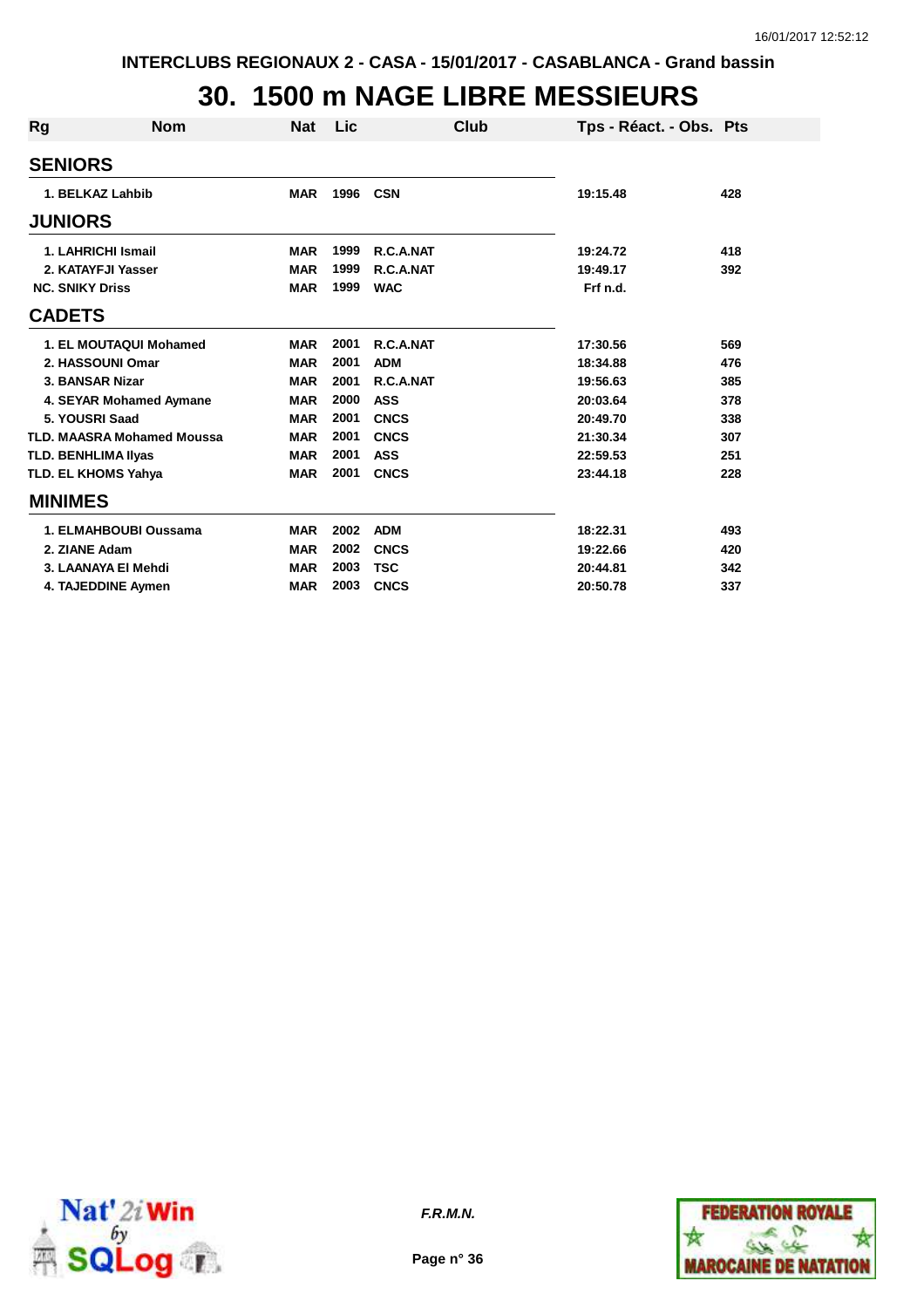INTERCLUBS REGIONAUX 2 - CASA - 15/01/2017 - CASABLANCA - Grand bassin

# 30. 1500 m NAGE LIBRE MESSIEURS

| Rg | Nom | Nat | Lic | Club | Tps - Réact. - Obs. | Pts |
|---|---|---|---|---|---|---|
| **SENIORS** | | | | | | |
| 1. | BELKAZ Lahbib | MAR | 1996 | CSN | 19:15.48 | 428 |
| **JUNIORS** | | | | | | |
| 1. | LAHRICHI Ismail | MAR | 1999 | R.C.A.NAT | 19:24.72 | 418 |
| 2. | KATAYFJI Yasser | MAR | 1999 | R.C.A.NAT | 19:49.17 | 392 |
| NC. | SNIKY Driss | MAR | 1999 | WAC | Frf n.d. | |
| **CADETS** | | | | | | |
| 1. | EL MOUTAQUI Mohamed | MAR | 2001 | R.C.A.NAT | 17:30.56 | 569 |
| 2. | HASSOUNI Omar | MAR | 2001 | ADM | 18:34.88 | 476 |
| 3. | BANSAR Nizar | MAR | 2001 | R.C.A.NAT | 19:56.63 | 385 |
| 4. | SEYAR Mohamed Aymane | MAR | 2000 | ASS | 20:03.64 | 378 |
| 5. | YOUSRI Saad | MAR | 2001 | CNCS | 20:49.70 | 338 |
| TLD. | MAASRA Mohamed Moussa | MAR | 2001 | CNCS | 21:30.34 | 307 |
| TLD. | BENHLIMA Ilyas | MAR | 2001 | ASS | 22:59.53 | 251 |
| TLD. | EL KHOMS Yahya | MAR | 2001 | CNCS | 23:44.18 | 228 |
| **MINIMES** | | | | | | |
| 1. | ELMAHBOUBI Oussama | MAR | 2002 | ADM | 18:22.31 | 493 |
| 2. | ZIANE Adam | MAR | 2002 | CNCS | 19:22.66 | 420 |
| 3. | LAANAYA El Mehdi | MAR | 2003 | TSC | 20:44.81 | 342 |
| 4. | TAJEDDINE Aymen | MAR | 2003 | CNCS | 20:50.78 | 337 |

*F.R.M.N.*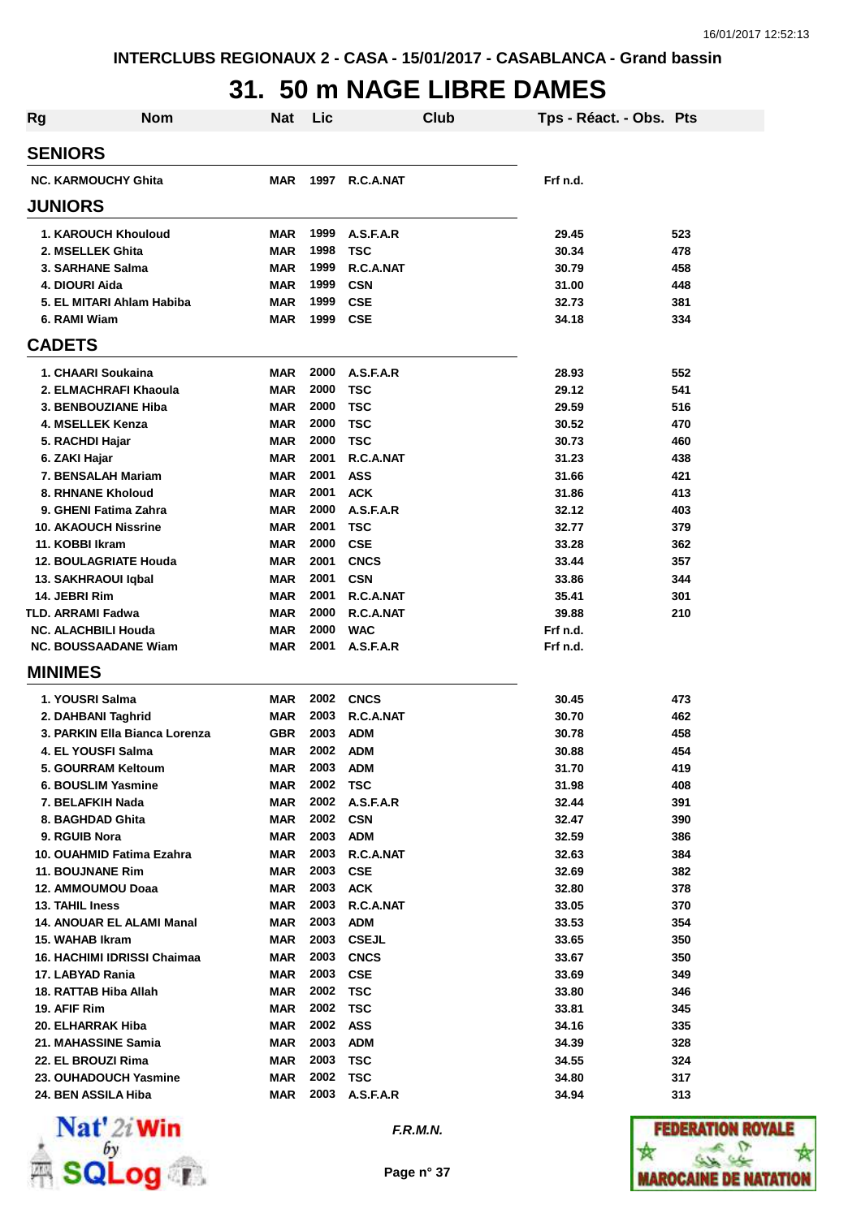INTERCLUBS REGIONAUX 2 - CASA - 15/01/2017 - CASABLANCA - Grand bassin

# 31. 50 m NAGE LIBRE DAMES

| Rg | Nom | Nat | Lic | Club | Tps - Réact. - Obs. | Pts |
|---|---|---|---|---|---|---|
| **SENIORS** | | | | | | |
| NC. | KARMOUCHY Ghita | MAR | 1997 | R.C.A.NAT | Frf n.d. | |
| **JUNIORS** | | | | | | |
| 1. | KAROUCH Khouloud | MAR | 1999 | A.S.F.A.R | 29.45 | 523 |
| 2. | MSELLEK Ghita | MAR | 1998 | TSC | 30.34 | 478 |
| 3. | SARHANE Salma | MAR | 1999 | R.C.A.NAT | 30.79 | 458 |
| 4. | DIOURI Aida | MAR | 1999 | CSN | 31.00 | 448 |
| 5. | EL MITARI Ahlam Habiba | MAR | 1999 | CSE | 32.73 | 381 |
| 6. | RAMI Wiam | MAR | 1999 | CSE | 34.18 | 334 |
| **CADETS** | | | | | | |
| 1. | CHAARI Soukaina | MAR | 2000 | A.S.F.A.R | 28.93 | 552 |
| 2. | ELMACHRAFI Khaoula | MAR | 2000 | TSC | 29.12 | 541 |
| 3. | BENBOUZIANE Hiba | MAR | 2000 | TSC | 29.59 | 516 |
| 4. | MSELLEK Kenza | MAR | 2000 | TSC | 30.52 | 470 |
| 5. | RACHDI Hajar | MAR | 2000 | TSC | 30.73 | 460 |
| 6. | ZAKI Hajar | MAR | 2001 | R.C.A.NAT | 31.23 | 438 |
| 7. | BENSALAH Mariam | MAR | 2001 | ASS | 31.66 | 421 |
| 8. | RHNANE Kholoud | MAR | 2001 | ACK | 31.86 | 413 |
| 9. | GHENI Fatima Zahra | MAR | 2000 | A.S.F.A.R | 32.12 | 403 |
| 10. | AKAOUCH Nissrine | MAR | 2001 | TSC | 32.77 | 379 |
| 11. | KOBBI Ikram | MAR | 2000 | CSE | 33.28 | 362 |
| 12. | BOULAGRIATE Houda | MAR | 2001 | CNCS | 33.44 | 357 |
| 13. | SAKHRAOUI Iqbal | MAR | 2001 | CSN | 33.86 | 344 |
| 14. | JEBRI Rim | MAR | 2001 | R.C.A.NAT | 35.41 | 301 |
| TLD. | ARRAMI Fadwa | MAR | 2000 | R.C.A.NAT | 39.88 | 210 |
| NC. | ALACHBILI Houda | MAR | 2000 | WAC | Frf n.d. | |
| NC. | BOUSSAADANE Wiam | MAR | 2001 | A.S.F.A.R | Frf n.d. | |
| **MINIMES** | | | | | | |
| 1. | YOUSRI Salma | MAR | 2002 | CNCS | 30.45 | 473 |
| 2. | DAHBANI Taghrid | MAR | 2003 | R.C.A.NAT | 30.70 | 462 |
| 3. | PARKIN Ella Bianca Lorenza | GBR | 2003 | ADM | 30.78 | 458 |
| 4. | EL YOUSFI Salma | MAR | 2002 | ADM | 30.88 | 454 |
| 5. | GOURRAM Keltoum | MAR | 2003 | ADM | 31.70 | 419 |
| 6. | BOUSLIM Yasmine | MAR | 2002 | TSC | 31.98 | 408 |
| 7. | BELAFKIH Nada | MAR | 2002 | A.S.F.A.R | 32.44 | 391 |
| 8. | BAGHDAD Ghita | MAR | 2002 | CSN | 32.47 | 390 |
| 9. | RGUIB Nora | MAR | 2003 | ADM | 32.59 | 386 |
| 10. | OUAHMID Fatima Ezahra | MAR | 2003 | R.C.A.NAT | 32.63 | 384 |
| 11. | BOUJNANE Rim | MAR | 2003 | CSE | 32.69 | 382 |
| 12. | AMMOUMOU Doaa | MAR | 2003 | ACK | 32.80 | 378 |
| 13. | TAHIL Iness | MAR | 2003 | R.C.A.NAT | 33.05 | 370 |
| 14. | ANOUAR EL ALAMI Manal | MAR | 2003 | ADM | 33.53 | 354 |
| 15. | WAHAB Ikram | MAR | 2003 | CSEJL | 33.65 | 350 |
| 16. | HACHIMI IDRISSI Chaimaa | MAR | 2003 | CNCS | 33.67 | 350 |
| 17. | LABYAD Rania | MAR | 2003 | CSE | 33.69 | 349 |
| 18. | RATTAB Hiba Allah | MAR | 2002 | TSC | 33.80 | 346 |
| 19. | AFIF Rim | MAR | 2002 | TSC | 33.81 | 345 |
| 20. | ELHARRAK Hiba | MAR | 2002 | ASS | 34.16 | 335 |
| 21. | MAHASSINE Samia | MAR | 2003 | ADM | 34.39 | 328 |
| 22. | EL BROUZI Rima | MAR | 2003 | TSC | 34.55 | 324 |
| 23. | OUHADOUCH Yasmine | MAR | 2002 | TSC | 34.80 | 317 |
| 24. | BEN ASSILA Hiba | MAR | 2003 | A.S.F.A.R | 34.94 | 313 |

*F.R.M.N.*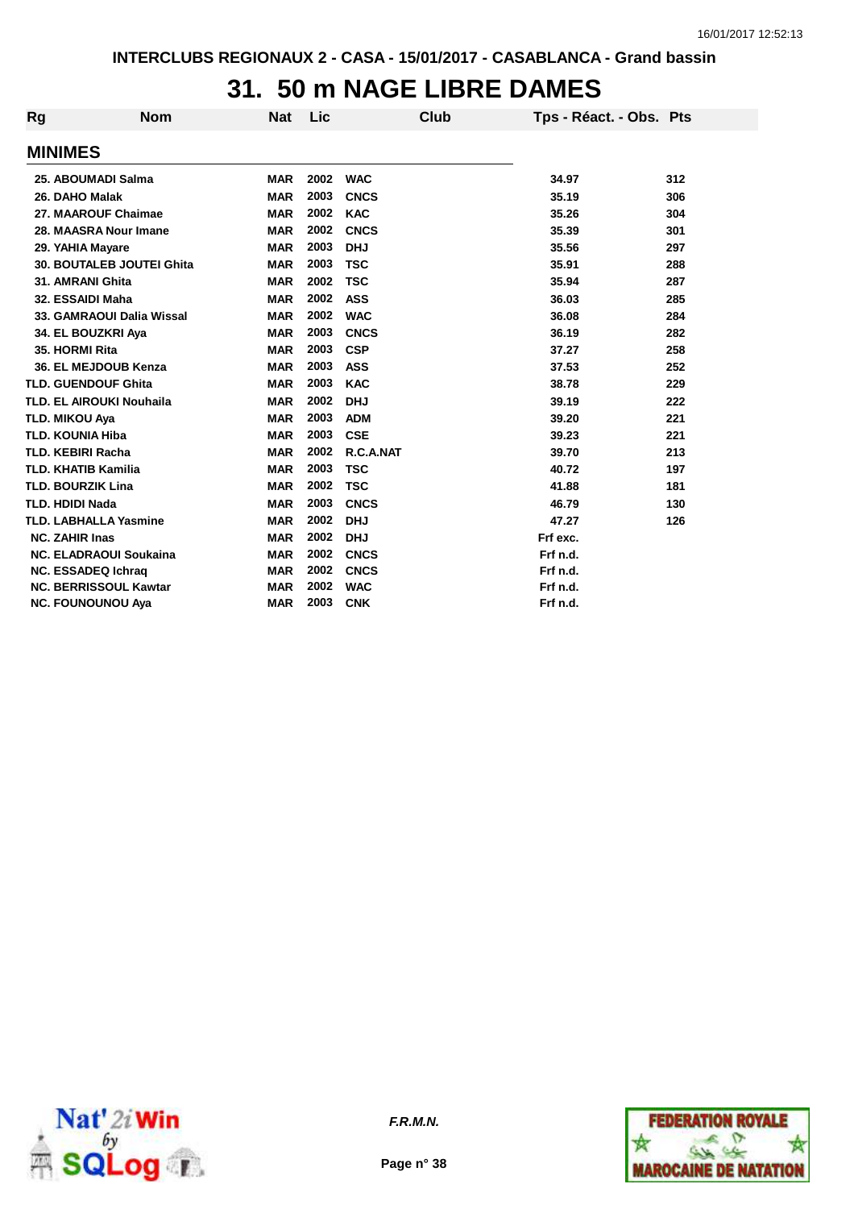INTERCLUBS REGIONAUX 2 - CASA - 15/01/2017 - CASABLANCA - Grand bassin

# 31. 50 m NAGE LIBRE DAMES

| Rg | Nom | Nat | Lic | Club | Tps - Réact. - Obs. | Pts |
|---|---|---|---|---|---|---|
| **MINIMES** | | | | | | |
| 25. | ABOUMADI Salma | MAR | 2002 | WAC | 34.97 | 312 |
| 26. | DAHO Malak | MAR | 2003 | CNCS | 35.19 | 306 |
| 27. | MAAROUF Chaimae | MAR | 2002 | KAC | 35.26 | 304 |
| 28. | MAASRA Nour Imane | MAR | 2002 | CNCS | 35.39 | 301 |
| 29. | YAHIA Mayare | MAR | 2003 | DHJ | 35.56 | 297 |
| 30. | BOUTALEB JOUTEI Ghita | MAR | 2003 | TSC | 35.91 | 288 |
| 31. | AMRANI Ghita | MAR | 2002 | TSC | 35.94 | 287 |
| 32. | ESSAIDI Maha | MAR | 2002 | ASS | 36.03 | 285 |
| 33. | GAMRAOUI Dalia Wissal | MAR | 2002 | WAC | 36.08 | 284 |
| 34. | EL BOUZKRI Aya | MAR | 2003 | CNCS | 36.19 | 282 |
| 35. | HORMI Rita | MAR | 2003 | CSP | 37.27 | 258 |
| 36. | EL MEJDOUB Kenza | MAR | 2003 | ASS | 37.53 | 252 |
| TLD. | GUENDOUF Ghita | MAR | 2003 | KAC | 38.78 | 229 |
| TLD. | EL AIROUKI Nouhaila | MAR | 2002 | DHJ | 39.19 | 222 |
| TLD. | MIKOU Aya | MAR | 2003 | ADM | 39.20 | 221 |
| TLD. | KOUNIA Hiba | MAR | 2003 | CSE | 39.23 | 221 |
| TLD. | KEBIRI Racha | MAR | 2002 | R.C.A.NAT | 39.70 | 213 |
| TLD. | KHATIB Kamilia | MAR | 2003 | TSC | 40.72 | 197 |
| TLD. | BOURZIK Lina | MAR | 2002 | TSC | 41.88 | 181 |
| TLD. | HDIDI Nada | MAR | 2003 | CNCS | 46.79 | 130 |
| TLD. | LABHALLA Yasmine | MAR | 2002 | DHJ | 47.27 | 126 |
| NC. | ZAHIR Inas | MAR | 2002 | DHJ | Frf exc. | |
| NC. | ELADRAOUI Soukaina | MAR | 2002 | CNCS | Frf n.d. | |
| NC. | ESSADEQ Ichraq | MAR | 2002 | CNCS | Frf n.d. | |
| NC. | BERRISSOUL Kawtar | MAR | 2002 | WAC | Frf n.d. | |
| NC. | FOUNOUNOU Aya | MAR | 2003 | CNK | Frf n.d. | |

*F.R.M.N.*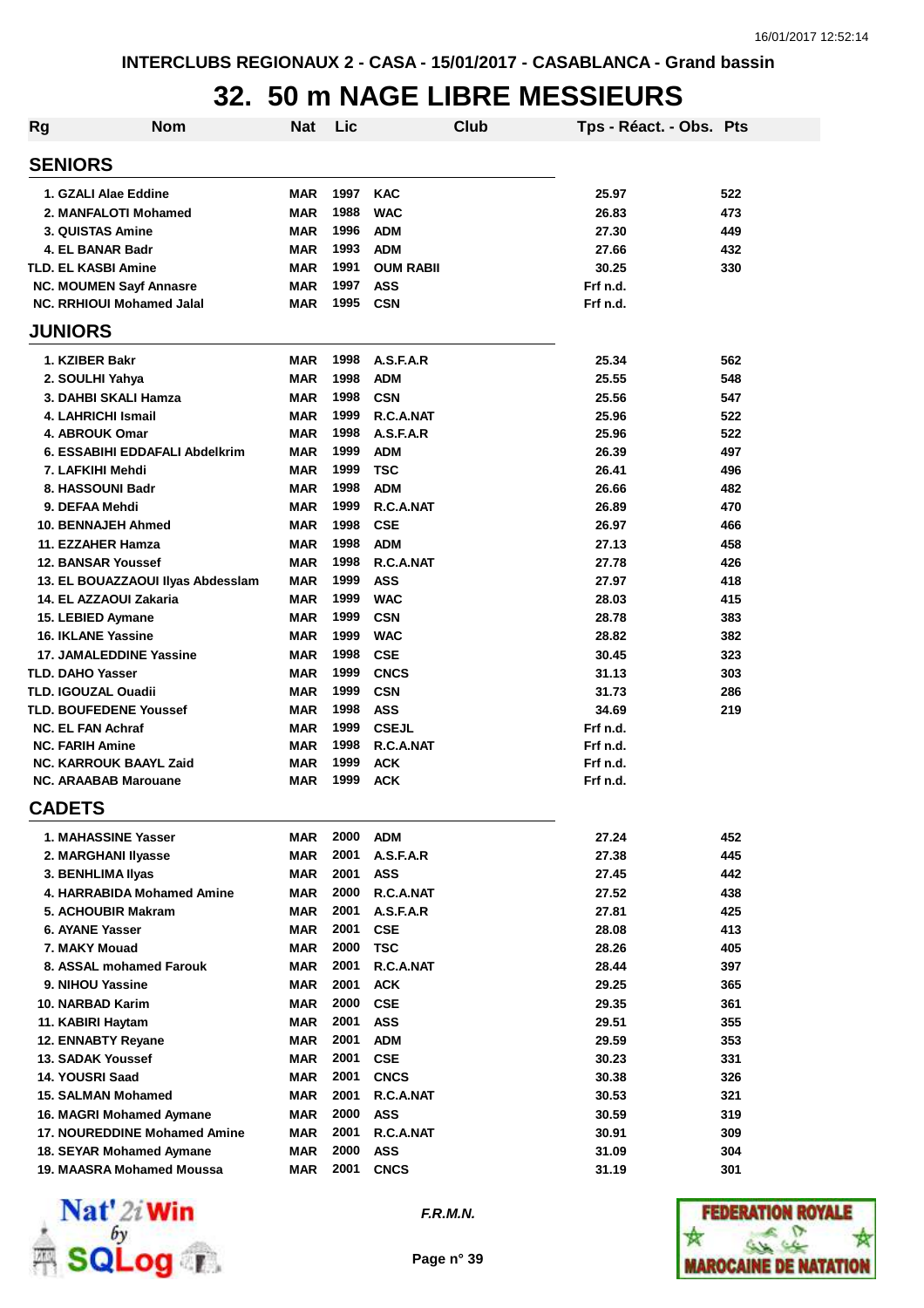INTERCLUBS REGIONAUX 2 - CASA - 15/01/2017 - CASABLANCA - Grand bassin

# 32. 50 m NAGE LIBRE MESSIEURS

| Rg | Nom | Nat | Lic | Club | Tps - Réact. - Obs. | Pts |
|---|---|---|---|---|---|---|
| **SENIORS** | | | | | | |
| 1. | GZALI Alae Eddine | MAR | 1997 | KAC | 25.97 | 522 |
| 2. | MANFALOTI Mohamed | MAR | 1988 | WAC | 26.83 | 473 |
| 3. | QUISTAS Amine | MAR | 1996 | ADM | 27.30 | 449 |
| 4. | EL BANAR Badr | MAR | 1993 | ADM | 27.66 | 432 |
| TLD. | EL KASBI Amine | MAR | 1991 | OUM RABII | 30.25 | 330 |
| NC. | MOUMEN Sayf Annasre | MAR | 1997 | ASS | Frf n.d. | |
| NC. | RRHIOUI Mohamed Jalal | MAR | 1995 | CSN | Frf n.d. | |
| **JUNIORS** | | | | | | |
| 1. | KZIBER Bakr | MAR | 1998 | A.S.F.A.R | 25.34 | 562 |
| 2. | SOULHI Yahya | MAR | 1998 | ADM | 25.55 | 548 |
| 3. | DAHBI SKALI Hamza | MAR | 1998 | CSN | 25.56 | 547 |
| 4. | LAHRICHI Ismail | MAR | 1999 | R.C.A.NAT | 25.96 | 522 |
| 4. | ABROUK Omar | MAR | 1998 | A.S.F.A.R | 25.96 | 522 |
| 6. | ESSABIHI EDDAFALI Abdelkrim | MAR | 1999 | ADM | 26.39 | 497 |
| 7. | LAFKIHI Mehdi | MAR | 1999 | TSC | 26.41 | 496 |
| 8. | HASSOUNI Badr | MAR | 1998 | ADM | 26.66 | 482 |
| 9. | DEFAA Mehdi | MAR | 1999 | R.C.A.NAT | 26.89 | 470 |
| 10. | BENNAJEH Ahmed | MAR | 1998 | CSE | 26.97 | 466 |
| 11. | EZZAHER Hamza | MAR | 1998 | ADM | 27.13 | 458 |
| 12. | BANSAR Youssef | MAR | 1998 | R.C.A.NAT | 27.78 | 426 |
| 13. | EL BOUAZZAOUI Ilyas Abdesslam | MAR | 1999 | ASS | 27.97 | 418 |
| 14. | EL AZZAOUI Zakaria | MAR | 1999 | WAC | 28.03 | 415 |
| 15. | LEBIED Aymane | MAR | 1999 | CSN | 28.78 | 383 |
| 16. | IKLANE Yassine | MAR | 1999 | WAC | 28.82 | 382 |
| 17. | JAMALEDDINE Yassine | MAR | 1998 | CSE | 30.45 | 323 |
| TLD. | DAHO Yasser | MAR | 1999 | CNCS | 31.13 | 303 |
| TLD. | IGOUZAL Ouadii | MAR | 1999 | CSN | 31.73 | 286 |
| TLD. | BOUFEDENE Youssef | MAR | 1998 | ASS | 34.69 | 219 |
| NC. | EL FAN Achraf | MAR | 1999 | CSEJL | Frf n.d. | |
| NC. | FARIH Amine | MAR | 1998 | R.C.A.NAT | Frf n.d. | |
| NC. | KARROUK BAAYL Zaid | MAR | 1999 | ACK | Frf n.d. | |
| NC. | ARAABAB Marouane | MAR | 1999 | ACK | Frf n.d. | |
| **CADETS** | | | | | | |
| 1. | MAHASSINE Yasser | MAR | 2000 | ADM | 27.24 | 452 |
| 2. | MARGHANI Ilyasse | MAR | 2001 | A.S.F.A.R | 27.38 | 445 |
| 3. | BENHLIMA Ilyas | MAR | 2001 | ASS | 27.45 | 442 |
| 4. | HARRABIDA Mohamed Amine | MAR | 2000 | R.C.A.NAT | 27.52 | 438 |
| 5. | ACHOUBIR Makram | MAR | 2001 | A.S.F.A.R | 27.81 | 425 |
| 6. | AYANE Yasser | MAR | 2001 | CSE | 28.08 | 413 |
| 7. | MAKY Mouad | MAR | 2000 | TSC | 28.26 | 405 |
| 8. | ASSAL mohamed Farouk | MAR | 2001 | R.C.A.NAT | 28.44 | 397 |
| 9. | NIHOU Yassine | MAR | 2001 | ACK | 29.25 | 365 |
| 10. | NARBAD Karim | MAR | 2000 | CSE | 29.35 | 361 |
| 11. | KABIRI Haytam | MAR | 2001 | ASS | 29.51 | 355 |
| 12. | ENNABTY Reyane | MAR | 2001 | ADM | 29.59 | 353 |
| 13. | SADAK Youssef | MAR | 2001 | CSE | 30.23 | 331 |
| 14. | YOUSRI Saad | MAR | 2001 | CNCS | 30.38 | 326 |
| 15. | SALMAN Mohamed | MAR | 2001 | R.C.A.NAT | 30.53 | 321 |
| 16. | MAGRI Mohamed Aymane | MAR | 2000 | ASS | 30.59 | 319 |
| 17. | NOUREDDINE Mohamed Amine | MAR | 2001 | R.C.A.NAT | 30.91 | 309 |
| 18. | SEYAR Mohamed Aymane | MAR | 2000 | ASS | 31.09 | 304 |
| 19. | MAASRA Mohamed Moussa | MAR | 2001 | CNCS | 31.19 | 301 |

*F.R.M.N.*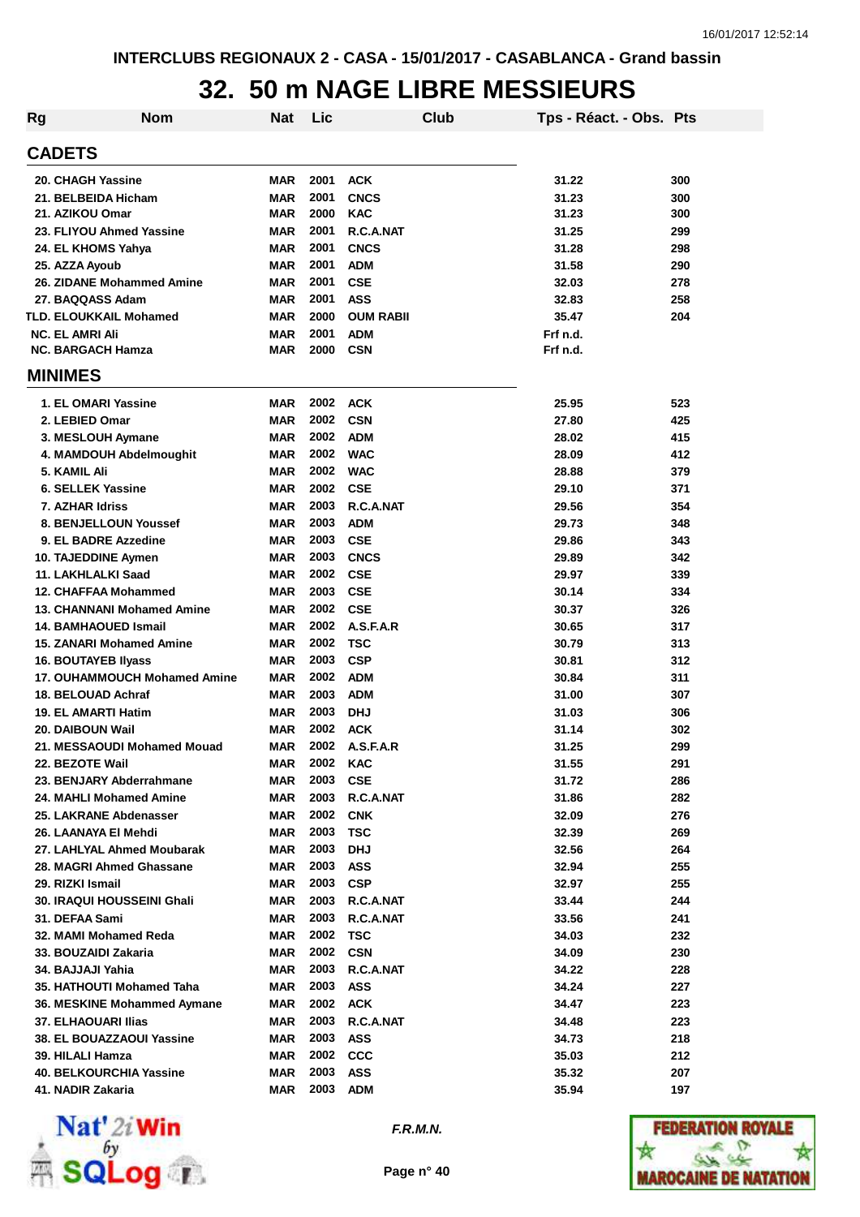INTERCLUBS REGIONAUX 2 - CASA - 15/01/2017 - CASABLANCA - Grand bassin

# 32. 50 m NAGE LIBRE MESSIEURS

| Rg | Nom | Nat | Lic | Club | Tps - Réact. - Obs. | Pts |
|---|---|---|---|---|---|---|
| **CADETS** | | | | | | |
| 20. | CHAGH Yassine | MAR | 2001 | ACK | 31.22 | 300 |
| 21. | BELBEIDA Hicham | MAR | 2001 | CNCS | 31.23 | 300 |
| 21. | AZIKOU Omar | MAR | 2000 | KAC | 31.23 | 300 |
| 23. | FLIYOU Ahmed Yassine | MAR | 2001 | R.C.A.NAT | 31.25 | 299 |
| 24. | EL KHOMS Yahya | MAR | 2001 | CNCS | 31.28 | 298 |
| 25. | AZZA Ayoub | MAR | 2001 | ADM | 31.58 | 290 |
| 26. | ZIDANE Mohammed Amine | MAR | 2001 | CSE | 32.03 | 278 |
| 27. | BAQQASS Adam | MAR | 2001 | ASS | 32.83 | 258 |
| TLD. | ELOUKKAIL Mohamed | MAR | 2000 | OUM RABII | 35.47 | 204 |
| NC. | EL AMRI Ali | MAR | 2001 | ADM | Frf n.d. | |
| NC. | BARGACH Hamza | MAR | 2000 | CSN | Frf n.d. | |
| **MINIMES** | | | | | | |
| 1. | EL OMARI Yassine | MAR | 2002 | ACK | 25.95 | 523 |
| 2. | LEBIED Omar | MAR | 2002 | CSN | 27.80 | 425 |
| 3. | MESLOUH Aymane | MAR | 2002 | ADM | 28.02 | 415 |
| 4. | MAMDOUH Abdelmoughit | MAR | 2002 | WAC | 28.09 | 412 |
| 5. | KAMIL Ali | MAR | 2002 | WAC | 28.88 | 379 |
| 6. | SELLEK Yassine | MAR | 2002 | CSE | 29.10 | 371 |
| 7. | AZHAR Idriss | MAR | 2003 | R.C.A.NAT | 29.56 | 354 |
| 8. | BENJELLOUN Youssef | MAR | 2003 | ADM | 29.73 | 348 |
| 9. | EL BADRE Azzedine | MAR | 2003 | CSE | 29.86 | 343 |
| 10. | TAJEDDINE Aymen | MAR | 2003 | CNCS | 29.89 | 342 |
| 11. | LAKHLALKI Saad | MAR | 2002 | CSE | 29.97 | 339 |
| 12. | CHAFFAA Mohammed | MAR | 2003 | CSE | 30.14 | 334 |
| 13. | CHANNANI Mohamed Amine | MAR | 2002 | CSE | 30.37 | 326 |
| 14. | BAMHAOUED Ismail | MAR | 2002 | A.S.F.A.R | 30.65 | 317 |
| 15. | ZANARI Mohamed Amine | MAR | 2002 | TSC | 30.79 | 313 |
| 16. | BOUTAYEB Ilyass | MAR | 2003 | CSP | 30.81 | 312 |
| 17. | OUHAMMOUCH Mohamed Amine | MAR | 2002 | ADM | 30.84 | 311 |
| 18. | BELOUAD Achraf | MAR | 2003 | ADM | 31.00 | 307 |
| 19. | EL AMARTI Hatim | MAR | 2003 | DHJ | 31.03 | 306 |
| 20. | DAIBOUN Wail | MAR | 2002 | ACK | 31.14 | 302 |
| 21. | MESSAOUDI Mohamed Mouad | MAR | 2002 | A.S.F.A.R | 31.25 | 299 |
| 22. | BEZOTE Wail | MAR | 2002 | KAC | 31.55 | 291 |
| 23. | BENJARY Abderrahmane | MAR | 2003 | CSE | 31.72 | 286 |
| 24. | MAHLI Mohamed Amine | MAR | 2003 | R.C.A.NAT | 31.86 | 282 |
| 25. | LAKRANE Abdenasser | MAR | 2002 | CNK | 32.09 | 276 |
| 26. | LAANAYA El Mehdi | MAR | 2003 | TSC | 32.39 | 269 |
| 27. | LAHLYAL Ahmed Moubarak | MAR | 2003 | DHJ | 32.56 | 264 |
| 28. | MAGRI Ahmed Ghassane | MAR | 2003 | ASS | 32.94 | 255 |
| 29. | RIZKI Ismail | MAR | 2003 | CSP | 32.97 | 255 |
| 30. | IRAQUI HOUSSEINI Ghali | MAR | 2003 | R.C.A.NAT | 33.44 | 244 |
| 31. | DEFAA Sami | MAR | 2003 | R.C.A.NAT | 33.56 | 241 |
| 32. | MAMI Mohamed Reda | MAR | 2002 | TSC | 34.03 | 232 |
| 33. | BOUZAIDI Zakaria | MAR | 2002 | CSN | 34.09 | 230 |
| 34. | BAJJAJI Yahia | MAR | 2003 | R.C.A.NAT | 34.22 | 228 |
| 35. | HATHOUTI Mohamed Taha | MAR | 2003 | ASS | 34.24 | 227 |
| 36. | MESKINE Mohammed Aymane | MAR | 2002 | ACK | 34.47 | 223 |
| 37. | ELHAOUARI Ilias | MAR | 2003 | R.C.A.NAT | 34.48 | 223 |
| 38. | EL BOUAZZAOUI Yassine | MAR | 2003 | ASS | 34.73 | 218 |
| 39. | HILALI Hamza | MAR | 2002 | CCC | 35.03 | 212 |
| 40. | BELKOURCHIA Yassine | MAR | 2003 | ASS | 35.32 | 207 |
| 41. | NADIR Zakaria | MAR | 2003 | ADM | 35.94 | 197 |

*F.R.M.N.*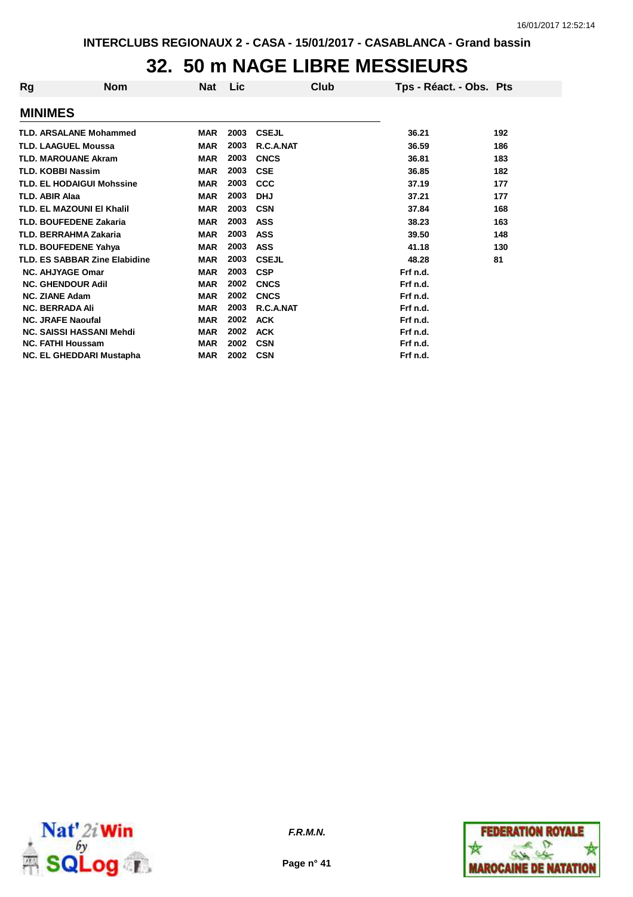INTERCLUBS REGIONAUX 2 - CASA - 15/01/2017 - CASABLANCA - Grand bassin

# 32. 50 m NAGE LIBRE MESSIEURS

| Rg | Nom | Nat | Lic | Club | Tps - Réact. - Obs. | Pts |
|---|---|---|---|---|---|---|

## MINIMES

| Rg | Nom | Nat | Lic | Club | Tps - Réact. - Obs. | Pts |
|---|---|---|---|---|---|---|
| TLD. | ARSALANE Mohammed | MAR | 2003 | CSEJL | 36.21 | 192 |
| TLD. | LAAGUEL Moussa | MAR | 2003 | R.C.A.NAT | 36.59 | 186 |
| TLD. | MAROUANE Akram | MAR | 2003 | CNCS | 36.81 | 183 |
| TLD. | KOBBI Nassim | MAR | 2003 | CSE | 36.85 | 182 |
| TLD. | EL HODAIGUI Mohssine | MAR | 2003 | CCC | 37.19 | 177 |
| TLD. | ABIR Alaa | MAR | 2003 | DHJ | 37.21 | 177 |
| TLD. | EL MAZOUNI El Khalil | MAR | 2003 | CSN | 37.84 | 168 |
| TLD. | BOUFEDENE Zakaria | MAR | 2003 | ASS | 38.23 | 163 |
| TLD. | BERRAHMA Zakaria | MAR | 2003 | ASS | 39.50 | 148 |
| TLD. | BOUFEDENE Yahya | MAR | 2003 | ASS | 41.18 | 130 |
| TLD. | ES SABBAR Zine Elabidine | MAR | 2003 | CSEJL | 48.28 | 81 |
| NC. | AHJYAGE Omar | MAR | 2003 | CSP | Frf n.d. | |
| NC. | GHENDOUR Adil | MAR | 2002 | CNCS | Frf n.d. | |
| NC. | ZIANE Adam | MAR | 2002 | CNCS | Frf n.d. | |
| NC. | BERRADA Ali | MAR | 2003 | R.C.A.NAT | Frf n.d. | |
| NC. | JRAFE Naoufal | MAR | 2002 | ACK | Frf n.d. | |
| NC. | SAISSI HASSANI Mehdi | MAR | 2002 | ACK | Frf n.d. | |
| NC. | FATHI Houssam | MAR | 2002 | CSN | Frf n.d. | |
| NC. | EL GHEDDARI Mustapha | MAR | 2002 | CSN | Frf n.d. | |

*F.R.M.N.*